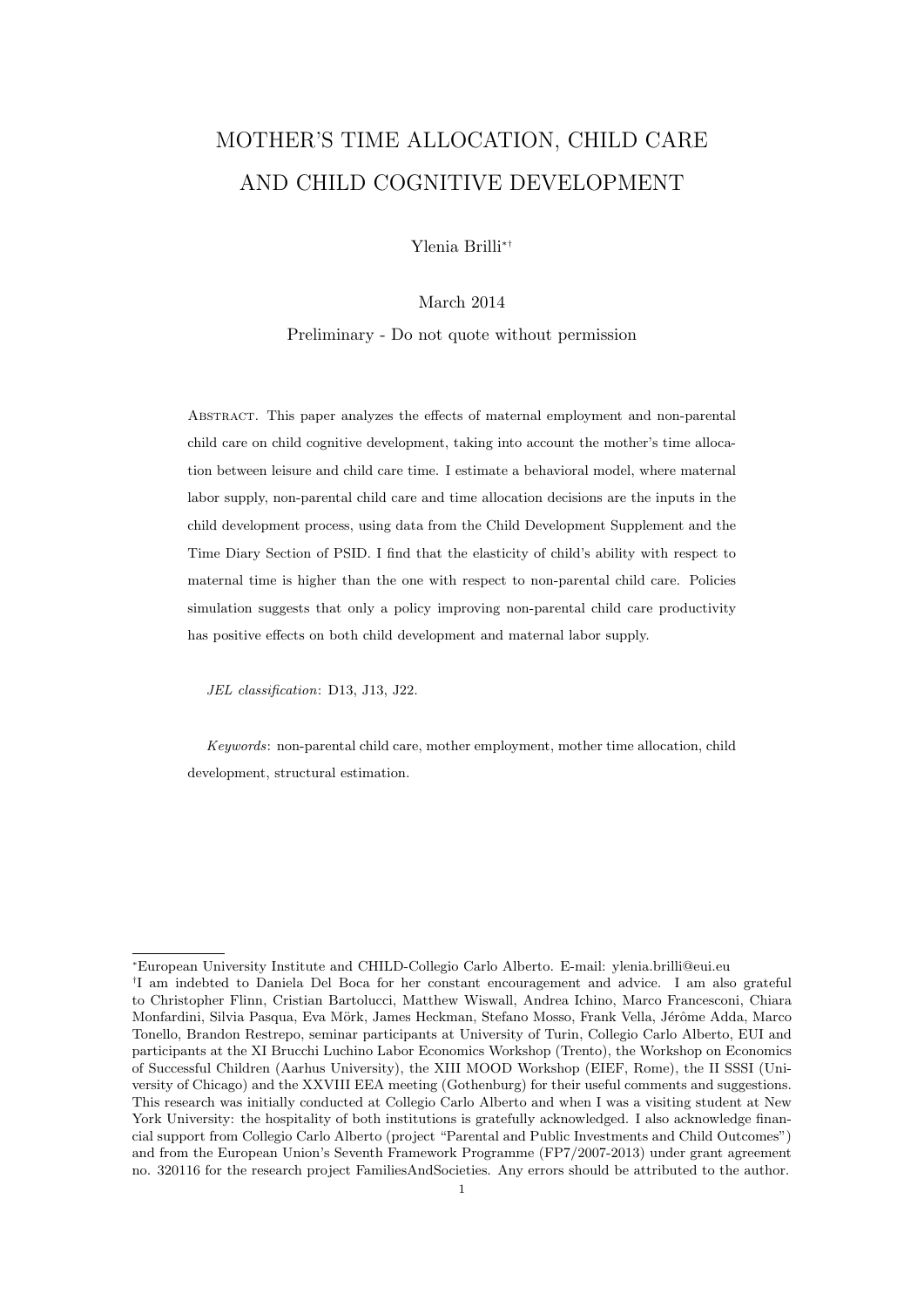# MOTHER'S TIME ALLOCATION, CHILD CARE AND CHILD COGNITIVE DEVELOPMENT

Ylenia Brilli[*†]

March 2014

Preliminary - Do not quote without permission

Abstract. This paper analyzes the effects of maternal employment and non-parental child care on child cognitive development, taking into account the mother's time allocation between leisure and child care time. I estimate a behavioral model, where maternal labor supply, non-parental child care and time allocation decisions are the inputs in the child development process, using data from the Child Development Supplement and the Time Diary Section of PSID. I find that the elasticity of child's ability with respect to maternal time is higher than the one with respect to non-parental child care. Policies simulation suggests that only a policy improving non-parental child care productivity has positive effects on both child development and maternal labor supply.

*JEL classification*: D13, J13, J22.

*Keywords*: non-parental child care, mother employment, mother time allocation, child development, structural estimation.

---

[*] European University Institute and CHILD-Collegio Carlo Alberto. E-mail: ylenia.brilli@eui.eu

[†] I am indebted to Daniela Del Boca for her constant encouragement and advice. I am also grateful to Christopher Flinn, Cristian Bartolucci, Matthew Wiswall, Andrea Ichino, Marco Francesconi, Chiara Monfardini, Silvia Pasqua, Eva Mörk, James Heckman, Stefano Mosso, Frank Vella, Jérôme Adda, Marco Tonello, Brandon Restrepo, seminar participants at University of Turin, Collegio Carlo Alberto, EUI and participants at the XI Brucchi Luchino Labor Economics Workshop (Trento), the Workshop on Economics of Successful Children (Aarhus University), the XIII MOOD Workshop (EIEF, Rome), the II SSSI (University of Chicago) and the XXVIII EEA meeting (Gothenburg) for their useful comments and suggestions. This research was initially conducted at Collegio Carlo Alberto and when I was a visiting student at New York University: the hospitality of both institutions is gratefully acknowledged. I also acknowledge financial support from Collegio Carlo Alberto (project "Parental and Public Investments and Child Outcomes") and from the European Union's Seventh Framework Programme (FP7/2007-2013) under grant agreement no. 320116 for the research project FamiliesAndSocieties. Any errors should be attributed to the author.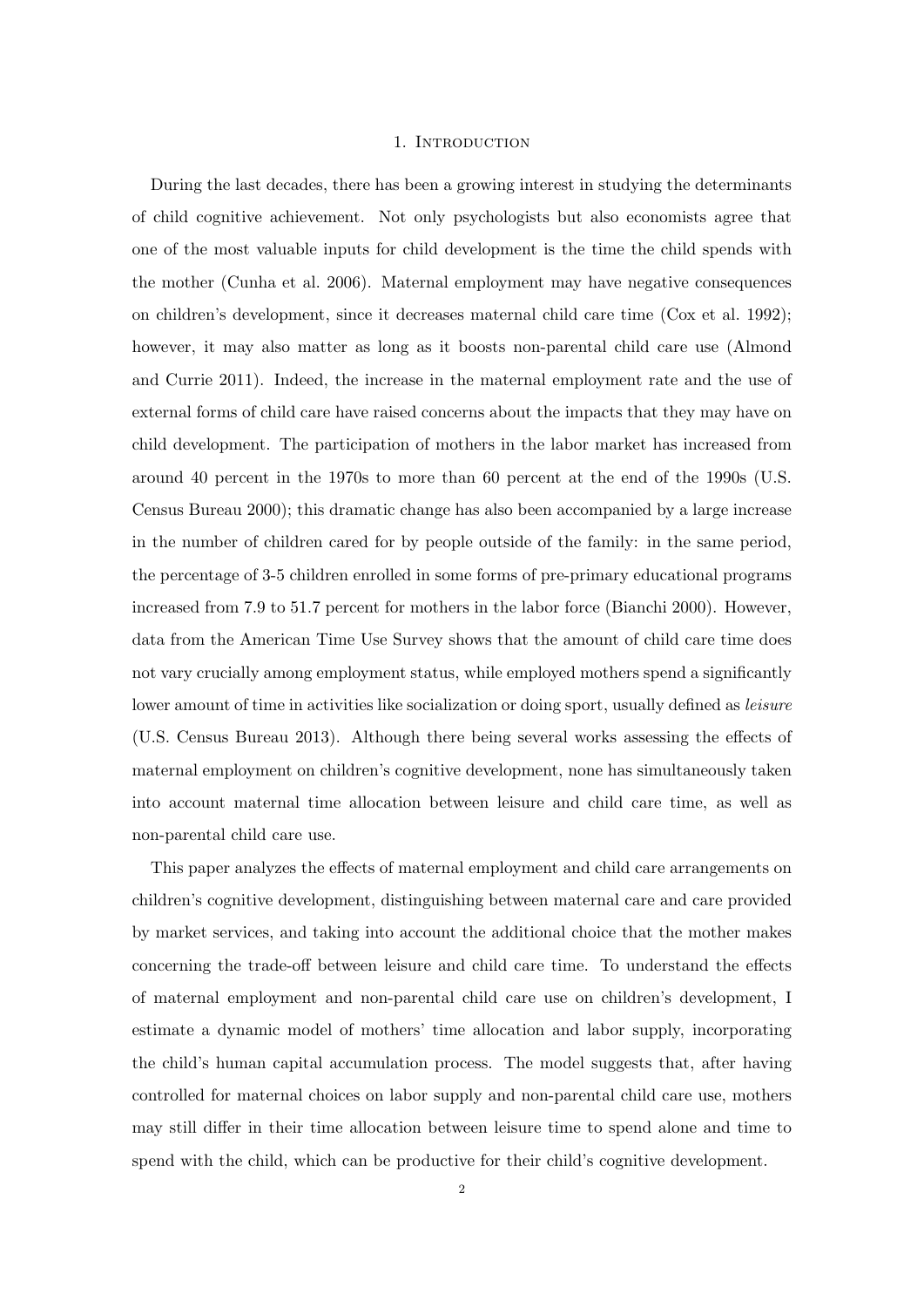# 1. Introduction

During the last decades, there has been a growing interest in studying the determinants of child cognitive achievement. Not only psychologists but also economists agree that one of the most valuable inputs for child development is the time the child spends with the mother (Cunha et al. 2006). Maternal employment may have negative consequences on children's development, since it decreases maternal child care time (Cox et al. 1992); however, it may also matter as long as it boosts non-parental child care use (Almond and Currie 2011). Indeed, the increase in the maternal employment rate and the use of external forms of child care have raised concerns about the impacts that they may have on child development. The participation of mothers in the labor market has increased from around 40 percent in the 1970s to more than 60 percent at the end of the 1990s (U.S. Census Bureau 2000); this dramatic change has also been accompanied by a large increase in the number of children cared for by people outside of the family: in the same period, the percentage of 3-5 children enrolled in some forms of pre-primary educational programs increased from 7.9 to 51.7 percent for mothers in the labor force (Bianchi 2000). However, data from the American Time Use Survey shows that the amount of child care time does not vary crucially among employment status, while employed mothers spend a significantly lower amount of time in activities like socialization or doing sport, usually defined as *leisure* (U.S. Census Bureau 2013). Although there being several works assessing the effects of maternal employment on children's cognitive development, none has simultaneously taken into account maternal time allocation between leisure and child care time, as well as non-parental child care use.

This paper analyzes the effects of maternal employment and child care arrangements on children's cognitive development, distinguishing between maternal care and care provided by market services, and taking into account the additional choice that the mother makes concerning the trade-off between leisure and child care time. To understand the effects of maternal employment and non-parental child care use on children's development, I estimate a dynamic model of mothers' time allocation and labor supply, incorporating the child's human capital accumulation process. The model suggests that, after having controlled for maternal choices on labor supply and non-parental child care use, mothers may still differ in their time allocation between leisure time to spend alone and time to spend with the child, which can be productive for their child's cognitive development.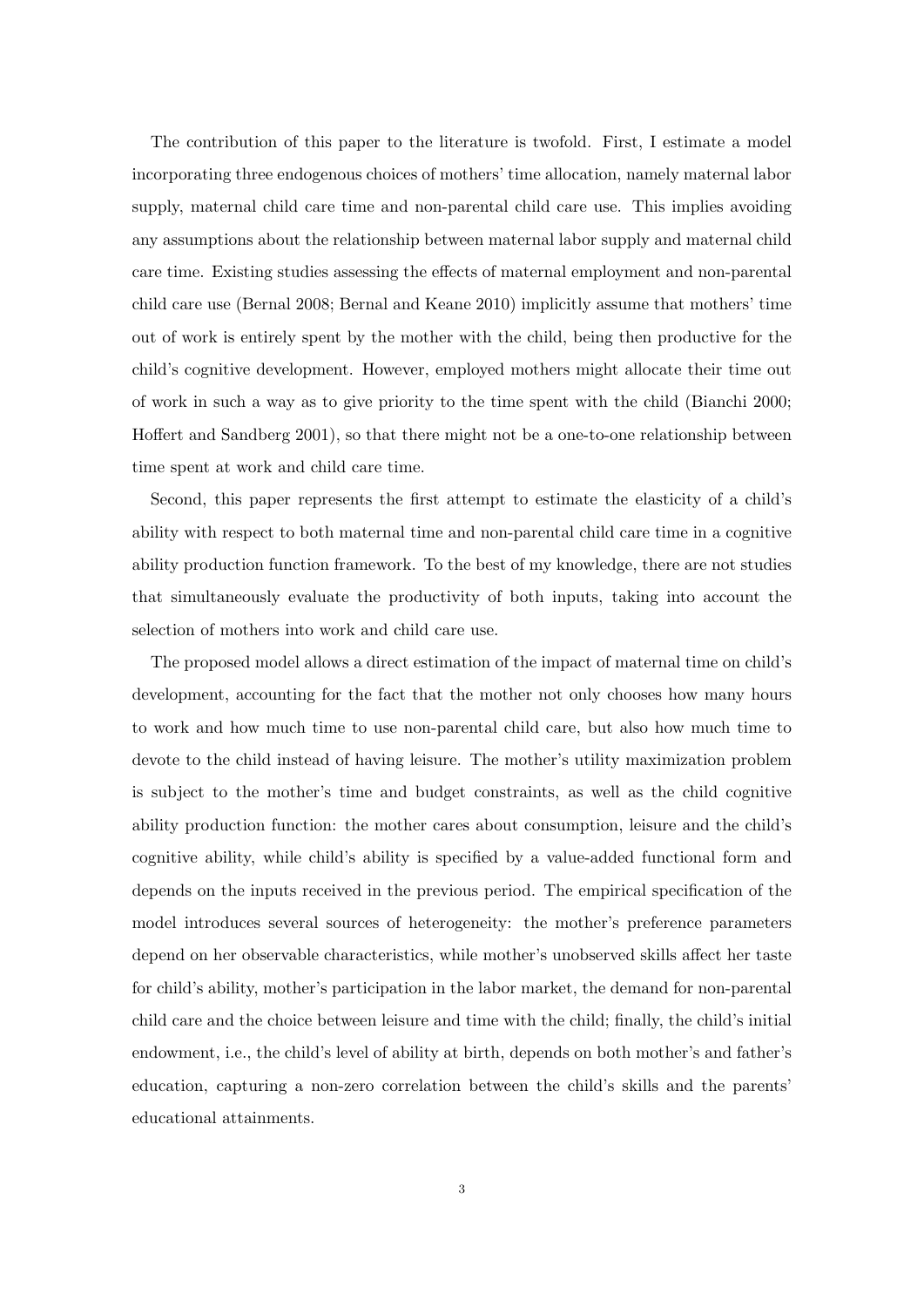The contribution of this paper to the literature is twofold. First, I estimate a model incorporating three endogenous choices of mothers' time allocation, namely maternal labor supply, maternal child care time and non-parental child care use. This implies avoiding any assumptions about the relationship between maternal labor supply and maternal child care time. Existing studies assessing the effects of maternal employment and non-parental child care use (Bernal 2008; Bernal and Keane 2010) implicitly assume that mothers' time out of work is entirely spent by the mother with the child, being then productive for the child's cognitive development. However, employed mothers might allocate their time out of work in such a way as to give priority to the time spent with the child (Bianchi 2000; Hoffert and Sandberg 2001), so that there might not be a one-to-one relationship between time spent at work and child care time.

Second, this paper represents the first attempt to estimate the elasticity of a child's ability with respect to both maternal time and non-parental child care time in a cognitive ability production function framework. To the best of my knowledge, there are not studies that simultaneously evaluate the productivity of both inputs, taking into account the selection of mothers into work and child care use.

The proposed model allows a direct estimation of the impact of maternal time on child's development, accounting for the fact that the mother not only chooses how many hours to work and how much time to use non-parental child care, but also how much time to devote to the child instead of having leisure. The mother's utility maximization problem is subject to the mother's time and budget constraints, as well as the child cognitive ability production function: the mother cares about consumption, leisure and the child's cognitive ability, while child's ability is specified by a value-added functional form and depends on the inputs received in the previous period. The empirical specification of the model introduces several sources of heterogeneity: the mother's preference parameters depend on her observable characteristics, while mother's unobserved skills affect her taste for child's ability, mother's participation in the labor market, the demand for non-parental child care and the choice between leisure and time with the child; finally, the child's initial endowment, i.e., the child's level of ability at birth, depends on both mother's and father's education, capturing a non-zero correlation between the child's skills and the parents' educational attainments.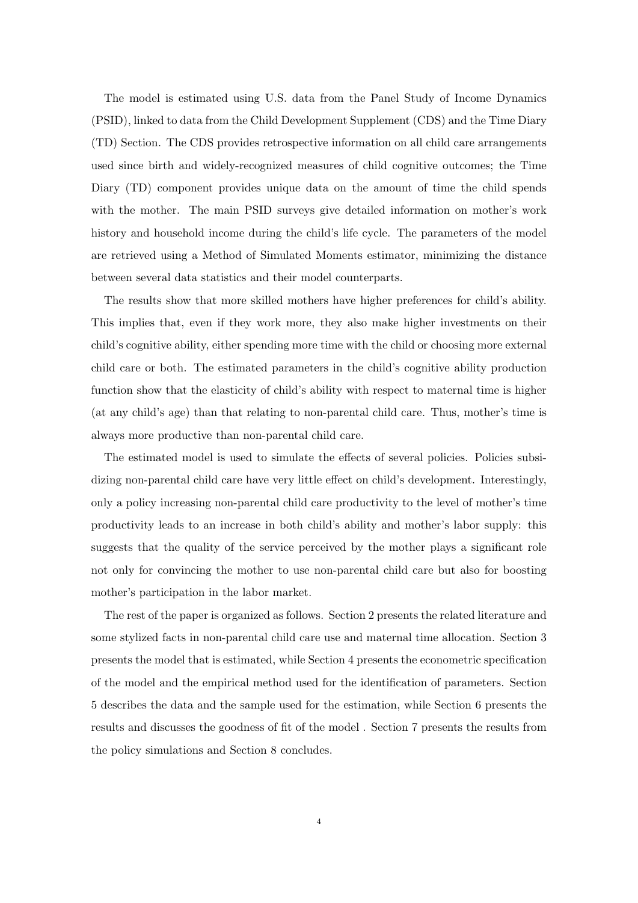The model is estimated using U.S. data from the Panel Study of Income Dynamics (PSID), linked to data from the Child Development Supplement (CDS) and the Time Diary (TD) Section. The CDS provides retrospective information on all child care arrangements used since birth and widely-recognized measures of child cognitive outcomes; the Time Diary (TD) component provides unique data on the amount of time the child spends with the mother. The main PSID surveys give detailed information on mother's work history and household income during the child's life cycle. The parameters of the model are retrieved using a Method of Simulated Moments estimator, minimizing the distance between several data statistics and their model counterparts.

The results show that more skilled mothers have higher preferences for child's ability. This implies that, even if they work more, they also make higher investments on their child's cognitive ability, either spending more time with the child or choosing more external child care or both. The estimated parameters in the child's cognitive ability production function show that the elasticity of child's ability with respect to maternal time is higher (at any child's age) than that relating to non-parental child care. Thus, mother's time is always more productive than non-parental child care.

The estimated model is used to simulate the effects of several policies. Policies subsidizing non-parental child care have very little effect on child's development. Interestingly, only a policy increasing non-parental child care productivity to the level of mother's time productivity leads to an increase in both child's ability and mother's labor supply: this suggests that the quality of the service perceived by the mother plays a significant role not only for convincing the mother to use non-parental child care but also for boosting mother's participation in the labor market.

The rest of the paper is organized as follows. Section 2 presents the related literature and some stylized facts in non-parental child care use and maternal time allocation. Section 3 presents the model that is estimated, while Section 4 presents the econometric specification of the model and the empirical method used for the identification of parameters. Section 5 describes the data and the sample used for the estimation, while Section 6 presents the results and discusses the goodness of fit of the model . Section 7 presents the results from the policy simulations and Section 8 concludes.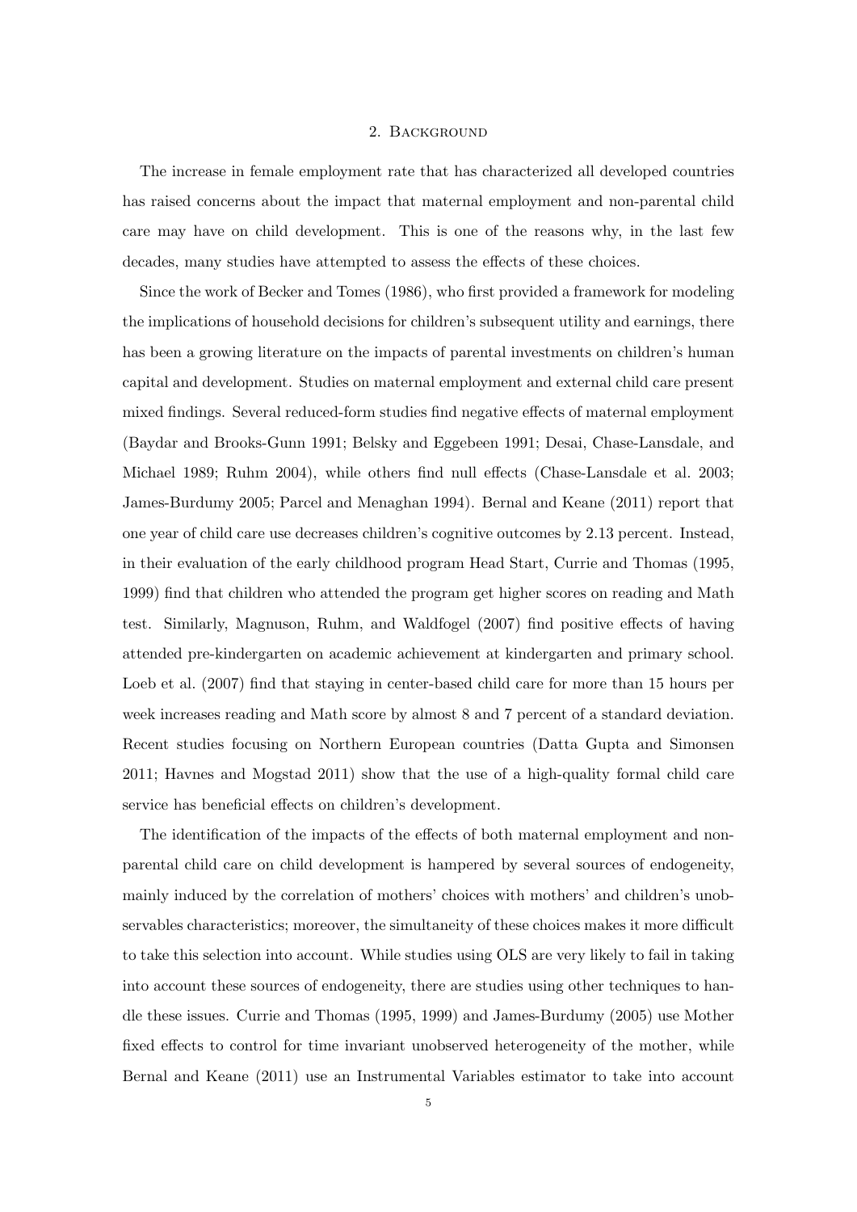## 2. Background

The increase in female employment rate that has characterized all developed countries has raised concerns about the impact that maternal employment and non-parental child care may have on child development. This is one of the reasons why, in the last few decades, many studies have attempted to assess the effects of these choices.

Since the work of Becker and Tomes (1986), who first provided a framework for modeling the implications of household decisions for children's subsequent utility and earnings, there has been a growing literature on the impacts of parental investments on children's human capital and development. Studies on maternal employment and external child care present mixed findings. Several reduced-form studies find negative effects of maternal employment (Baydar and Brooks-Gunn 1991; Belsky and Eggebeen 1991; Desai, Chase-Lansdale, and Michael 1989; Ruhm 2004), while others find null effects (Chase-Lansdale et al. 2003; James-Burdumy 2005; Parcel and Menaghan 1994). Bernal and Keane (2011) report that one year of child care use decreases children's cognitive outcomes by 2.13 percent. Instead, in their evaluation of the early childhood program Head Start, Currie and Thomas (1995, 1999) find that children who attended the program get higher scores on reading and Math test. Similarly, Magnuson, Ruhm, and Waldfogel (2007) find positive effects of having attended pre-kindergarten on academic achievement at kindergarten and primary school. Loeb et al. (2007) find that staying in center-based child care for more than 15 hours per week increases reading and Math score by almost 8 and 7 percent of a standard deviation. Recent studies focusing on Northern European countries (Datta Gupta and Simonsen 2011; Havnes and Mogstad 2011) show that the use of a high-quality formal child care service has beneficial effects on children's development.

The identification of the impacts of the effects of both maternal employment and non-parental child care on child development is hampered by several sources of endogeneity, mainly induced by the correlation of mothers' choices with mothers' and children's unobservables characteristics; moreover, the simultaneity of these choices makes it more difficult to take this selection into account. While studies using OLS are very likely to fail in taking into account these sources of endogeneity, there are studies using other techniques to handle these issues. Currie and Thomas (1995, 1999) and James-Burdumy (2005) use Mother fixed effects to control for time invariant unobserved heterogeneity of the mother, while Bernal and Keane (2011) use an Instrumental Variables estimator to take into account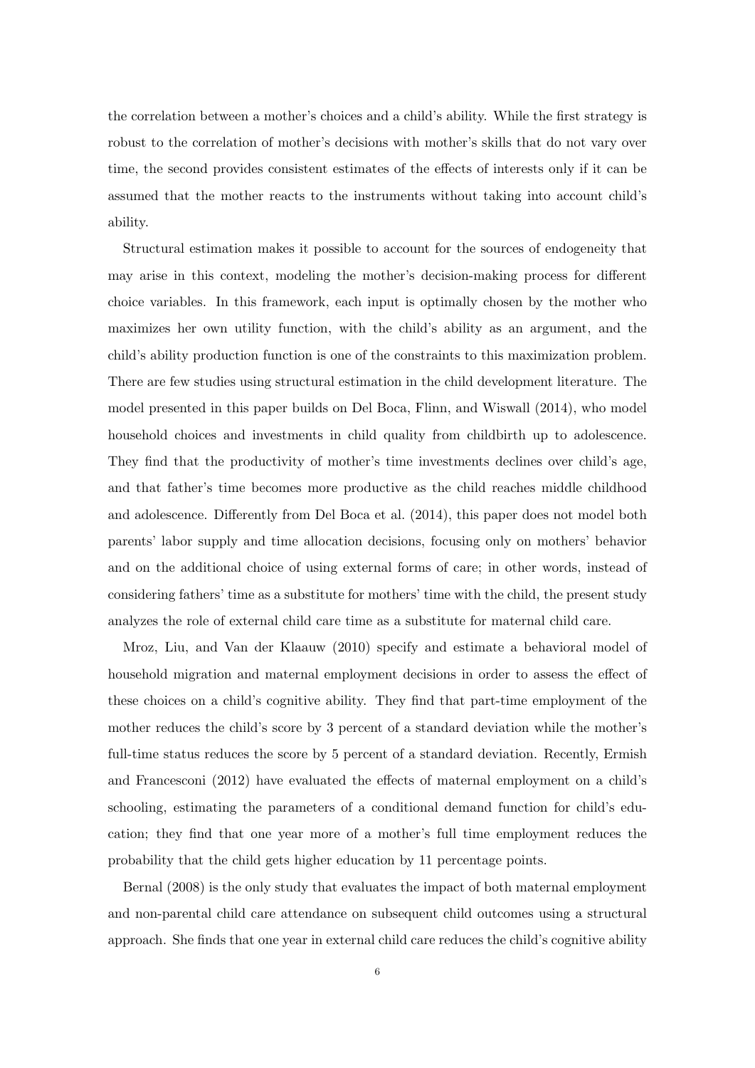the correlation between a mother's choices and a child's ability. While the first strategy is robust to the correlation of mother's decisions with mother's skills that do not vary over time, the second provides consistent estimates of the effects of interests only if it can be assumed that the mother reacts to the instruments without taking into account child's ability.

Structural estimation makes it possible to account for the sources of endogeneity that may arise in this context, modeling the mother's decision-making process for different choice variables. In this framework, each input is optimally chosen by the mother who maximizes her own utility function, with the child's ability as an argument, and the child's ability production function is one of the constraints to this maximization problem. There are few studies using structural estimation in the child development literature. The model presented in this paper builds on Del Boca, Flinn, and Wiswall (2014), who model household choices and investments in child quality from childbirth up to adolescence. They find that the productivity of mother's time investments declines over child's age, and that father's time becomes more productive as the child reaches middle childhood and adolescence. Differently from Del Boca et al. (2014), this paper does not model both parents' labor supply and time allocation decisions, focusing only on mothers' behavior and on the additional choice of using external forms of care; in other words, instead of considering fathers' time as a substitute for mothers' time with the child, the present study analyzes the role of external child care time as a substitute for maternal child care.

Mroz, Liu, and Van der Klaauw (2010) specify and estimate a behavioral model of household migration and maternal employment decisions in order to assess the effect of these choices on a child's cognitive ability. They find that part-time employment of the mother reduces the child's score by 3 percent of a standard deviation while the mother's full-time status reduces the score by 5 percent of a standard deviation. Recently, Ermish and Francesconi (2012) have evaluated the effects of maternal employment on a child's schooling, estimating the parameters of a conditional demand function for child's education; they find that one year more of a mother's full time employment reduces the probability that the child gets higher education by 11 percentage points.

Bernal (2008) is the only study that evaluates the impact of both maternal employment and non-parental child care attendance on subsequent child outcomes using a structural approach. She finds that one year in external child care reduces the child's cognitive ability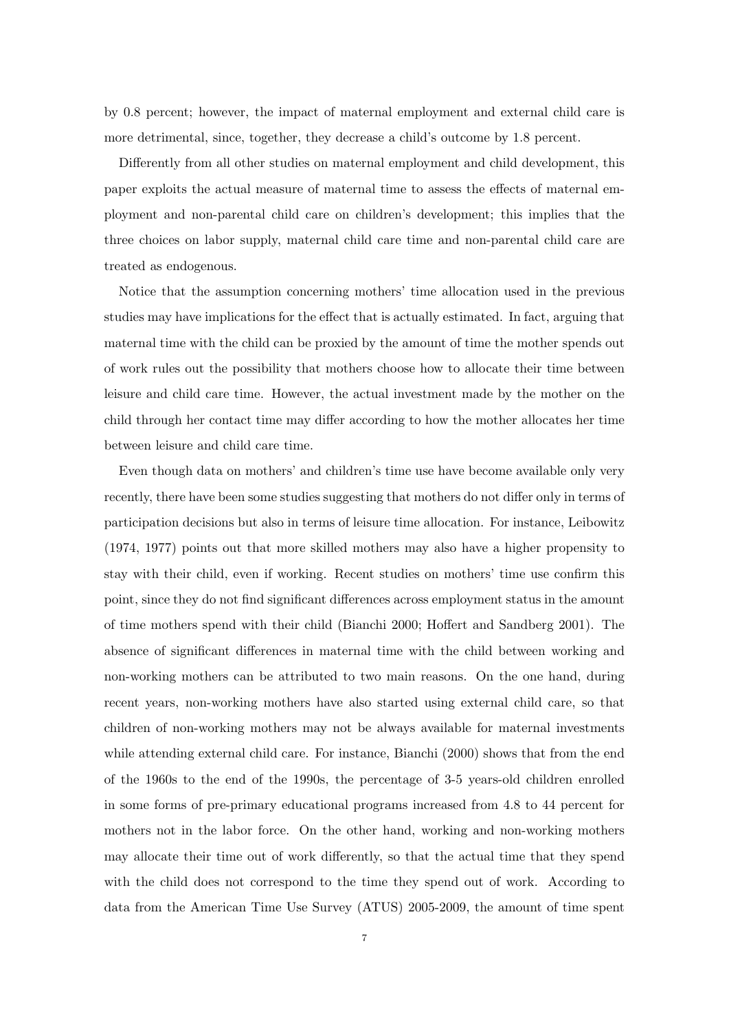by 0.8 percent; however, the impact of maternal employment and external child care is more detrimental, since, together, they decrease a child's outcome by 1.8 percent.

Differently from all other studies on maternal employment and child development, this paper exploits the actual measure of maternal time to assess the effects of maternal employment and non-parental child care on children's development; this implies that the three choices on labor supply, maternal child care time and non-parental child care are treated as endogenous.

Notice that the assumption concerning mothers' time allocation used in the previous studies may have implications for the effect that is actually estimated. In fact, arguing that maternal time with the child can be proxied by the amount of time the mother spends out of work rules out the possibility that mothers choose how to allocate their time between leisure and child care time. However, the actual investment made by the mother on the child through her contact time may differ according to how the mother allocates her time between leisure and child care time.

Even though data on mothers' and children's time use have become available only very recently, there have been some studies suggesting that mothers do not differ only in terms of participation decisions but also in terms of leisure time allocation. For instance, Leibowitz (1974, 1977) points out that more skilled mothers may also have a higher propensity to stay with their child, even if working. Recent studies on mothers' time use confirm this point, since they do not find significant differences across employment status in the amount of time mothers spend with their child (Bianchi 2000; Hoffert and Sandberg 2001). The absence of significant differences in maternal time with the child between working and non-working mothers can be attributed to two main reasons. On the one hand, during recent years, non-working mothers have also started using external child care, so that children of non-working mothers may not be always available for maternal investments while attending external child care. For instance, Bianchi (2000) shows that from the end of the 1960s to the end of the 1990s, the percentage of 3-5 years-old children enrolled in some forms of pre-primary educational programs increased from 4.8 to 44 percent for mothers not in the labor force. On the other hand, working and non-working mothers may allocate their time out of work differently, so that the actual time that they spend with the child does not correspond to the time they spend out of work. According to data from the American Time Use Survey (ATUS) 2005-2009, the amount of time spent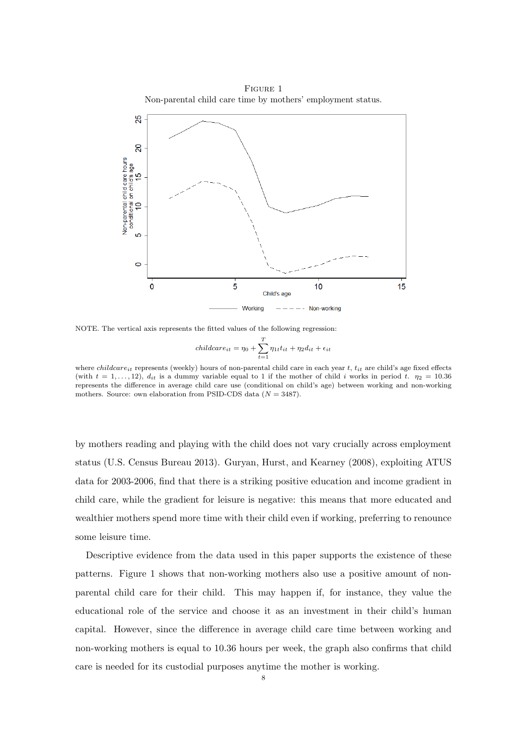FIGURE 1
Non-parental child care time by mothers' employment status.

NOTE. The vertical axis represents the fitted values of the following regression:

$$childcare_{it} = \eta_0 + \sum_{t=1}^{T} \eta_{1t} t_{it} + \eta_2 d_{it} + \epsilon_{it}$$

where $childcare_{it}$ represents (weekly) hours of non-parental child care in each year $t$, $t_{it}$ are child's age fixed effects (with $t = 1, \ldots, 12$), $d_{it}$ is a dummy variable equal to 1 if the mother of child $i$ works in period $t$. $\eta_2 = 10.36$ represents the difference in average child care use (conditional on child's age) between working and non-working mothers. Source: own elaboration from PSID-CDS data ($N = 3487$).

by mothers reading and playing with the child does not vary crucially across employment status (U.S. Census Bureau 2013). Guryan, Hurst, and Kearney (2008), exploiting ATUS data for 2003-2006, find that there is a striking positive education and income gradient in child care, while the gradient for leisure is negative: this means that more educated and wealthier mothers spend more time with their child even if working, preferring to renounce some leisure time.

Descriptive evidence from the data used in this paper supports the existence of these patterns. Figure 1 shows that non-working mothers also use a positive amount of non-parental child care for their child. This may happen if, for instance, they value the educational role of the service and choose it as an investment in their child's human capital. However, since the difference in average child care time between working and non-working mothers is equal to 10.36 hours per week, the graph also confirms that child care is needed for its custodial purposes anytime the mother is working.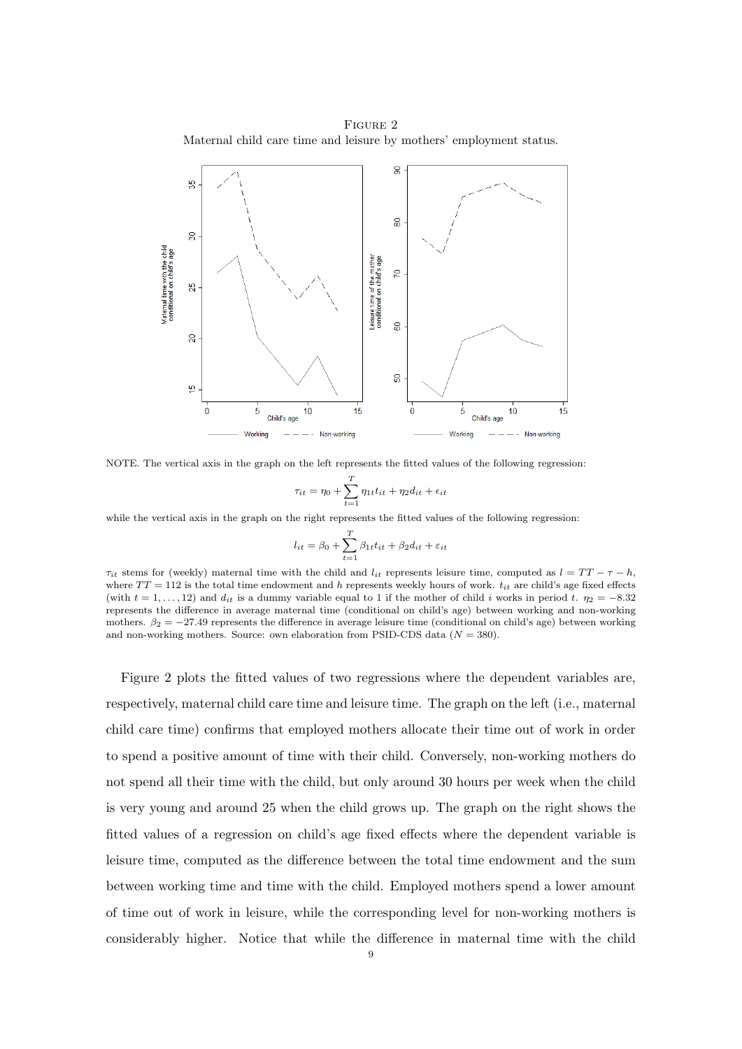FIGURE 2
Maternal child care time and leisure by mothers' employment status.

NOTE. The vertical axis in the graph on the left represents the fitted values of the following regression:

$$\tau_{it} = \eta_0 + \sum_{t=1}^{T} \eta_{1t} t_{it} + \eta_2 d_{it} + \epsilon_{it}$$

while the vertical axis in the graph on the right represents the fitted values of the following regression:

$$l_{it} = \beta_0 + \sum_{t=1}^{T} \beta_{1t} t_{it} + \beta_2 d_{it} + \varepsilon_{it}$$

$\tau_{it}$ stems for (weekly) maternal time with the child and $l_{it}$ represents leisure time, computed as $l = TT - \tau - h$, where $TT = 112$ is the total time endowment and $h$ represents weekly hours of work. $t_{it}$ are child's age fixed effects (with $t = 1, \ldots, 12$) and $d_{it}$ is a dummy variable equal to 1 if the mother of child $i$ works in period $t$. $\eta_2 = -8.32$ represents the difference in average maternal time (conditional on child's age) between working and non-working mothers. $\beta_2 = -27.49$ represents the difference in average leisure time (conditional on child's age) between working and non-working mothers. Source: own elaboration from PSID-CDS data ($N = 380$).

Figure 2 plots the fitted values of two regressions where the dependent variables are, respectively, maternal child care time and leisure time. The graph on the left (i.e., maternal child care time) confirms that employed mothers allocate their time out of work in order to spend a positive amount of time with their child. Conversely, non-working mothers do not spend all their time with the child, but only around 30 hours per week when the child is very young and around 25 when the child grows up. The graph on the right shows the fitted values of a regression on child's age fixed effects where the dependent variable is leisure time, computed as the difference between the total time endowment and the sum between working time and time with the child. Employed mothers spend a lower amount of time out of work in leisure, while the corresponding level for non-working mothers is considerably higher. Notice that while the difference in maternal time with the child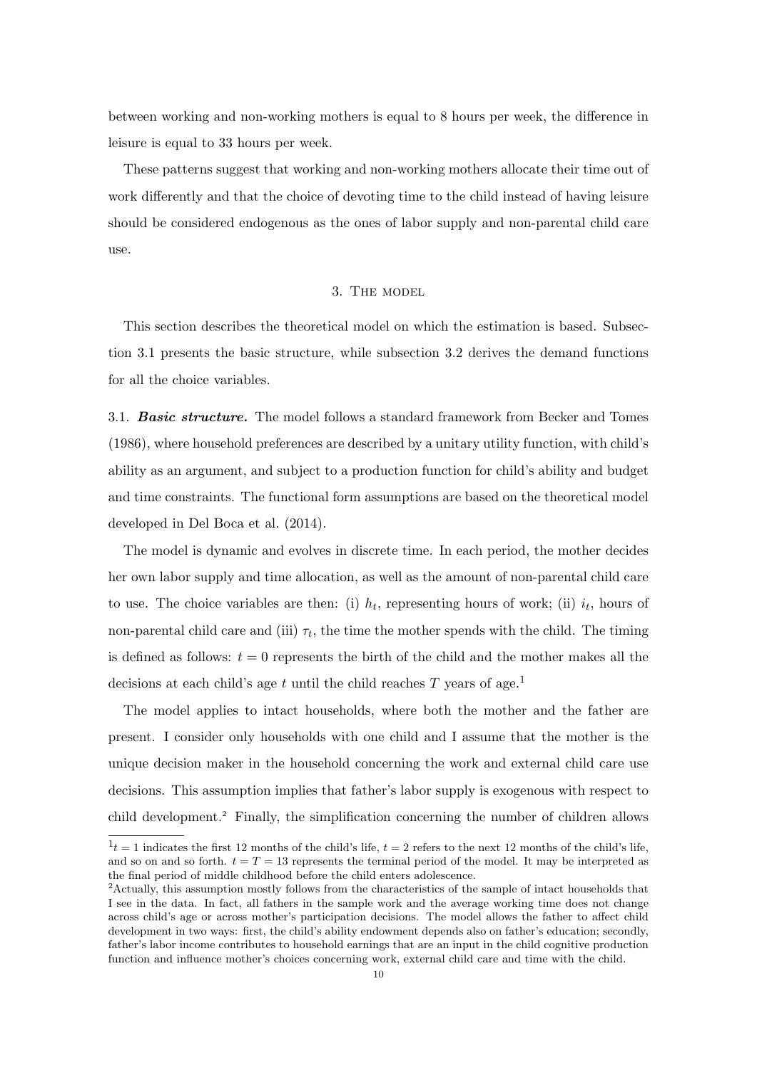between working and non-working mothers is equal to 8 hours per week, the difference in leisure is equal to 33 hours per week.

These patterns suggest that working and non-working mothers allocate their time out of work differently and that the choice of devoting time to the child instead of having leisure should be considered endogenous as the ones of labor supply and non-parental child care use.

## 3. The model

This section describes the theoretical model on which the estimation is based. Subsection 3.1 presents the basic structure, while subsection 3.2 derives the demand functions for all the choice variables.

3.1. ***Basic structure.*** The model follows a standard framework from Becker and Tomes (1986), where household preferences are described by a unitary utility function, with child's ability as an argument, and subject to a production function for child's ability and budget and time constraints. The functional form assumptions are based on the theoretical model developed in Del Boca et al. (2014).

The model is dynamic and evolves in discrete time. In each period, the mother decides her own labor supply and time allocation, as well as the amount of non-parental child care to use. The choice variables are then: (i) $h_t$, representing hours of work; (ii) $i_t$, hours of non-parental child care and (iii) $\tau_t$, the time the mother spends with the child. The timing is defined as follows: $t = 0$ represents the birth of the child and the mother makes all the decisions at each child's age $t$ until the child reaches $T$ years of age.[1]

The model applies to intact households, where both the mother and the father are present. I consider only households with one child and I assume that the mother is the unique decision maker in the household concerning the work and external child care use decisions. This assumption implies that father's labor supply is exogenous with respect to child development.[2] Finally, the simplification concerning the number of children allows

---

[1] $t = 1$ indicates the first 12 months of the child's life, $t = 2$ refers to the next 12 months of the child's life, and so on and so forth. $t = T = 13$ represents the terminal period of the model. It may be interpreted as the final period of middle childhood before the child enters adolescence.

[2] Actually, this assumption mostly follows from the characteristics of the sample of intact households that I see in the data. In fact, all fathers in the sample work and the average working time does not change across child's age or across mother's participation decisions. The model allows the father to affect child development in two ways: first, the child's ability endowment depends also on father's education; secondly, father's labor income contributes to household earnings that are an input in the child cognitive production function and influence mother's choices concerning work, external child care and time with the child.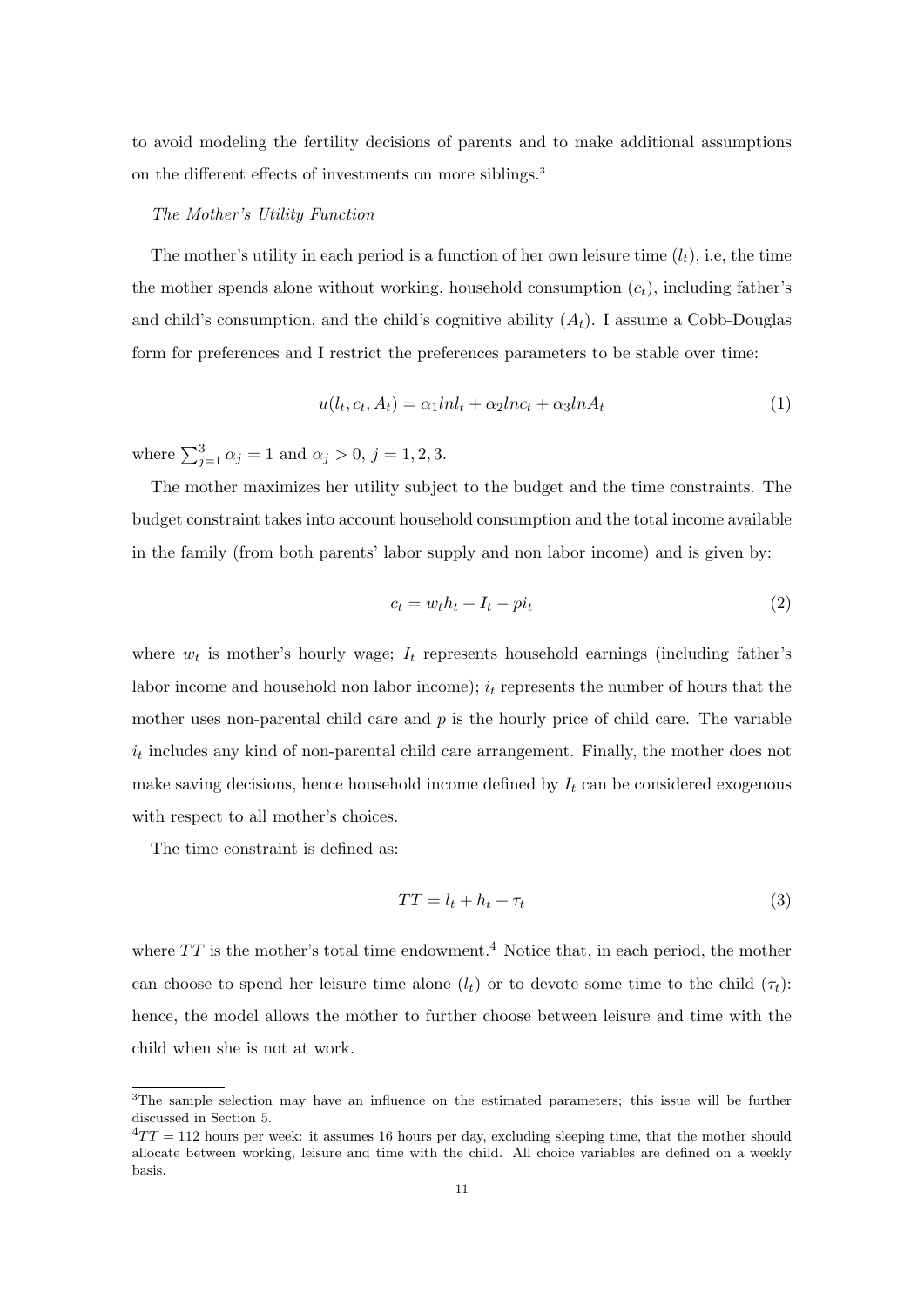to avoid modeling the fertility decisions of parents and to make additional assumptions on the different effects of investments on more siblings.[3]

*The Mother's Utility Function*

The mother's utility in each period is a function of her own leisure time ($l_t$), i.e, the time the mother spends alone without working, household consumption ($c_t$), including father's and child's consumption, and the child's cognitive ability ($A_t$). I assume a Cobb-Douglas form for preferences and I restrict the preferences parameters to be stable over time:

$$u(l_t, c_t, A_t) = \alpha_1 ln l_t + \alpha_2 ln c_t + \alpha_3 ln A_t \tag{1}$$

where $\sum_{j=1}^{3} \alpha_j = 1$ and $\alpha_j > 0$, $j = 1, 2, 3$.

The mother maximizes her utility subject to the budget and the time constraints. The budget constraint takes into account household consumption and the total income available in the family (from both parents' labor supply and non labor income) and is given by:

$$c_t = w_t h_t + I_t - p i_t \tag{2}$$

where $w_t$ is mother's hourly wage; $I_t$ represents household earnings (including father's labor income and household non labor income); $i_t$ represents the number of hours that the mother uses non-parental child care and $p$ is the hourly price of child care. The variable $i_t$ includes any kind of non-parental child care arrangement. Finally, the mother does not make saving decisions, hence household income defined by $I_t$ can be considered exogenous with respect to all mother's choices.

The time constraint is defined as:

$$TT = l_t + h_t + \tau_t \tag{3}$$

where $TT$ is the mother's total time endowment.[4] Notice that, in each period, the mother can choose to spend her leisure time alone ($l_t$) or to devote some time to the child ($\tau_t$): hence, the model allows the mother to further choose between leisure and time with the child when she is not at work.

---

[3]The sample selection may have an influence on the estimated parameters; this issue will be further discussed in Section 5.

[4]$TT = 112$ hours per week: it assumes 16 hours per day, excluding sleeping time, that the mother should allocate between working, leisure and time with the child. All choice variables are defined on a weekly basis.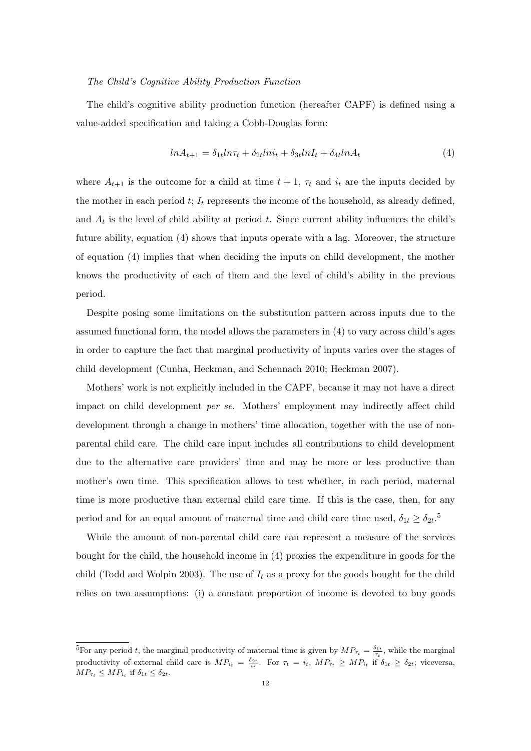*The Child's Cognitive Ability Production Function*

The child's cognitive ability production function (hereafter CAPF) is defined using a value-added specification and taking a Cobb-Douglas form:

$$lnA_{t+1} = \delta_{1t} ln\tau_t + \delta_{2t} lni_t + \delta_{3t} lnI_t + \delta_{4t} lnA_t \tag{4}$$

where $A_{t+1}$ is the outcome for a child at time $t+1$, $\tau_t$ and $i_t$ are the inputs decided by the mother in each period $t$; $I_t$ represents the income of the household, as already defined, and $A_t$ is the level of child ability at period $t$. Since current ability influences the child's future ability, equation (4) shows that inputs operate with a lag. Moreover, the structure of equation (4) implies that when deciding the inputs on child development, the mother knows the productivity of each of them and the level of child's ability in the previous period.

Despite posing some limitations on the substitution pattern across inputs due to the assumed functional form, the model allows the parameters in (4) to vary across child's ages in order to capture the fact that marginal productivity of inputs varies over the stages of child development (Cunha, Heckman, and Schennach 2010; Heckman 2007).

Mothers' work is not explicitly included in the CAPF, because it may not have a direct impact on child development *per se*. Mothers' employment may indirectly affect child development through a change in mothers' time allocation, together with the use of non-parental child care. The child care input includes all contributions to child development due to the alternative care providers' time and may be more or less productive than mother's own time. This specification allows to test whether, in each period, maternal time is more productive than external child care time. If this is the case, then, for any period and for an equal amount of maternal time and child care time used, $\delta_{1t} \geq \delta_{2t}$.[5]

While the amount of non-parental child care can represent a measure of the services bought for the child, the household income in (4) proxies the expenditure in goods for the child (Todd and Wolpin 2003). The use of $I_t$ as a proxy for the goods bought for the child relies on two assumptions: (i) a constant proportion of income is devoted to buy goods

[5]For any period $t$, the marginal productivity of maternal time is given by $MP_{\tau_t} = \frac{\delta_{1t}}{\tau_t}$, while the marginal productivity of external child care is $MP_{i_t} = \frac{\delta_{2t}}{i_t}$. For $\tau_t = i_t$, $MP_{\tau_t} \geq MP_{i_t}$ if $\delta_{1t} \geq \delta_{2t}$; viceversa, $MP_{\tau_t} \leq MP_{i_t}$ if $\delta_{1t} \leq \delta_{2t}$.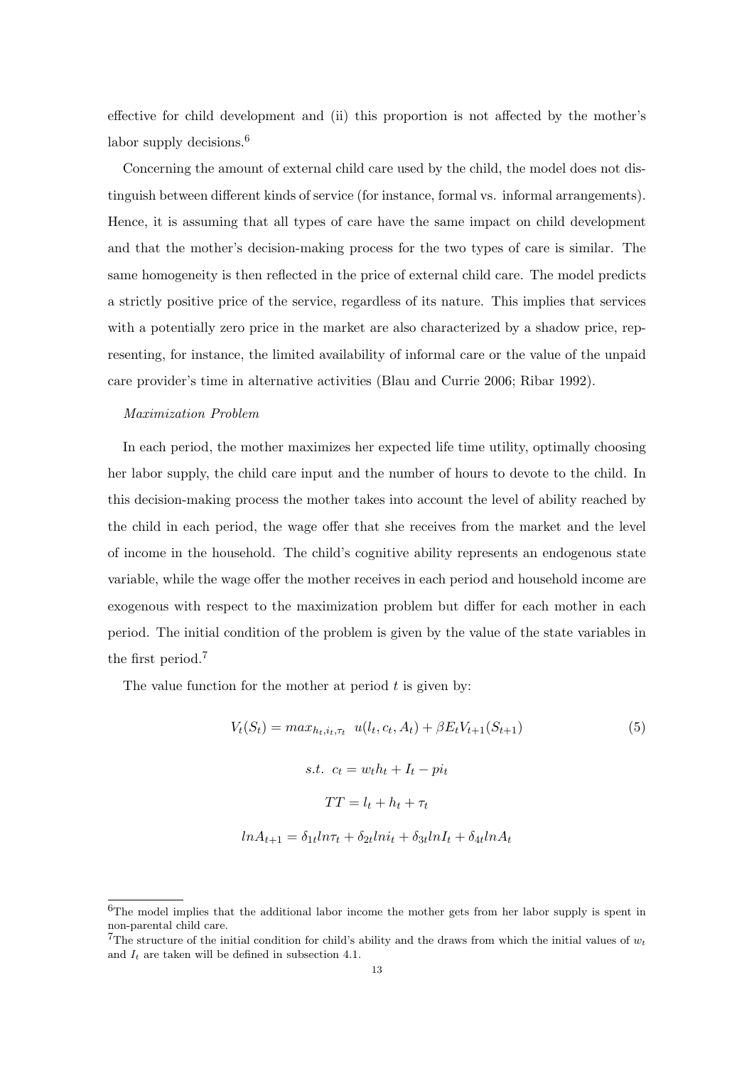effective for child development and (ii) this proportion is not affected by the mother's labor supply decisions.[6]

Concerning the amount of external child care used by the child, the model does not distinguish between different kinds of service (for instance, formal vs. informal arrangements). Hence, it is assuming that all types of care have the same impact on child development and that the mother's decision-making process for the two types of care is similar. The same homogeneity is then reflected in the price of external child care. The model predicts a strictly positive price of the service, regardless of its nature. This implies that services with a potentially zero price in the market are also characterized by a shadow price, representing, for instance, the limited availability of informal care or the value of the unpaid care provider's time in alternative activities (Blau and Currie 2006; Ribar 1992).

*Maximization Problem*

In each period, the mother maximizes her expected life time utility, optimally choosing her labor supply, the child care input and the number of hours to devote to the child. In this decision-making process the mother takes into account the level of ability reached by the child in each period, the wage offer that she receives from the market and the level of income in the household. The child's cognitive ability represents an endogenous state variable, while the wage offer the mother receives in each period and household income are exogenous with respect to the maximization problem but differ for each mother in each period. The initial condition of the problem is given by the value of the state variables in the first period.[7]

The value function for the mother at period $t$ is given by:

$$V_t(S_t) = max_{h_t, i_t, \tau_t} \;\; u(l_t, c_t, A_t) + \beta E_t V_{t+1}(S_{t+1}) \tag{5}$$

$$s.t. \;\; c_t = w_t h_t + I_t - p i_t$$

$$TT = l_t + h_t + \tau_t$$

$$ln A_{t+1} = \delta_{1t} ln \tau_t + \delta_{2t} ln i_t + \delta_{3t} ln I_t + \delta_{4t} ln A_t$$

---

[6] The model implies that the additional labor income the mother gets from her labor supply is spent in non-parental child care.

[7] The structure of the initial condition for child's ability and the draws from which the initial values of $w_t$ and $I_t$ are taken will be defined in subsection 4.1.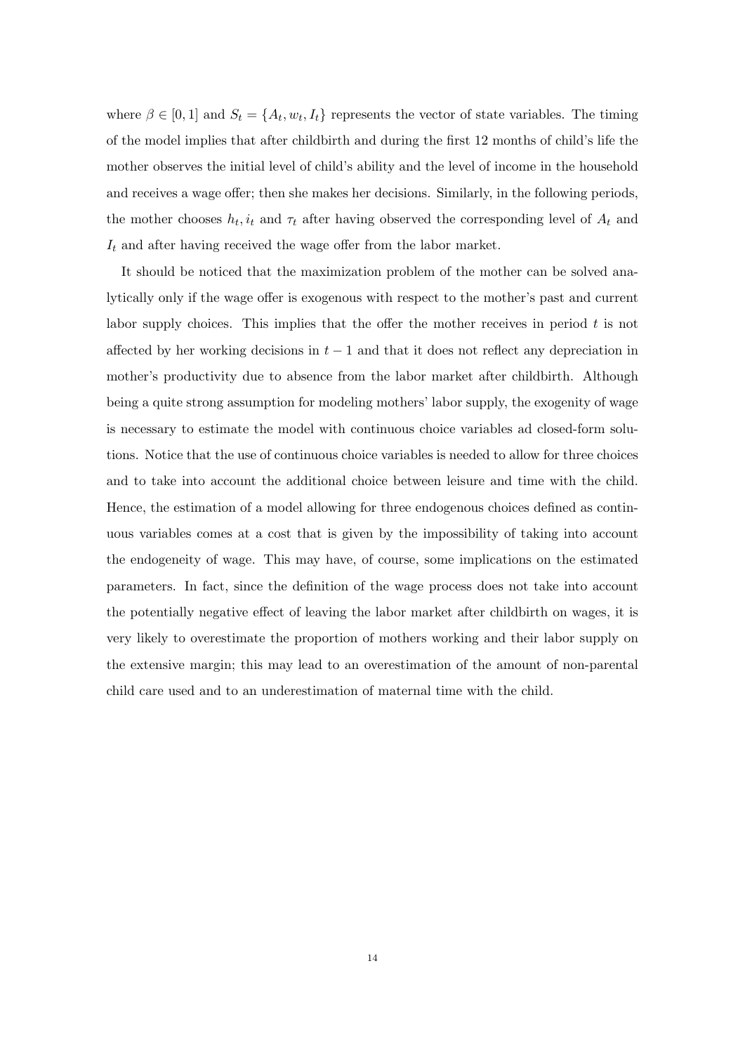where $\beta \in [0, 1]$ and $S_t = \{A_t, w_t, I_t\}$ represents the vector of state variables. The timing of the model implies that after childbirth and during the first 12 months of child's life the mother observes the initial level of child's ability and the level of income in the household and receives a wage offer; then she makes her decisions. Similarly, in the following periods, the mother chooses $h_t, i_t$ and $\tau_t$ after having observed the corresponding level of $A_t$ and $I_t$ and after having received the wage offer from the labor market.

It should be noticed that the maximization problem of the mother can be solved analytically only if the wage offer is exogenous with respect to the mother's past and current labor supply choices. This implies that the offer the mother receives in period $t$ is not affected by her working decisions in $t-1$ and that it does not reflect any depreciation in mother's productivity due to absence from the labor market after childbirth. Although being a quite strong assumption for modeling mothers' labor supply, the exogenity of wage is necessary to estimate the model with continuous choice variables ad closed-form solutions. Notice that the use of continuous choice variables is needed to allow for three choices and to take into account the additional choice between leisure and time with the child. Hence, the estimation of a model allowing for three endogenous choices defined as continuous variables comes at a cost that is given by the impossibility of taking into account the endogeneity of wage. This may have, of course, some implications on the estimated parameters. In fact, since the definition of the wage process does not take into account the potentially negative effect of leaving the labor market after childbirth on wages, it is very likely to overestimate the proportion of mothers working and their labor supply on the extensive margin; this may lead to an overestimation of the amount of non-parental child care used and to an underestimation of maternal time with the child.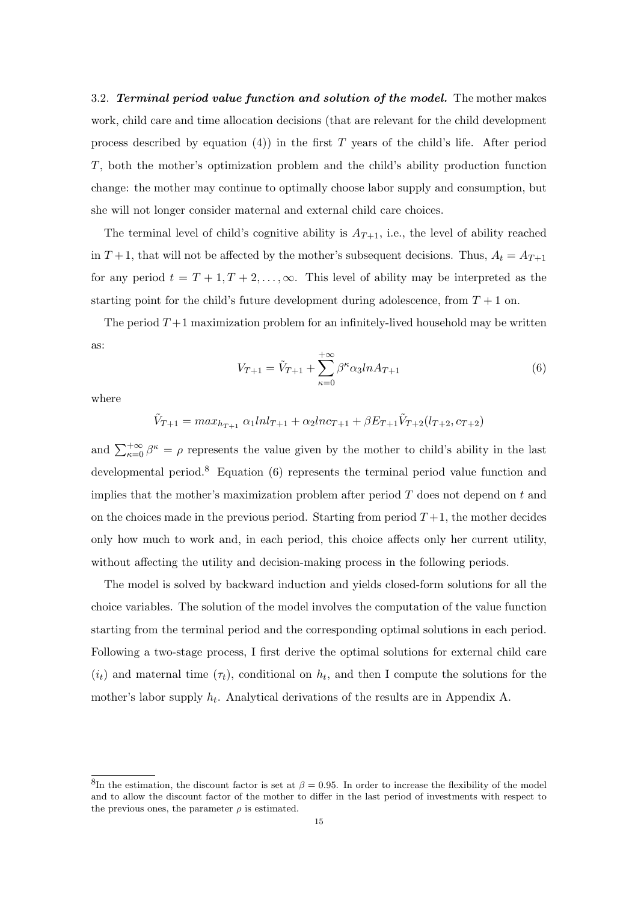3.2. ***Terminal period value function and solution of the model.*** The mother makes work, child care and time allocation decisions (that are relevant for the child development process described by equation (4)) in the first $T$ years of the child's life. After period $T$, both the mother's optimization problem and the child's ability production function change: the mother may continue to optimally choose labor supply and consumption, but she will not longer consider maternal and external child care choices.

The terminal level of child's cognitive ability is $A_{T+1}$, i.e., the level of ability reached in $T+1$, that will not be affected by the mother's subsequent decisions. Thus, $A_t = A_{T+1}$ for any period $t = T+1, T+2, \ldots, \infty$. This level of ability may be interpreted as the starting point for the child's future development during adolescence, from $T+1$ on.

The period $T+1$ maximization problem for an infinitely-lived household may be written as:

$$V_{T+1} = \tilde{V}_{T+1} + \sum_{\kappa=0}^{+\infty} \beta^{\kappa} \alpha_3 ln A_{T+1} \tag{6}$$

where

$$\tilde{V}_{T+1} = max_{h_{T+1}} \; \alpha_1 ln l_{T+1} + \alpha_2 ln c_{T+1} + \beta E_{T+1} \tilde{V}_{T+2}(l_{T+2}, c_{T+2})$$

and $\sum_{\kappa=0}^{+\infty} \beta^{\kappa} = \rho$ represents the value given by the mother to child's ability in the last developmental period.[8] Equation (6) represents the terminal period value function and implies that the mother's maximization problem after period $T$ does not depend on $t$ and on the choices made in the previous period. Starting from period $T+1$, the mother decides only how much to work and, in each period, this choice affects only her current utility, without affecting the utility and decision-making process in the following periods.

The model is solved by backward induction and yields closed-form solutions for all the choice variables. The solution of the model involves the computation of the value function starting from the terminal period and the corresponding optimal solutions in each period. Following a two-stage process, I first derive the optimal solutions for external child care ($i_t$) and maternal time ($\tau_t$), conditional on $h_t$, and then I compute the solutions for the mother's labor supply $h_t$. Analytical derivations of the results are in Appendix A.

[8] In the estimation, the discount factor is set at $\beta = 0.95$. In order to increase the flexibility of the model and to allow the discount factor of the mother to differ in the last period of investments with respect to the previous ones, the parameter $\rho$ is estimated.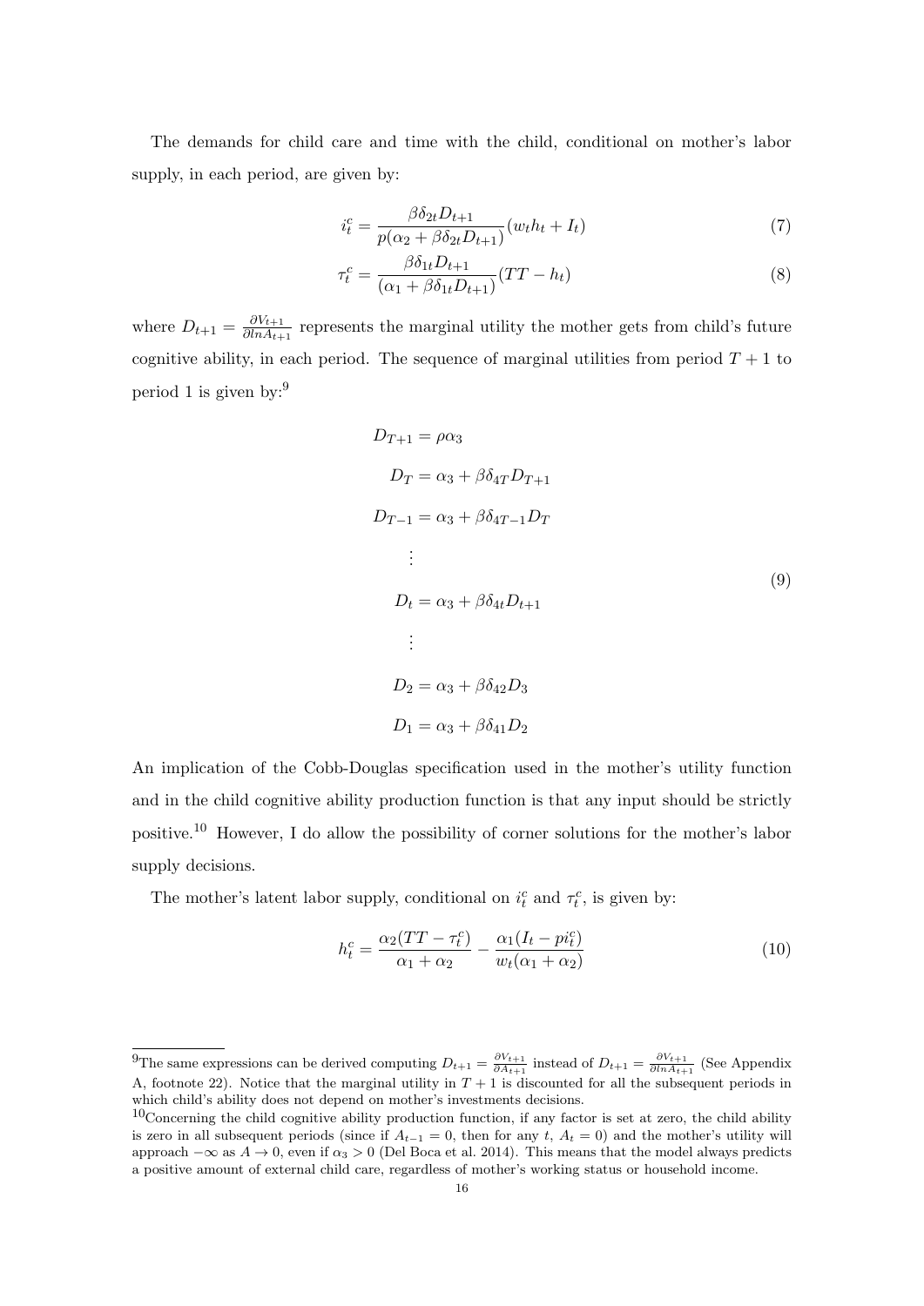The demands for child care and time with the child, conditional on mother's labor supply, in each period, are given by:

$$i_t^c = \frac{\beta \delta_{2t} D_{t+1}}{p(\alpha_2 + \beta \delta_{2t} D_{t+1})}(w_t h_t + I_t) \tag{7}$$

$$\tau_t^c = \frac{\beta \delta_{1t} D_{t+1}}{(\alpha_1 + \beta \delta_{1t} D_{t+1})}(TT - h_t) \tag{8}$$

where $D_{t+1} = \frac{\partial V_{t+1}}{\partial ln A_{t+1}}$ represents the marginal utility the mother gets from child's future cognitive ability, in each period. The sequence of marginal utilities from period $T+1$ to period 1 is given by:[9]

$$\begin{aligned}
D_{T+1} &= \rho \alpha_3 \\
D_T &= \alpha_3 + \beta \delta_{4T} D_{T+1} \\
D_{T-1} &= \alpha_3 + \beta \delta_{4T-1} D_T \\
&\vdots \\
D_t &= \alpha_3 + \beta \delta_{4t} D_{t+1} \\
&\vdots \\
D_2 &= \alpha_3 + \beta \delta_{42} D_3 \\
D_1 &= \alpha_3 + \beta \delta_{41} D_2
\end{aligned} \tag{9}$$

An implication of the Cobb-Douglas specification used in the mother's utility function and in the child cognitive ability production function is that any input should be strictly positive.[10] However, I do allow the possibility of corner solutions for the mother's labor supply decisions.

The mother's latent labor supply, conditional on $i_t^c$ and $\tau_t^c$, is given by:

$$h_t^c = \frac{\alpha_2(TT - \tau_t^c)}{\alpha_1 + \alpha_2} - \frac{\alpha_1(I_t - p i_t^c)}{w_t(\alpha_1 + \alpha_2)} \tag{10}$$

[9]The same expressions can be derived computing $D_{t+1} = \frac{\partial V_{t+1}}{\partial A_{t+1}}$ instead of $D_{t+1} = \frac{\partial V_{t+1}}{\partial ln A_{t+1}}$ (See Appendix A, footnote 22). Notice that the marginal utility in $T+1$ is discounted for all the subsequent periods in which child's ability does not depend on mother's investments decisions.

[10]Concerning the child cognitive ability production function, if any factor is set at zero, the child ability is zero in all subsequent periods (since if $A_{t-1} = 0$, then for any $t$, $A_t = 0$) and the mother's utility will approach $-\infty$ as $A \to 0$, even if $\alpha_3 > 0$ (Del Boca et al. 2014). This means that the model always predicts a positive amount of external child care, regardless of mother's working status or household income.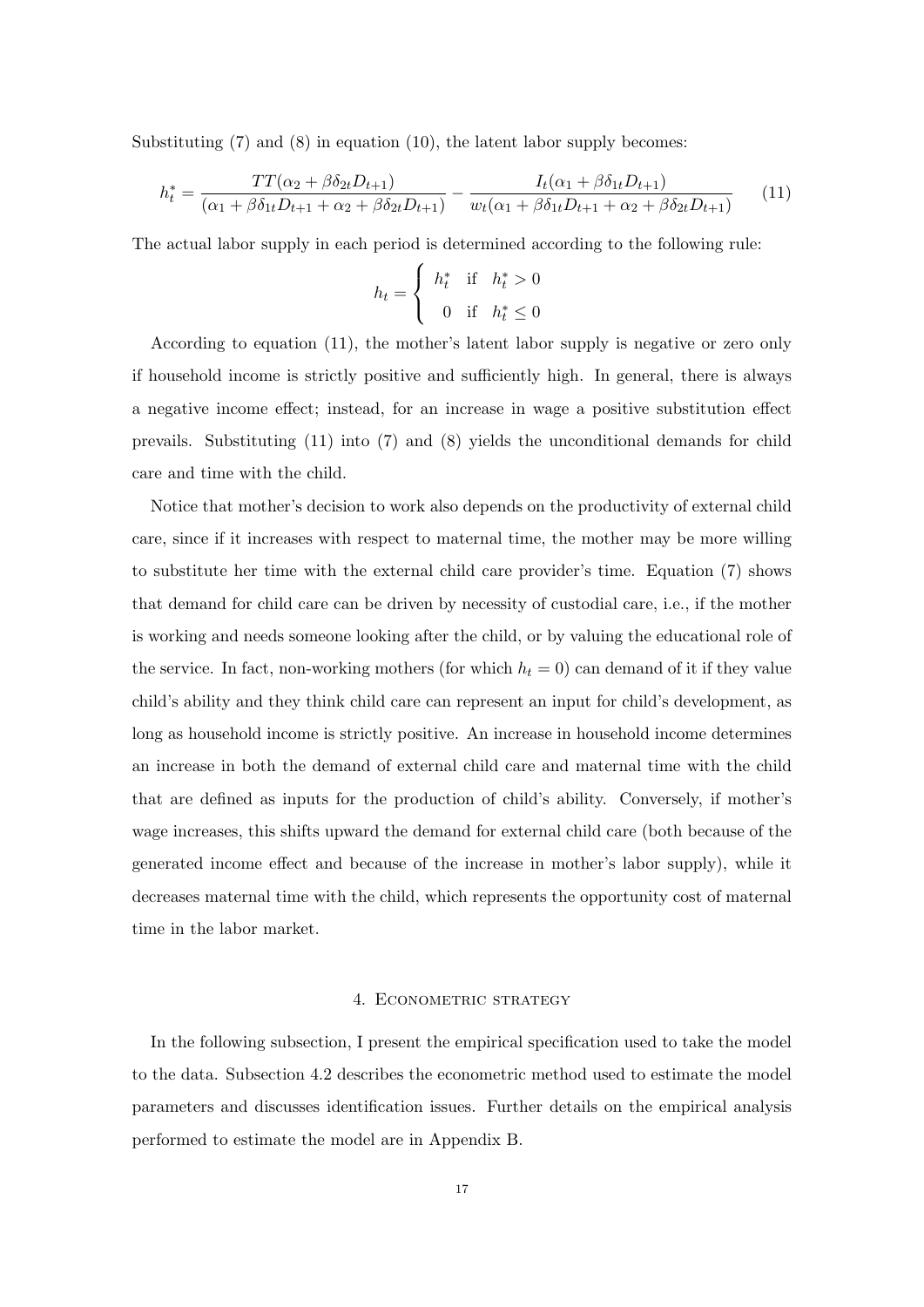Substituting (7) and (8) in equation (10), the latent labor supply becomes:

$$h_t^* = \frac{TT(\alpha_2 + \beta\delta_{2t}D_{t+1})}{(\alpha_1 + \beta\delta_{1t}D_{t+1} + \alpha_2 + \beta\delta_{2t}D_{t+1})} - \frac{I_t(\alpha_1 + \beta\delta_{1t}D_{t+1})}{w_t(\alpha_1 + \beta\delta_{1t}D_{t+1} + \alpha_2 + \beta\delta_{2t}D_{t+1})} \tag{11}$$

The actual labor supply in each period is determined according to the following rule:

$$h_t = \begin{cases} h_t^* & \text{if} \quad h_t^* > 0 \\ 0 & \text{if} \quad h_t^* \leq 0 \end{cases}$$

According to equation (11), the mother's latent labor supply is negative or zero only if household income is strictly positive and sufficiently high. In general, there is always a negative income effect; instead, for an increase in wage a positive substitution effect prevails. Substituting (11) into (7) and (8) yields the unconditional demands for child care and time with the child.

Notice that mother's decision to work also depends on the productivity of external child care, since if it increases with respect to maternal time, the mother may be more willing to substitute her time with the external child care provider's time. Equation (7) shows that demand for child care can be driven by necessity of custodial care, i.e., if the mother is working and needs someone looking after the child, or by valuing the educational role of the service. In fact, non-working mothers (for which $h_t = 0$) can demand of it if they value child's ability and they think child care can represent an input for child's development, as long as household income is strictly positive. An increase in household income determines an increase in both the demand of external child care and maternal time with the child that are defined as inputs for the production of child's ability. Conversely, if mother's wage increases, this shifts upward the demand for external child care (both because of the generated income effect and because of the increase in mother's labor supply), while it decreases maternal time with the child, which represents the opportunity cost of maternal time in the labor market.

## 4. Econometric strategy

In the following subsection, I present the empirical specification used to take the model to the data. Subsection 4.2 describes the econometric method used to estimate the model parameters and discusses identification issues. Further details on the empirical analysis performed to estimate the model are in Appendix B.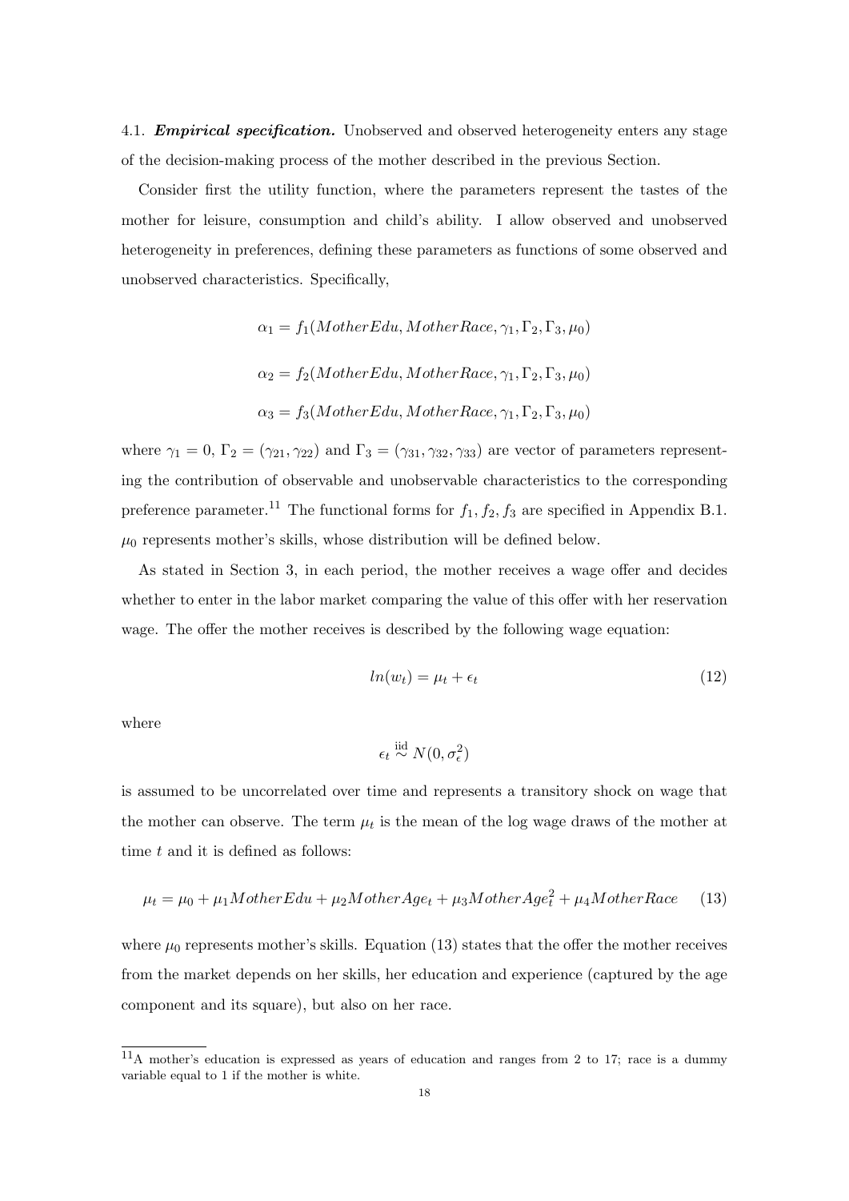4.1. ***Empirical specification.*** Unobserved and observed heterogeneity enters any stage of the decision-making process of the mother described in the previous Section.

Consider first the utility function, where the parameters represent the tastes of the mother for leisure, consumption and child's ability. I allow observed and unobserved heterogeneity in preferences, defining these parameters as functions of some observed and unobserved characteristics. Specifically,

$$\alpha_1 = f_1(MotherEdu, MotherRace, \gamma_1, \Gamma_2, \Gamma_3, \mu_0)$$

$$\alpha_2 = f_2(MotherEdu, MotherRace, \gamma_1, \Gamma_2, \Gamma_3, \mu_0)$$

$$\alpha_3 = f_3(MotherEdu, MotherRace, \gamma_1, \Gamma_2, \Gamma_3, \mu_0)$$

where $\gamma_1 = 0$, $\Gamma_2 = (\gamma_{21}, \gamma_{22})$ and $\Gamma_3 = (\gamma_{31}, \gamma_{32}, \gamma_{33})$ are vector of parameters representing the contribution of observable and unobservable characteristics to the corresponding preference parameter.[11] The functional forms for $f_1, f_2, f_3$ are specified in Appendix B.1. $\mu_0$ represents mother's skills, whose distribution will be defined below.

As stated in Section 3, in each period, the mother receives a wage offer and decides whether to enter in the labor market comparing the value of this offer with her reservation wage. The offer the mother receives is described by the following wage equation:

$$ln(w_t) = \mu_t + \epsilon_t \tag{12}$$

where

$$\epsilon_t \overset{\text{iid}}{\sim} N(0, \sigma_\epsilon^2)$$

is assumed to be uncorrelated over time and represents a transitory shock on wage that the mother can observe. The term $\mu_t$ is the mean of the log wage draws of the mother at time $t$ and it is defined as follows:

$$\mu_t = \mu_0 + \mu_1 MotherEdu + \mu_2 MotherAge_t + \mu_3 MotherAge_t^2 + \mu_4 MotherRace \tag{13}$$

where $\mu_0$ represents mother's skills. Equation (13) states that the offer the mother receives from the market depends on her skills, her education and experience (captured by the age component and its square), but also on her race.

[11] A mother's education is expressed as years of education and ranges from 2 to 17; race is a dummy variable equal to 1 if the mother is white.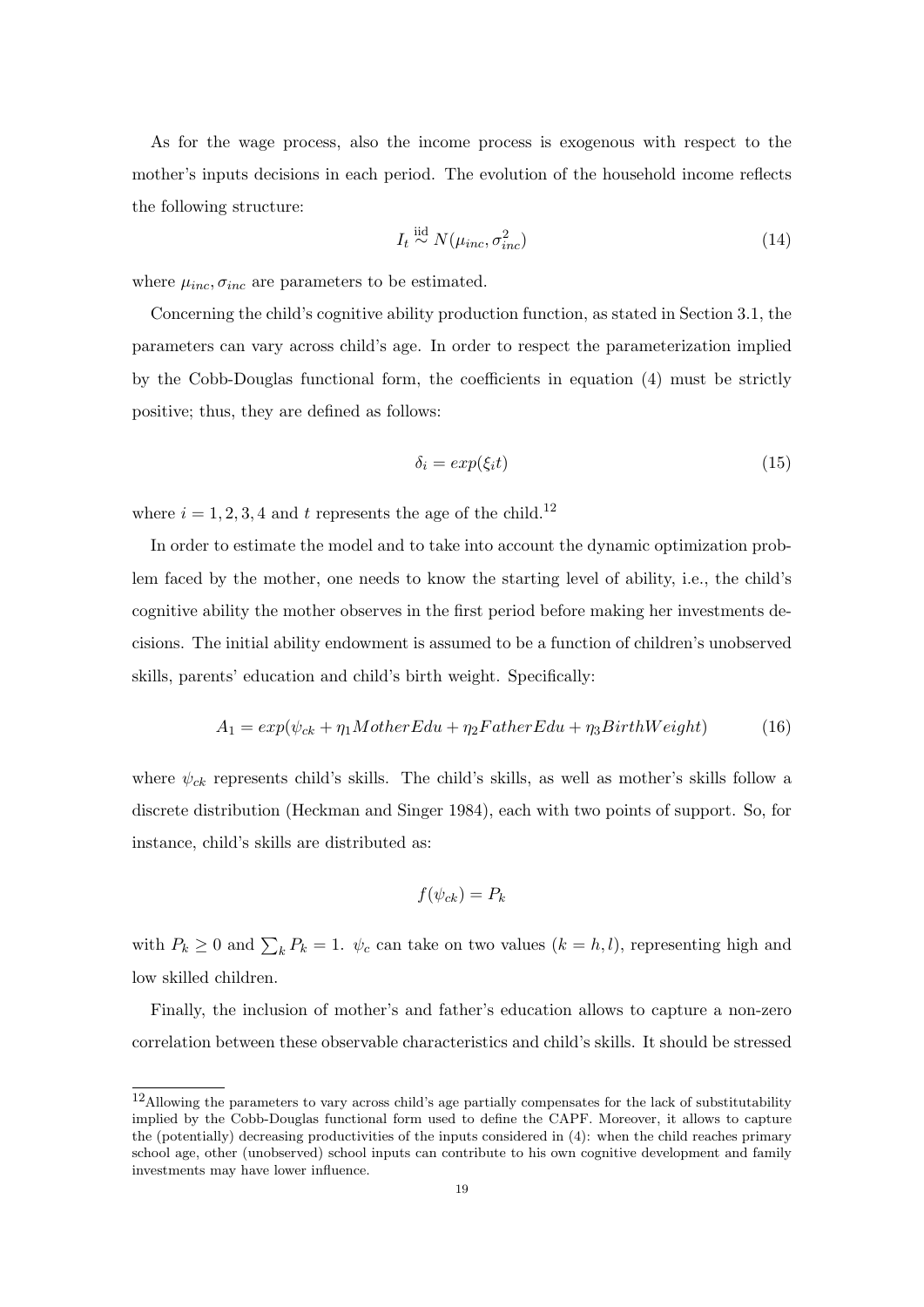As for the wage process, also the income process is exogenous with respect to the mother's inputs decisions in each period. The evolution of the household income reflects the following structure:

$$I_t \overset{\text{iid}}{\sim} N(\mu_{inc}, \sigma^2_{inc}) \tag{14}$$

where $\mu_{inc}, \sigma_{inc}$ are parameters to be estimated.

Concerning the child's cognitive ability production function, as stated in Section 3.1, the parameters can vary across child's age. In order to respect the parameterization implied by the Cobb-Douglas functional form, the coefficients in equation (4) must be strictly positive; thus, they are defined as follows:

$$\delta_i = exp(\xi_i t) \tag{15}$$

where $i = 1, 2, 3, 4$ and $t$ represents the age of the child.[12]

In order to estimate the model and to take into account the dynamic optimization problem faced by the mother, one needs to know the starting level of ability, i.e., the child's cognitive ability the mother observes in the first period before making her investments decisions. The initial ability endowment is assumed to be a function of children's unobserved skills, parents' education and child's birth weight. Specifically:

$$A_1 = exp(\psi_{ck} + \eta_1 MotherEdu + \eta_2 FatherEdu + \eta_3 BirthWeight) \tag{16}$$

where $\psi_{ck}$ represents child's skills. The child's skills, as well as mother's skills follow a discrete distribution (Heckman and Singer 1984), each with two points of support. So, for instance, child's skills are distributed as:

$$f(\psi_{ck}) = P_k$$

with $P_k \geq 0$ and $\sum_k P_k = 1$. $\psi_c$ can take on two values ($k = h, l$), representing high and low skilled children.

Finally, the inclusion of mother's and father's education allows to capture a non-zero correlation between these observable characteristics and child's skills. It should be stressed

[12]Allowing the parameters to vary across child's age partially compensates for the lack of substitutability implied by the Cobb-Douglas functional form used to define the CAPF. Moreover, it allows to capture the (potentially) decreasing productivities of the inputs considered in (4): when the child reaches primary school age, other (unobserved) school inputs can contribute to his own cognitive development and family investments may have lower influence.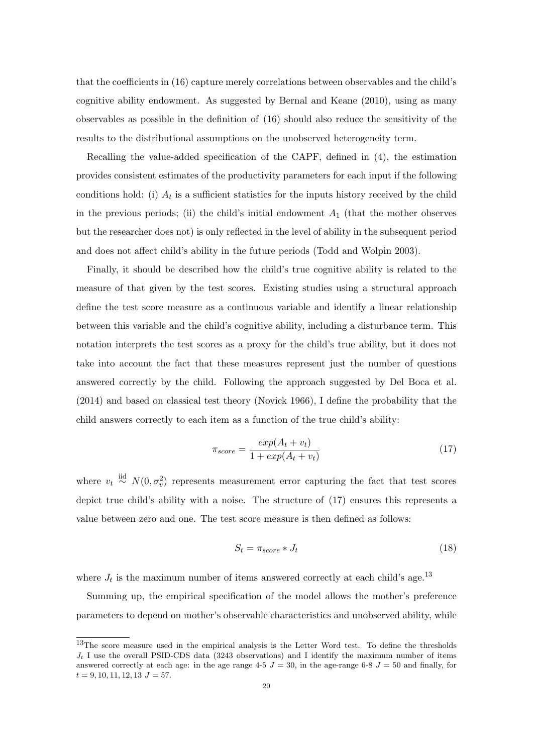that the coefficients in (16) capture merely correlations between observables and the child's cognitive ability endowment. As suggested by Bernal and Keane (2010), using as many observables as possible in the definition of (16) should also reduce the sensitivity of the results to the distributional assumptions on the unobserved heterogeneity term.

Recalling the value-added specification of the CAPF, defined in (4), the estimation provides consistent estimates of the productivity parameters for each input if the following conditions hold: (i) $A_t$ is a sufficient statistics for the inputs history received by the child in the previous periods; (ii) the child's initial endowment $A_1$ (that the mother observes but the researcher does not) is only reflected in the level of ability in the subsequent period and does not affect child's ability in the future periods (Todd and Wolpin 2003).

Finally, it should be described how the child's true cognitive ability is related to the measure of that given by the test scores. Existing studies using a structural approach define the test score measure as a continuous variable and identify a linear relationship between this variable and the child's cognitive ability, including a disturbance term. This notation interprets the test scores as a proxy for the child's true ability, but it does not take into account the fact that these measures represent just the number of questions answered correctly by the child. Following the approach suggested by Del Boca et al. (2014) and based on classical test theory (Novick 1966), I define the probability that the child answers correctly to each item as a function of the true child's ability:

$$\pi_{score} = \frac{exp(A_t + v_t)}{1 + exp(A_t + v_t)} \tag{17}$$

where $v_t \overset{\text{iid}}{\sim} N(0, \sigma_v^2)$ represents measurement error capturing the fact that test scores depict true child's ability with a noise. The structure of (17) ensures this represents a value between zero and one. The test score measure is then defined as follows:

$$S_t = \pi_{score} * J_t \tag{18}$$

where $J_t$ is the maximum number of items answered correctly at each child's age.[13]

Summing up, the empirical specification of the model allows the mother's preference parameters to depend on mother's observable characteristics and unobserved ability, while

[13] The score measure used in the empirical analysis is the Letter Word test. To define the thresholds $J_t$ I use the overall PSID-CDS data (3243 observations) and I identify the maximum number of items answered correctly at each age: in the age range 4-5 $J = 30$, in the age-range 6-8 $J = 50$ and finally, for $t = 9, 10, 11, 12, 13$ $J = 57$.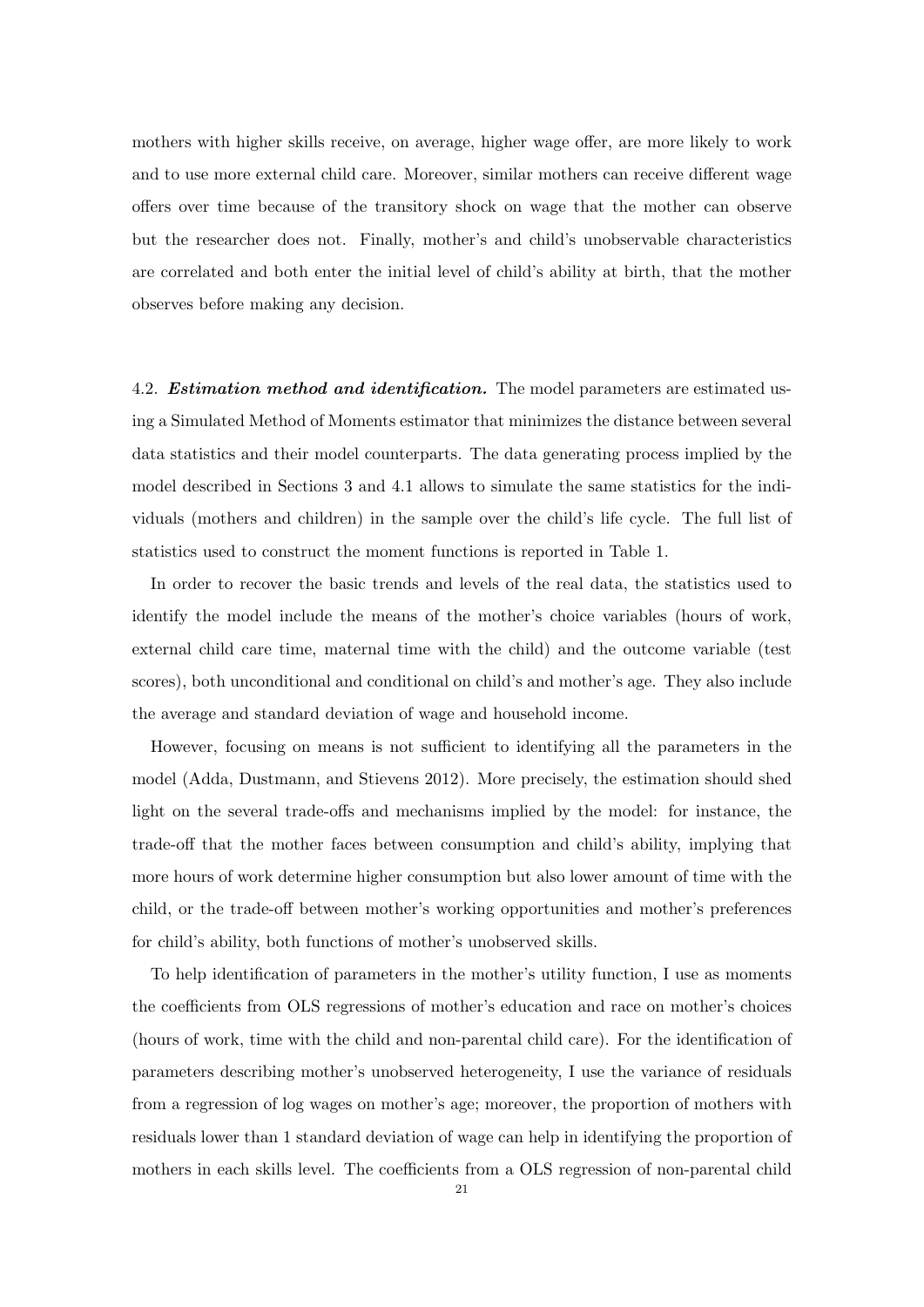mothers with higher skills receive, on average, higher wage offer, are more likely to work and to use more external child care. Moreover, similar mothers can receive different wage offers over time because of the transitory shock on wage that the mother can observe but the researcher does not. Finally, mother's and child's unobservable characteristics are correlated and both enter the initial level of child's ability at birth, that the mother observes before making any decision.

4.2. ***Estimation method and identification.*** The model parameters are estimated using a Simulated Method of Moments estimator that minimizes the distance between several data statistics and their model counterparts. The data generating process implied by the model described in Sections 3 and 4.1 allows to simulate the same statistics for the individuals (mothers and children) in the sample over the child's life cycle. The full list of statistics used to construct the moment functions is reported in Table 1.

In order to recover the basic trends and levels of the real data, the statistics used to identify the model include the means of the mother's choice variables (hours of work, external child care time, maternal time with the child) and the outcome variable (test scores), both unconditional and conditional on child's and mother's age. They also include the average and standard deviation of wage and household income.

However, focusing on means is not sufficient to identifying all the parameters in the model (Adda, Dustmann, and Stievens 2012). More precisely, the estimation should shed light on the several trade-offs and mechanisms implied by the model: for instance, the trade-off that the mother faces between consumption and child's ability, implying that more hours of work determine higher consumption but also lower amount of time with the child, or the trade-off between mother's working opportunities and mother's preferences for child's ability, both functions of mother's unobserved skills.

To help identification of parameters in the mother's utility function, I use as moments the coefficients from OLS regressions of mother's education and race on mother's choices (hours of work, time with the child and non-parental child care). For the identification of parameters describing mother's unobserved heterogeneity, I use the variance of residuals from a regression of log wages on mother's age; moreover, the proportion of mothers with residuals lower than 1 standard deviation of wage can help in identifying the proportion of mothers in each skills level. The coefficients from a OLS regression of non-parental child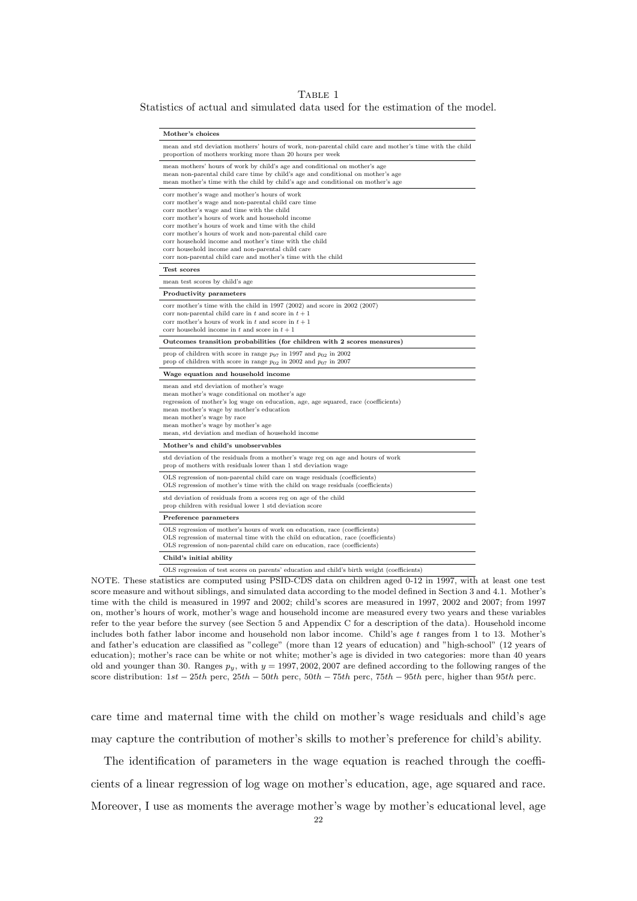Table 1

Statistics of actual and simulated data used for the estimation of the model.

| **Mother's choices** |
|---|
| mean and std deviation mothers' hours of work, non-parental child care and mother's time with the child<br>proportion of mothers working more than 20 hours per week |
| mean mothers' hours of work by child's age and conditional on mother's age<br>mean non-parental child care time by child's age and conditional on mother's age<br>mean mother's time with the child by child's age and conditional on mother's age |
| corr mother's wage and mother's hours of work<br>corr mother's wage and non-parental child care time<br>corr mother's wage and time with the child<br>corr mother's hours of work and household income<br>corr mother's hours of work and time with the child<br>corr mother's hours of work and non-parental child care<br>corr household income and mother's time with the child<br>corr household income and non-parental child care<br>corr non-parental child care and mother's time with the child |
| **Test scores** |
| mean test scores by child's age |
| **Productivity parameters** |
| corr mother's time with the child in 1997 (2002) and score in 2002 (2007)<br>corr non-parental child care in $t$ and score in $t+1$<br>corr mother's hours of work in $t$ and score in $t+1$<br>corr household income in $t$ and score in $t+1$ |
| **Outcomes transition probabilities (for children with 2 scores measures)** |
| prop of children with score in range $p_{97}$ in 1997 and $p_{02}$ in 2002<br>prop of children with score in range $p_{02}$ in 2002 and $p_{07}$ in 2007 |
| **Wage equation and household income** |
| mean and std deviation of mother's wage<br>mean mother's wage conditional on mother's age<br>regression of mother's log wage on education, age, age squared, race (coefficients)<br>mean mother's wage by mother's education<br>mean mother's wage by race<br>mean mother's wage by mother's age<br>mean, std deviation and median of household income |
| **Mother's and child's unobservables** |
| std deviation of the residuals from a mother's wage reg on age and hours of work<br>prop of mothers with residuals lower than 1 std deviation wage |
| OLS regression of non-parental child care on wage residuals (coefficients)<br>OLS regression of mother's time with the child on wage residuals (coefficients) |
| std deviation of residuals from a scores reg on age of the child<br>prop children with residual lower 1 std deviation score |
| **Preference parameters** |
| OLS regression of mother's hours of work on education, race (coefficients)<br>OLS regression of maternal time with the child on education, race (coefficients)<br>OLS regression of non-parental child care on education, race (coefficients) |
| **Child's initial ability** |
| OLS regression of test scores on parents' education and child's birth weight (coefficients) |

NOTE. These statistics are computed using PSID-CDS data on children aged 0-12 in 1997, with at least one test score measure and without siblings, and simulated data according to the model defined in Section 3 and 4.1. Mother's time with the child is measured in 1997 and 2002; child's scores are measured in 1997, 2002 and 2007; from 1997 on, mother's hours of work, mother's wage and household income are measured every two years and these variables refer to the year before the survey (see Section 5 and Appendix C for a description of the data). Household income includes both father labor income and household non labor income. Child's age $t$ ranges from 1 to 13. Mother's and father's education are classified as "college" (more than 12 years of education) and "high-school" (12 years of education); mother's race can be white or not white; mother's age is divided in two categories: more than 40 years old and younger than 30. Ranges $p_y$, with $y = 1997, 2002, 2007$ are defined according to the following ranges of the score distribution: $1st-25th$ perc, $25th-50th$ perc, $50th-75th$ perc, $75th-95th$ perc, higher than $95th$ perc.

care time and maternal time with the child on mother's wage residuals and child's age may capture the contribution of mother's skills to mother's preference for child's ability.

The identification of parameters in the wage equation is reached through the coefficients of a linear regression of log wage on mother's education, age, age squared and race. Moreover, I use as moments the average mother's wage by mother's educational level, age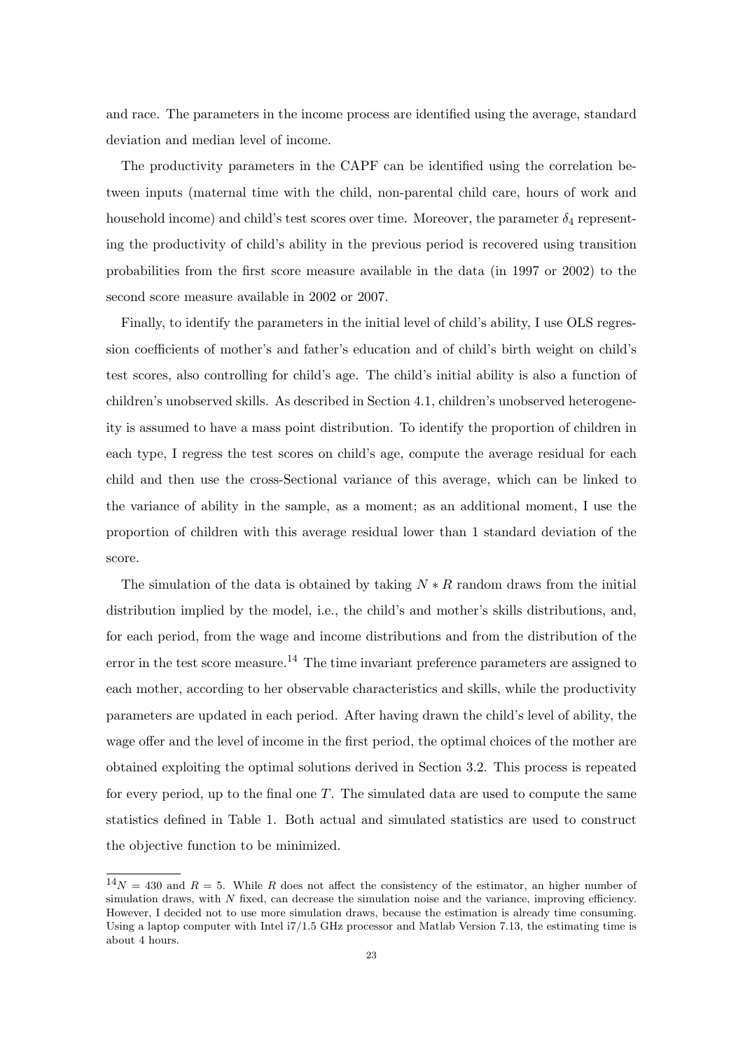and race. The parameters in the income process are identified using the average, standard deviation and median level of income.

The productivity parameters in the CAPF can be identified using the correlation between inputs (maternal time with the child, non-parental child care, hours of work and household income) and child's test scores over time. Moreover, the parameter $\delta_4$ representing the productivity of child's ability in the previous period is recovered using transition probabilities from the first score measure available in the data (in 1997 or 2002) to the second score measure available in 2002 or 2007.

Finally, to identify the parameters in the initial level of child's ability, I use OLS regression coefficients of mother's and father's education and of child's birth weight on child's test scores, also controlling for child's age. The child's initial ability is also a function of children's unobserved skills. As described in Section 4.1, children's unobserved heterogeneity is assumed to have a mass point distribution. To identify the proportion of children in each type, I regress the test scores on child's age, compute the average residual for each child and then use the cross-Sectional variance of this average, which can be linked to the variance of ability in the sample, as a moment; as an additional moment, I use the proportion of children with this average residual lower than 1 standard deviation of the score.

The simulation of the data is obtained by taking $N * R$ random draws from the initial distribution implied by the model, i.e., the child's and mother's skills distributions, and, for each period, from the wage and income distributions and from the distribution of the error in the test score measure.[14] The time invariant preference parameters are assigned to each mother, according to her observable characteristics and skills, while the productivity parameters are updated in each period. After having drawn the child's level of ability, the wage offer and the level of income in the first period, the optimal choices of the mother are obtained exploiting the optimal solutions derived in Section 3.2. This process is repeated for every period, up to the final one $T$. The simulated data are used to compute the same statistics defined in Table 1. Both actual and simulated statistics are used to construct the objective function to be minimized.

[14] $N = 430$ and $R = 5$. While $R$ does not affect the consistency of the estimator, an higher number of simulation draws, with $N$ fixed, can decrease the simulation noise and the variance, improving efficiency. However, I decided not to use more simulation draws, because the estimation is already time consuming. Using a laptop computer with Intel i7/1.5 GHz processor and Matlab Version 7.13, the estimating time is about 4 hours.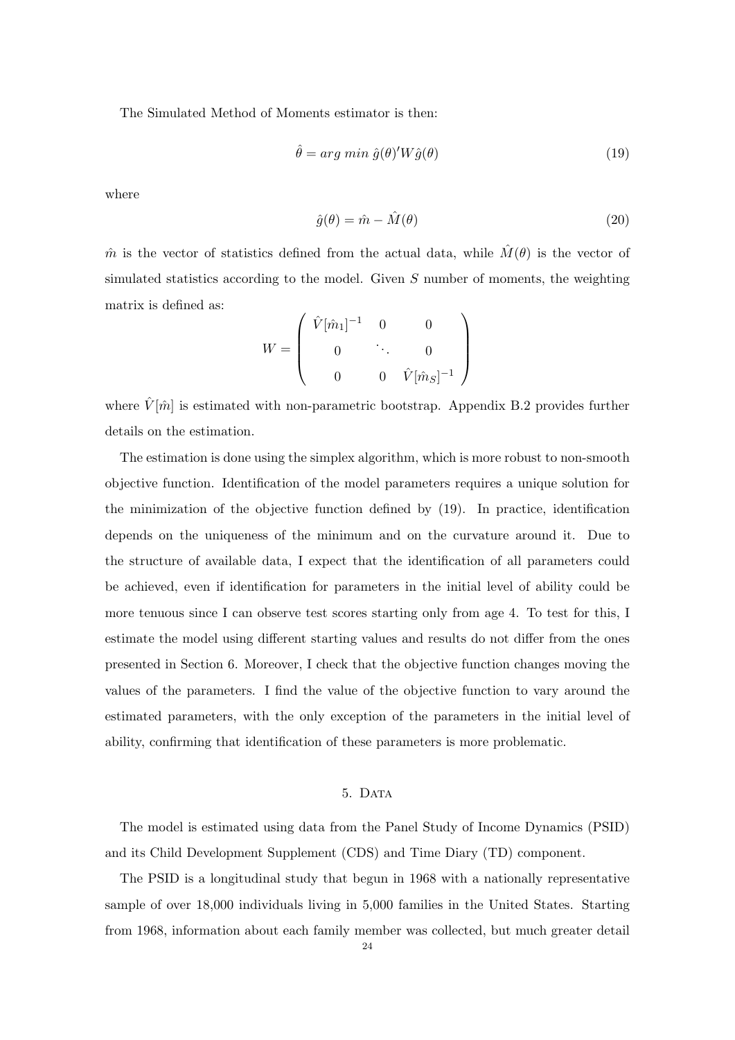The Simulated Method of Moments estimator is then:

$$\hat{\theta} = arg\ min\ \hat{g}(\theta)' W \hat{g}(\theta) \tag{19}$$

where

$$\hat{g}(\theta) = \hat{m} - \hat{M}(\theta) \tag{20}$$

$\hat{m}$ is the vector of statistics defined from the actual data, while $\hat{M}(\theta)$ is the vector of simulated statistics according to the model. Given $S$ number of moments, the weighting matrix is defined as:

$$W = \begin{pmatrix} \hat{V}[\hat{m}_1]^{-1} & 0 & 0 \\ 0 & \ddots & 0 \\ 0 & 0 & \hat{V}[\hat{m}_S]^{-1} \end{pmatrix}$$

where $\hat{V}[\hat{m}]$ is estimated with non-parametric bootstrap. Appendix B.2 provides further details on the estimation.

The estimation is done using the simplex algorithm, which is more robust to non-smooth objective function. Identification of the model parameters requires a unique solution for the minimization of the objective function defined by (19). In practice, identification depends on the uniqueness of the minimum and on the curvature around it. Due to the structure of available data, I expect that the identification of all parameters could be achieved, even if identification for parameters in the initial level of ability could be more tenuous since I can observe test scores starting only from age 4. To test for this, I estimate the model using different starting values and results do not differ from the ones presented in Section 6. Moreover, I check that the objective function changes moving the values of the parameters. I find the value of the objective function to vary around the estimated parameters, with the only exception of the parameters in the initial level of ability, confirming that identification of these parameters is more problematic.

## 5. Data

The model is estimated using data from the Panel Study of Income Dynamics (PSID) and its Child Development Supplement (CDS) and Time Diary (TD) component.

The PSID is a longitudinal study that begun in 1968 with a nationally representative sample of over 18,000 individuals living in 5,000 families in the United States. Starting from 1968, information about each family member was collected, but much greater detail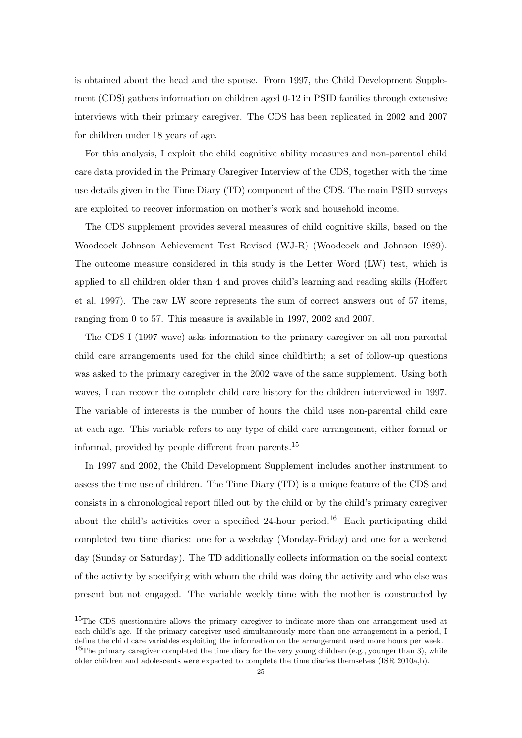is obtained about the head and the spouse. From 1997, the Child Development Supplement (CDS) gathers information on children aged 0-12 in PSID families through extensive interviews with their primary caregiver. The CDS has been replicated in 2002 and 2007 for children under 18 years of age.

For this analysis, I exploit the child cognitive ability measures and non-parental child care data provided in the Primary Caregiver Interview of the CDS, together with the time use details given in the Time Diary (TD) component of the CDS. The main PSID surveys are exploited to recover information on mother's work and household income.

The CDS supplement provides several measures of child cognitive skills, based on the Woodcock Johnson Achievement Test Revised (WJ-R) (Woodcock and Johnson 1989). The outcome measure considered in this study is the Letter Word (LW) test, which is applied to all children older than 4 and proves child's learning and reading skills (Hoffert et al. 1997). The raw LW score represents the sum of correct answers out of 57 items, ranging from 0 to 57. This measure is available in 1997, 2002 and 2007.

The CDS I (1997 wave) asks information to the primary caregiver on all non-parental child care arrangements used for the child since childbirth; a set of follow-up questions was asked to the primary caregiver in the 2002 wave of the same supplement. Using both waves, I can recover the complete child care history for the children interviewed in 1997. The variable of interests is the number of hours the child uses non-parental child care at each age. This variable refers to any type of child care arrangement, either formal or informal, provided by people different from parents.[15]

In 1997 and 2002, the Child Development Supplement includes another instrument to assess the time use of children. The Time Diary (TD) is a unique feature of the CDS and consists in a chronological report filled out by the child or by the child's primary caregiver about the child's activities over a specified 24-hour period.[16] Each participating child completed two time diaries: one for a weekday (Monday-Friday) and one for a weekend day (Sunday or Saturday). The TD additionally collects information on the social context of the activity by specifying with whom the child was doing the activity and who else was present but not engaged. The variable weekly time with the mother is constructed by

[15] The CDS questionnaire allows the primary caregiver to indicate more than one arrangement used at each child's age. If the primary caregiver used simultaneously more than one arrangement in a period, I define the child care variables exploiting the information on the arrangement used more hours per week.

[16] The primary caregiver completed the time diary for the very young children (e.g., younger than 3), while older children and adolescents were expected to complete the time diaries themselves (ISR 2010a,b).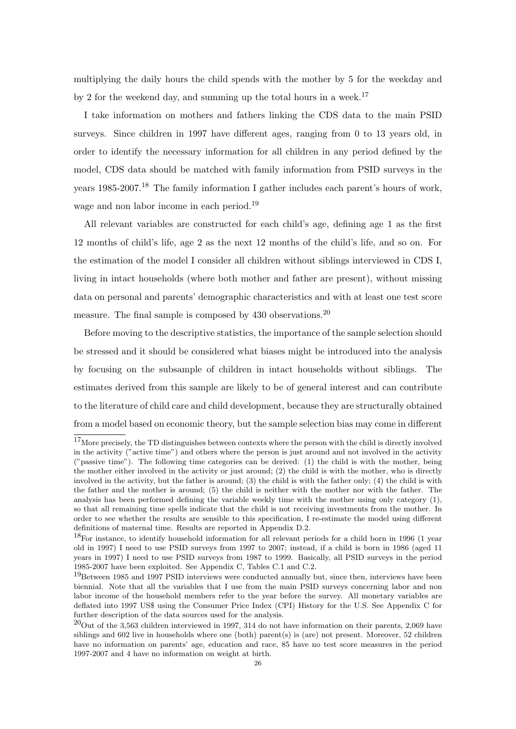multiplying the daily hours the child spends with the mother by 5 for the weekday and by 2 for the weekend day, and summing up the total hours in a week.[17]

I take information on mothers and fathers linking the CDS data to the main PSID surveys. Since children in 1997 have different ages, ranging from 0 to 13 years old, in order to identify the necessary information for all children in any period defined by the model, CDS data should be matched with family information from PSID surveys in the years 1985-2007.[18] The family information I gather includes each parent's hours of work, wage and non labor income in each period.[19]

All relevant variables are constructed for each child's age, defining age 1 as the first 12 months of child's life, age 2 as the next 12 months of the child's life, and so on. For the estimation of the model I consider all children without siblings interviewed in CDS I, living in intact households (where both mother and father are present), without missing data on personal and parents' demographic characteristics and with at least one test score measure. The final sample is composed by 430 observations.[20]

Before moving to the descriptive statistics, the importance of the sample selection should be stressed and it should be considered what biases might be introduced into the analysis by focusing on the subsample of children in intact households without siblings. The estimates derived from this sample are likely to be of general interest and can contribute to the literature of child care and child development, because they are structurally obtained from a model based on economic theory, but the sample selection bias may come in different

[17] More precisely, the TD distinguishes between contexts where the person with the child is directly involved in the activity ("active time") and others where the person is just around and not involved in the activity ("passive time"). The following time categories can be derived: (1) the child is with the mother, being the mother either involved in the activity or just around; (2) the child is with the mother, who is directly involved in the activity, but the father is around; (3) the child is with the father only; (4) the child is with the father and the mother is around; (5) the child is neither with the mother nor with the father. The analysis has been performed defining the variable weekly time with the mother using only category (1), so that all remaining time spells indicate that the child is not receiving investments from the mother. In order to see whether the results are sensible to this specification, I re-estimate the model using different definitions of maternal time. Results are reported in Appendix D.2.

[18] For instance, to identify household information for all relevant periods for a child born in 1996 (1 year old in 1997) I need to use PSID surveys from 1997 to 2007; instead, if a child is born in 1986 (aged 11 years in 1997) I need to use PSID surveys from 1987 to 1999. Basically, all PSID surveys in the period 1985-2007 have been exploited. See Appendix C, Tables C.1 and C.2.

[19] Between 1985 and 1997 PSID interviews were conducted annually but, since then, interviews have been biennial. Note that all the variables that I use from the main PSID surveys concerning labor and non labor income of the household members refer to the year before the survey. All monetary variables are deflated into 1997 US$ using the Consumer Price Index (CPI) History for the U.S. See Appendix C for further description of the data sources used for the analysis.

[20] Out of the 3,563 children interviewed in 1997, 314 do not have information on their parents, 2,069 have siblings and 602 live in households where one (both) parent(s) is (are) not present. Moreover, 52 children have no information on parents' age, education and race, 85 have no test score measures in the period 1997-2007 and 4 have no information on weight at birth.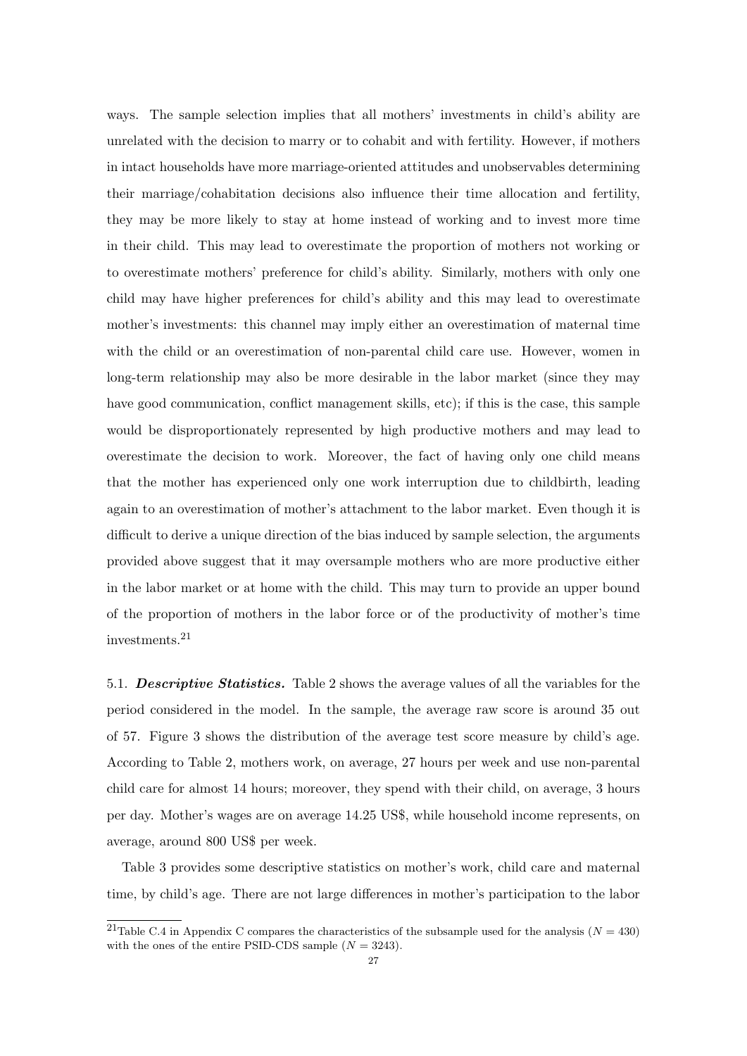ways. The sample selection implies that all mothers' investments in child's ability are unrelated with the decision to marry or to cohabit and with fertility. However, if mothers in intact households have more marriage-oriented attitudes and unobservables determining their marriage/cohabitation decisions also influence their time allocation and fertility, they may be more likely to stay at home instead of working and to invest more time in their child. This may lead to overestimate the proportion of mothers not working or to overestimate mothers' preference for child's ability. Similarly, mothers with only one child may have higher preferences for child's ability and this may lead to overestimate mother's investments: this channel may imply either an overestimation of maternal time with the child or an overestimation of non-parental child care use. However, women in long-term relationship may also be more desirable in the labor market (since they may have good communication, conflict management skills, etc); if this is the case, this sample would be disproportionately represented by high productive mothers and may lead to overestimate the decision to work. Moreover, the fact of having only one child means that the mother has experienced only one work interruption due to childbirth, leading again to an overestimation of mother's attachment to the labor market. Even though it is difficult to derive a unique direction of the bias induced by sample selection, the arguments provided above suggest that it may oversample mothers who are more productive either in the labor market or at home with the child. This may turn to provide an upper bound of the proportion of mothers in the labor force or of the productivity of mother's time investments.[21]

5.1. ***Descriptive Statistics.*** Table 2 shows the average values of all the variables for the period considered in the model. In the sample, the average raw score is around 35 out of 57. Figure 3 shows the distribution of the average test score measure by child's age. According to Table 2, mothers work, on average, 27 hours per week and use non-parental child care for almost 14 hours; moreover, they spend with their child, on average, 3 hours per day. Mother's wages are on average 14.25 US$, while household income represents, on average, around 800 US$ per week.

Table 3 provides some descriptive statistics on mother's work, child care and maternal time, by child's age. There are not large differences in mother's participation to the labor

[21] Table C.4 in Appendix C compares the characteristics of the subsample used for the analysis ($N = 430$) with the ones of the entire PSID-CDS sample ($N = 3243$).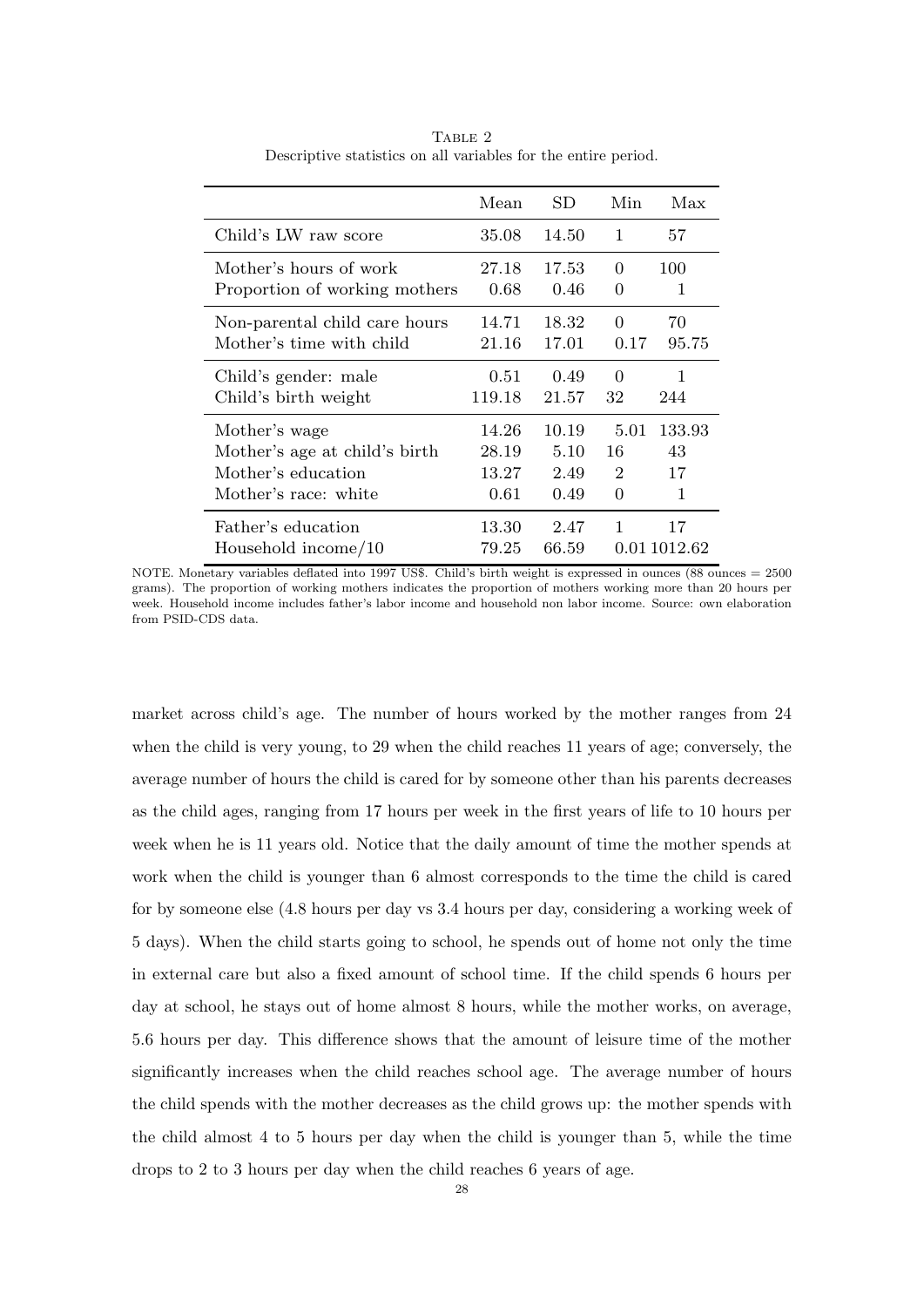Table 2

Descriptive statistics on all variables for the entire period.

| | Mean | SD | Min | Max |
|---|---|---|---|---|
| Child's LW raw score | 35.08 | 14.50 | 1 | 57 |
| Mother's hours of work | 27.18 | 17.53 | 0 | 100 |
| Proportion of working mothers | 0.68 | 0.46 | 0 | 1 |
| Non-parental child care hours | 14.71 | 18.32 | 0 | 70 |
| Mother's time with child | 21.16 | 17.01 | 0.17 | 95.75 |
| Child's gender: male | 0.51 | 0.49 | 0 | 1 |
| Child's birth weight | 119.18 | 21.57 | 32 | 244 |
| Mother's wage | 14.26 | 10.19 | 5.01 | 133.93 |
| Mother's age at child's birth | 28.19 | 5.10 | 16 | 43 |
| Mother's education | 13.27 | 2.49 | 2 | 17 |
| Mother's race: white | 0.61 | 0.49 | 0 | 1 |
| Father's education | 13.30 | 2.47 | 1 | 17 |
| Household income/10 | 79.25 | 66.59 | 0.01 | 1012.62 |

NOTE. Monetary variables deflated into 1997 US$. Child's birth weight is expressed in ounces (88 ounces = 2500 grams). The proportion of working mothers indicates the proportion of mothers working more than 20 hours per week. Household income includes father's labor income and household non labor income. Source: own elaboration from PSID-CDS data.

market across child's age. The number of hours worked by the mother ranges from 24 when the child is very young, to 29 when the child reaches 11 years of age; conversely, the average number of hours the child is cared for by someone other than his parents decreases as the child ages, ranging from 17 hours per week in the first years of life to 10 hours per week when he is 11 years old. Notice that the daily amount of time the mother spends at work when the child is younger than 6 almost corresponds to the time the child is cared for by someone else (4.8 hours per day vs 3.4 hours per day, considering a working week of 5 days). When the child starts going to school, he spends out of home not only the time in external care but also a fixed amount of school time. If the child spends 6 hours per day at school, he stays out of home almost 8 hours, while the mother works, on average, 5.6 hours per day. This difference shows that the amount of leisure time of the mother significantly increases when the child reaches school age. The average number of hours the child spends with the mother decreases as the child grows up: the mother spends with the child almost 4 to 5 hours per day when the child is younger than 5, while the time drops to 2 to 3 hours per day when the child reaches 6 years of age.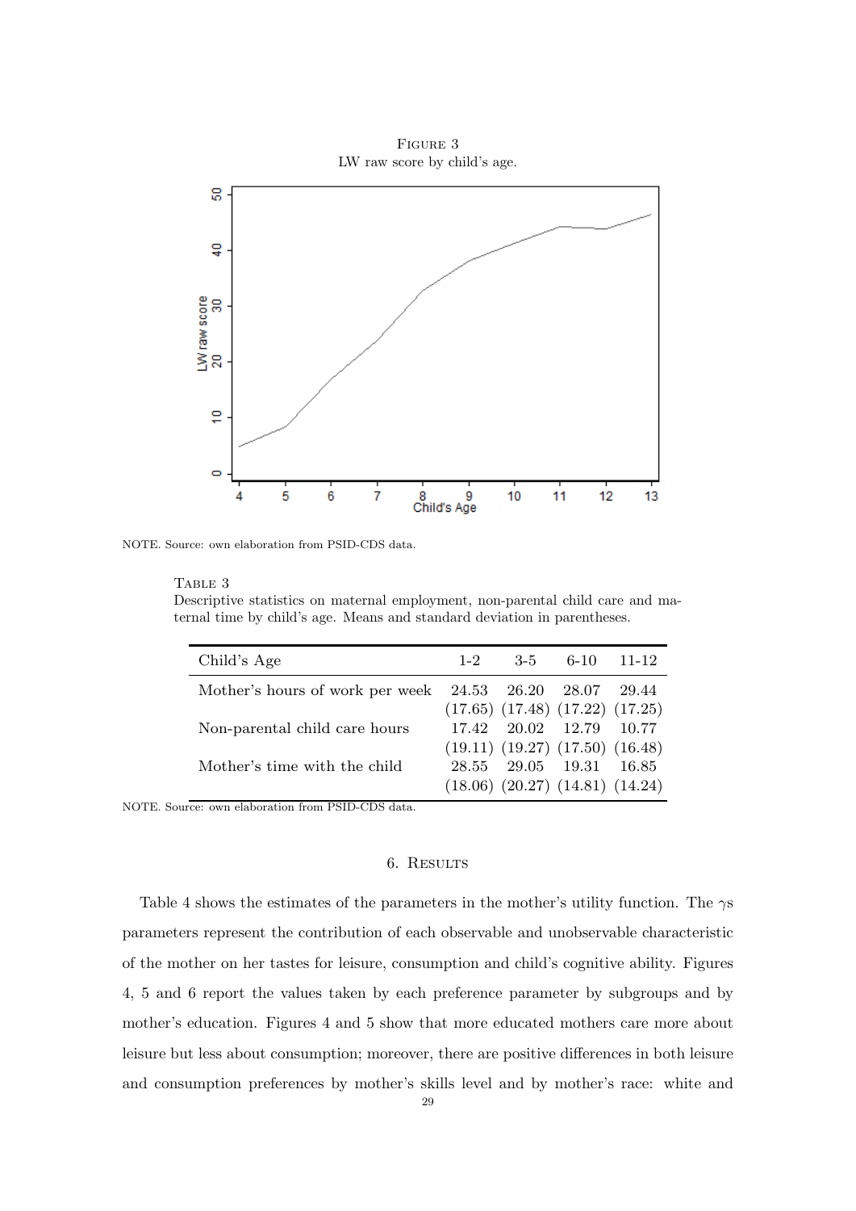FIGURE 3
LW raw score by child's age.

NOTE. Source: own elaboration from PSID-CDS data.

TABLE 3
Descriptive statistics on maternal employment, non-parental child care and maternal time by child's age. Means and standard deviation in parentheses.

| Child's Age | 1-2 | 3-5 | 6-10 | 11-12 |
|---|---|---|---|---|
| Mother's hours of work per week | 24.53 | 26.20 | 28.07 | 29.44 |
| | (17.65) | (17.48) | (17.22) | (17.25) |
| Non-parental child care hours | 17.42 | 20.02 | 12.79 | 10.77 |
| | (19.11) | (19.27) | (17.50) | (16.48) |
| Mother's time with the child | 28.55 | 29.05 | 19.31 | 16.85 |
| | (18.06) | (20.27) | (14.81) | (14.24) |

NOTE. Source: own elaboration from PSID-CDS data.

## 6. RESULTS

Table 4 shows the estimates of the parameters in the mother's utility function. The $\gamma$s parameters represent the contribution of each observable and unobservable characteristic of the mother on her tastes for leisure, consumption and child's cognitive ability. Figures 4, 5 and 6 report the values taken by each preference parameter by subgroups and by mother's education. Figures 4 and 5 show that more educated mothers care more about leisure but less about consumption; moreover, there are positive differences in both leisure and consumption preferences by mother's skills level and by mother's race: white and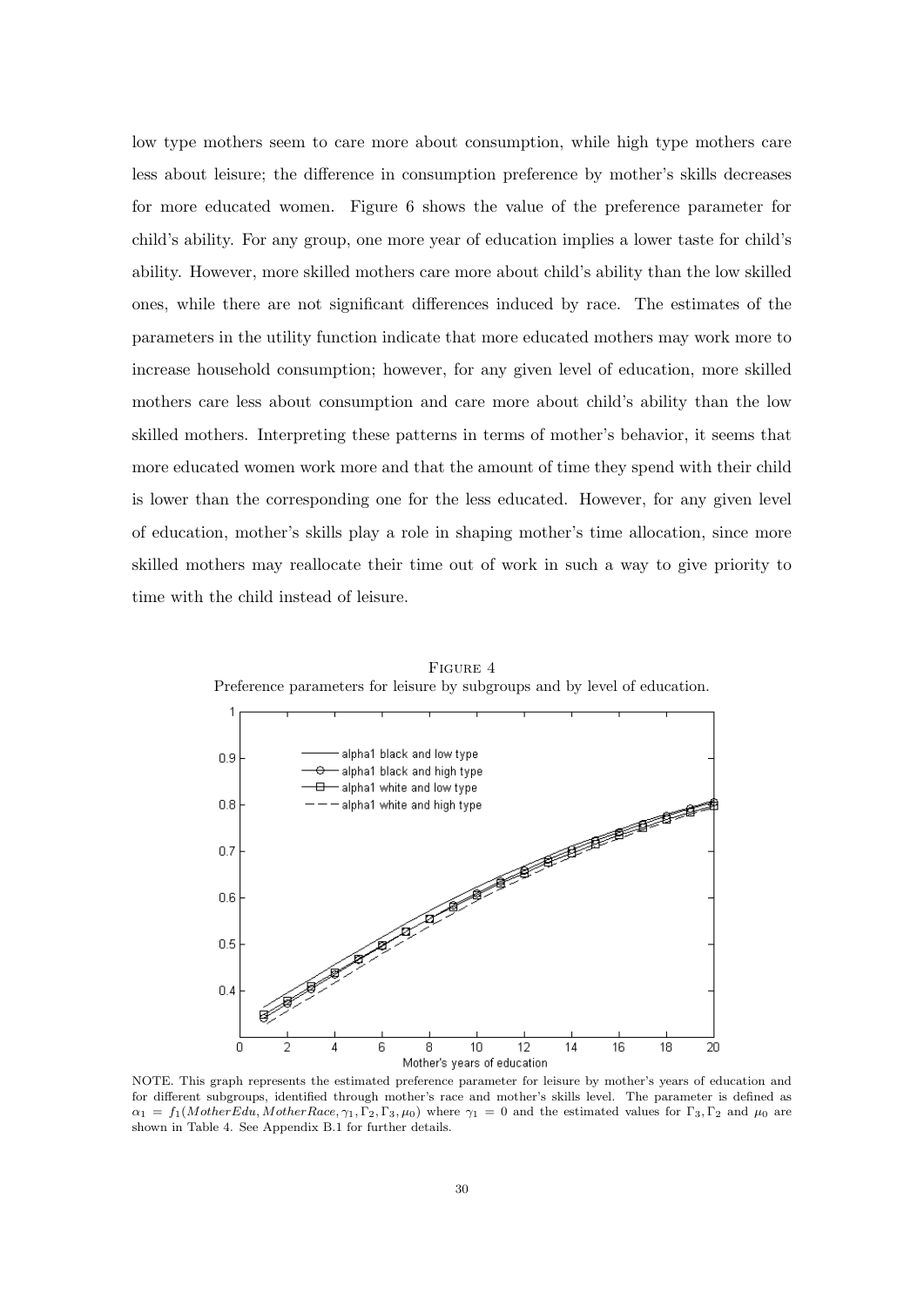low type mothers seem to care more about consumption, while high type mothers care less about leisure; the difference in consumption preference by mother's skills decreases for more educated women. Figure 6 shows the value of the preference parameter for child's ability. For any group, one more year of education implies a lower taste for child's ability. However, more skilled mothers care more about child's ability than the low skilled ones, while there are not significant differences induced by race. The estimates of the parameters in the utility function indicate that more educated mothers may work more to increase household consumption; however, for any given level of education, more skilled mothers care less about consumption and care more about child's ability than the low skilled mothers. Interpreting these patterns in terms of mother's behavior, it seems that more educated women work more and that the amount of time they spend with their child is lower than the corresponding one for the less educated. However, for any given level of education, mother's skills play a role in shaping mother's time allocation, since more skilled mothers may reallocate their time out of work in such a way to give priority to time with the child instead of leisure.

FIGURE 4

Preference parameters for leisure by subgroups and by level of education.

NOTE. This graph represents the estimated preference parameter for leisure by mother's years of education and for different subgroups, identified through mother's race and mother's skills level. The parameter is defined as $\alpha_1 = f_1(MotherEdu, MotherRace, \gamma_1, \Gamma_2, \Gamma_3, \mu_0)$ where $\gamma_1 = 0$ and the estimated values for $\Gamma_3, \Gamma_2$ and $\mu_0$ are shown in Table 4. See Appendix B.1 for further details.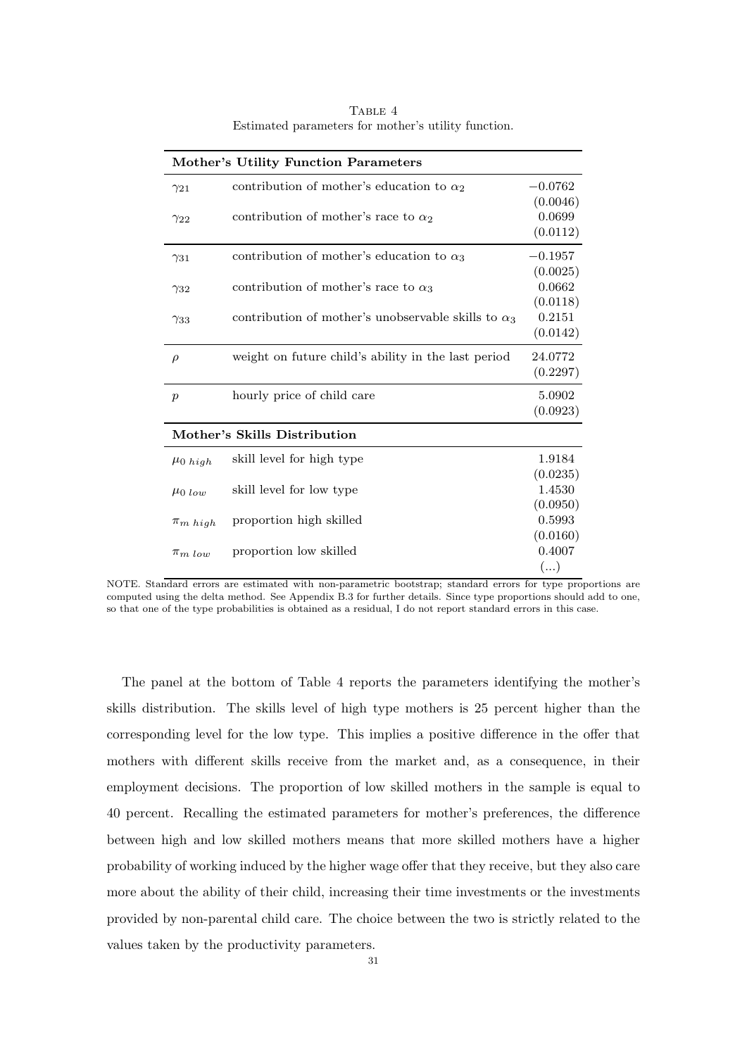TABLE 4
Estimated parameters for mother's utility function.

| **Mother's Utility Function Parameters** | | |
|---|---|---|
| $\gamma_{21}$ | contribution of mother's education to $\alpha_2$ | $-0.0762$ |
| | | (0.0046) |
| $\gamma_{22}$ | contribution of mother's race to $\alpha_2$ | 0.0699 |
| | | (0.0112) |
| $\gamma_{31}$ | contribution of mother's education to $\alpha_3$ | $-0.1957$ |
| | | (0.0025) |
| $\gamma_{32}$ | contribution of mother's race to $\alpha_3$ | 0.0662 |
| | | (0.0118) |
| $\gamma_{33}$ | contribution of mother's unobservable skills to $\alpha_3$ | 0.2151 |
| | | (0.0142) |
| $\rho$ | weight on future child's ability in the last period | 24.0772 |
| | | (0.2297) |
| $p$ | hourly price of child care | 5.0902 |
| | | (0.0923) |
| **Mother's Skills Distribution** | | |
| $\mu_{0\ high}$ | skill level for high type | 1.9184 |
| | | (0.0235) |
| $\mu_{0\ low}$ | skill level for low type | 1.4530 |
| | | (0.0950) |
| $\pi_{m\ high}$ | proportion high skilled | 0.5993 |
| | | (0.0160) |
| $\pi_{m\ low}$ | proportion low skilled | 0.4007 |
| | | (...) |

NOTE. Standard errors are estimated with non-parametric bootstrap; standard errors for type proportions are computed using the delta method. See Appendix B.3 for further details. Since type proportions should add to one, so that one of the type probabilities is obtained as a residual, I do not report standard errors in this case.

The panel at the bottom of Table 4 reports the parameters identifying the mother's skills distribution. The skills level of high type mothers is 25 percent higher than the corresponding level for the low type. This implies a positive difference in the offer that mothers with different skills receive from the market and, as a consequence, in their employment decisions. The proportion of low skilled mothers in the sample is equal to 40 percent. Recalling the estimated parameters for mother's preferences, the difference between high and low skilled mothers means that more skilled mothers have a higher probability of working induced by the higher wage offer that they receive, but they also care more about the ability of their child, increasing their time investments or the investments provided by non-parental child care. The choice between the two is strictly related to the values taken by the productivity parameters.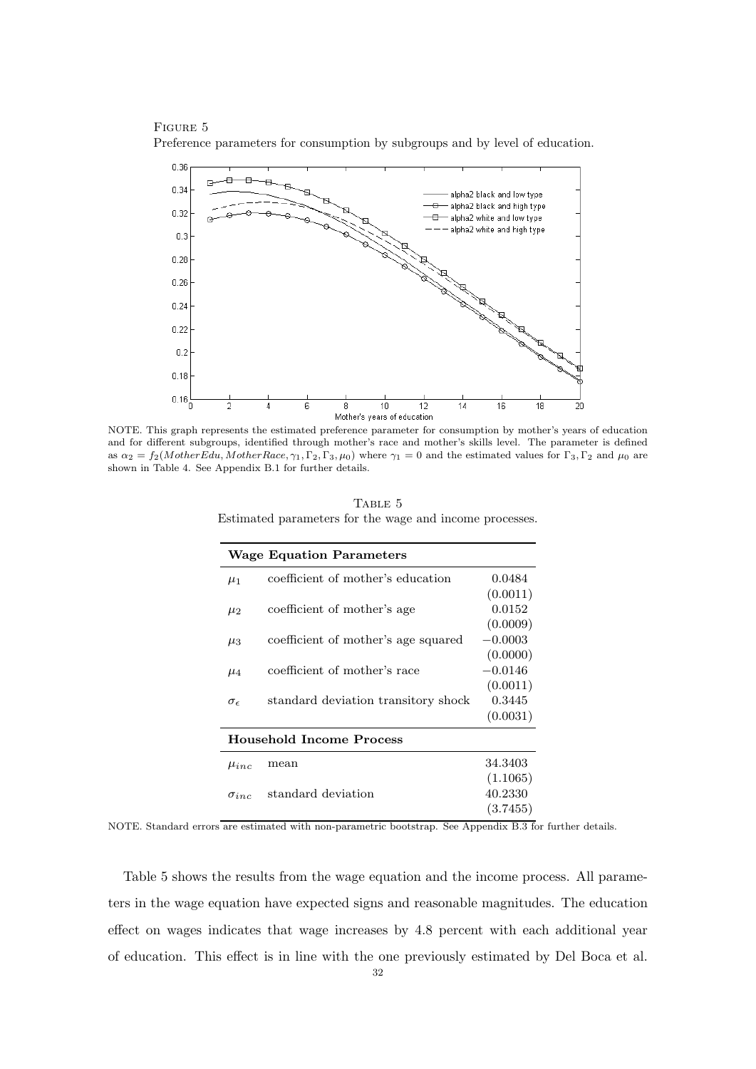Figure 5

Preference parameters for consumption by subgroups and by level of education.

NOTE. This graph represents the estimated preference parameter for consumption by mother's years of education and for different subgroups, identified through mother's race and mother's skills level. The parameter is defined as $\alpha_2 = f_2(MotherEdu, MotherRace, \gamma_1, \Gamma_2, \Gamma_3, \mu_0)$ where $\gamma_1 = 0$ and the estimated values for $\Gamma_3, \Gamma_2$ and $\mu_0$ are shown in Table 4. See Appendix B.1 for further details.

Table 5

Estimated parameters for the wage and income processes.

| **Wage Equation Parameters** | | |
|---|---|---|
| $\mu_1$ | coefficient of mother's education | 0.0484 |
| | | (0.0011) |
| $\mu_2$ | coefficient of mother's age | 0.0152 |
| | | (0.0009) |
| $\mu_3$ | coefficient of mother's age squared | $-0.0003$ |
| | | (0.0000) |
| $\mu_4$ | coefficient of mother's race | $-0.0146$ |
| | | (0.0011) |
| $\sigma_\epsilon$ | standard deviation transitory shock | 0.3445 |
| | | (0.0031) |
| **Household Income Process** | | |
| $\mu_{inc}$ | mean | 34.3403 |
| | | (1.1065) |
| $\sigma_{inc}$ | standard deviation | 40.2330 |
| | | (3.7455) |

NOTE. Standard errors are estimated with non-parametric bootstrap. See Appendix B.3 for further details.

Table 5 shows the results from the wage equation and the income process. All parameters in the wage equation have expected signs and reasonable magnitudes. The education effect on wages indicates that wage increases by 4.8 percent with each additional year of education. This effect is in line with the one previously estimated by Del Boca et al.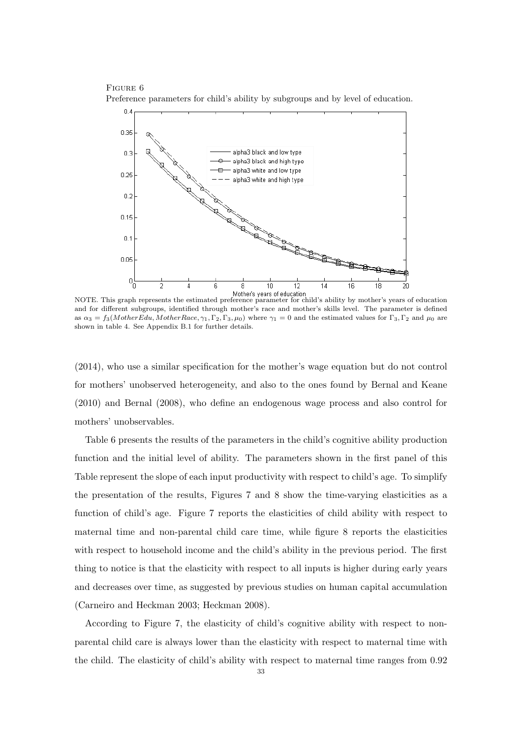Figure 6

Preference parameters for child's ability by subgroups and by level of education.

NOTE. This graph represents the estimated preference parameter for child's ability by mother's years of education and for different subgroups, identified through mother's race and mother's skills level. The parameter is defined as $\alpha_3 = f_3(MotherEdu, MotherRace, \gamma_1, \Gamma_2, \Gamma_3, \mu_0)$ where $\gamma_1 = 0$ and the estimated values for $\Gamma_3, \Gamma_2$ and $\mu_0$ are shown in table 4. See Appendix B.1 for further details.

(2014), who use a similar specification for the mother's wage equation but do not control for mothers' unobserved heterogeneity, and also to the ones found by Bernal and Keane (2010) and Bernal (2008), who define an endogenous wage process and also control for mothers' unobservables.

Table 6 presents the results of the parameters in the child's cognitive ability production function and the initial level of ability. The parameters shown in the first panel of this Table represent the slope of each input productivity with respect to child's age. To simplify the presentation of the results, Figures 7 and 8 show the time-varying elasticities as a function of child's age. Figure 7 reports the elasticities of child ability with respect to maternal time and non-parental child care time, while figure 8 reports the elasticities with respect to household income and the child's ability in the previous period. The first thing to notice is that the elasticity with respect to all inputs is higher during early years and decreases over time, as suggested by previous studies on human capital accumulation (Carneiro and Heckman 2003; Heckman 2008).

According to Figure 7, the elasticity of child's cognitive ability with respect to non-parental child care is always lower than the elasticity with respect to maternal time with the child. The elasticity of child's ability with respect to maternal time ranges from 0.92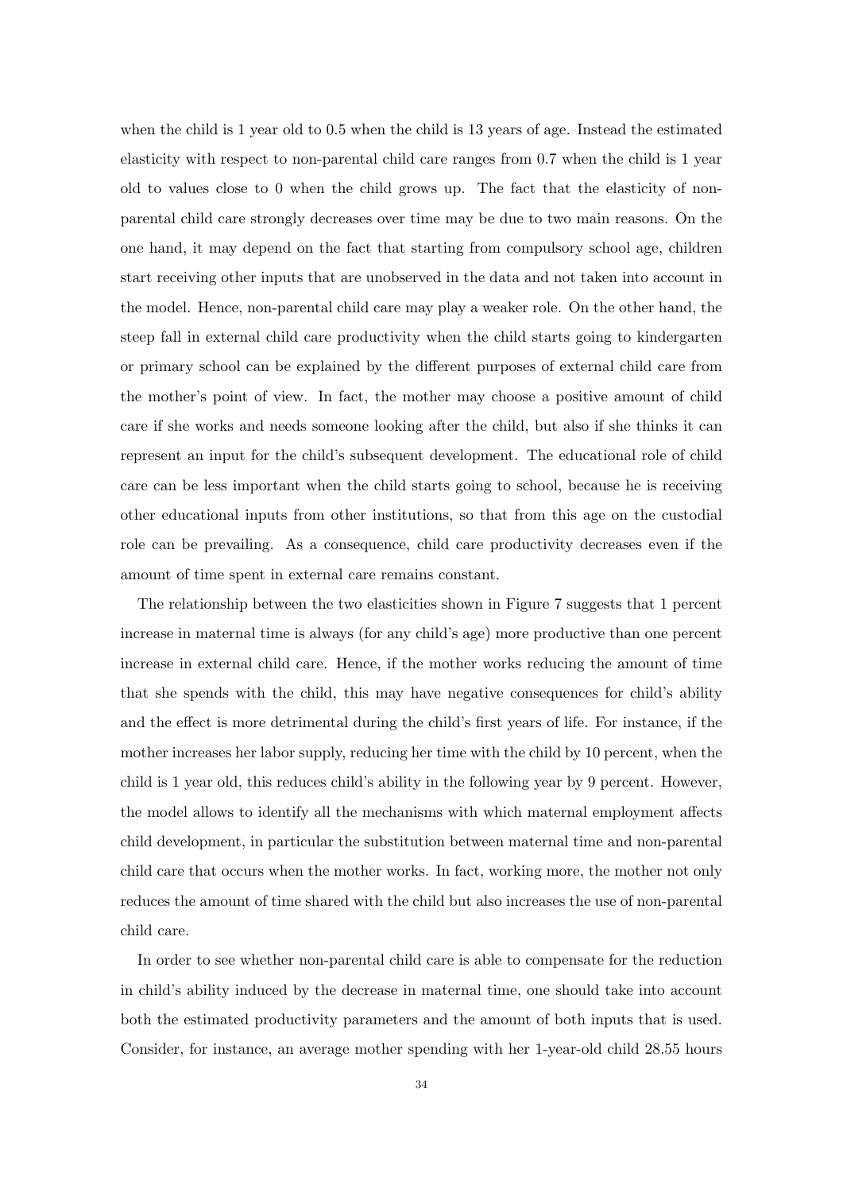when the child is 1 year old to 0.5 when the child is 13 years of age. Instead the estimated elasticity with respect to non-parental child care ranges from 0.7 when the child is 1 year old to values close to 0 when the child grows up. The fact that the elasticity of non-parental child care strongly decreases over time may be due to two main reasons. On the one hand, it may depend on the fact that starting from compulsory school age, children start receiving other inputs that are unobserved in the data and not taken into account in the model. Hence, non-parental child care may play a weaker role. On the other hand, the steep fall in external child care productivity when the child starts going to kindergarten or primary school can be explained by the different purposes of external child care from the mother's point of view. In fact, the mother may choose a positive amount of child care if she works and needs someone looking after the child, but also if she thinks it can represent an input for the child's subsequent development. The educational role of child care can be less important when the child starts going to school, because he is receiving other educational inputs from other institutions, so that from this age on the custodial role can be prevailing. As a consequence, child care productivity decreases even if the amount of time spent in external care remains constant.

The relationship between the two elasticities shown in Figure 7 suggests that 1 percent increase in maternal time is always (for any child's age) more productive than one percent increase in external child care. Hence, if the mother works reducing the amount of time that she spends with the child, this may have negative consequences for child's ability and the effect is more detrimental during the child's first years of life. For instance, if the mother increases her labor supply, reducing her time with the child by 10 percent, when the child is 1 year old, this reduces child's ability in the following year by 9 percent. However, the model allows to identify all the mechanisms with which maternal employment affects child development, in particular the substitution between maternal time and non-parental child care that occurs when the mother works. In fact, working more, the mother not only reduces the amount of time shared with the child but also increases the use of non-parental child care.

In order to see whether non-parental child care is able to compensate for the reduction in child's ability induced by the decrease in maternal time, one should take into account both the estimated productivity parameters and the amount of both inputs that is used. Consider, for instance, an average mother spending with her 1-year-old child 28.55 hours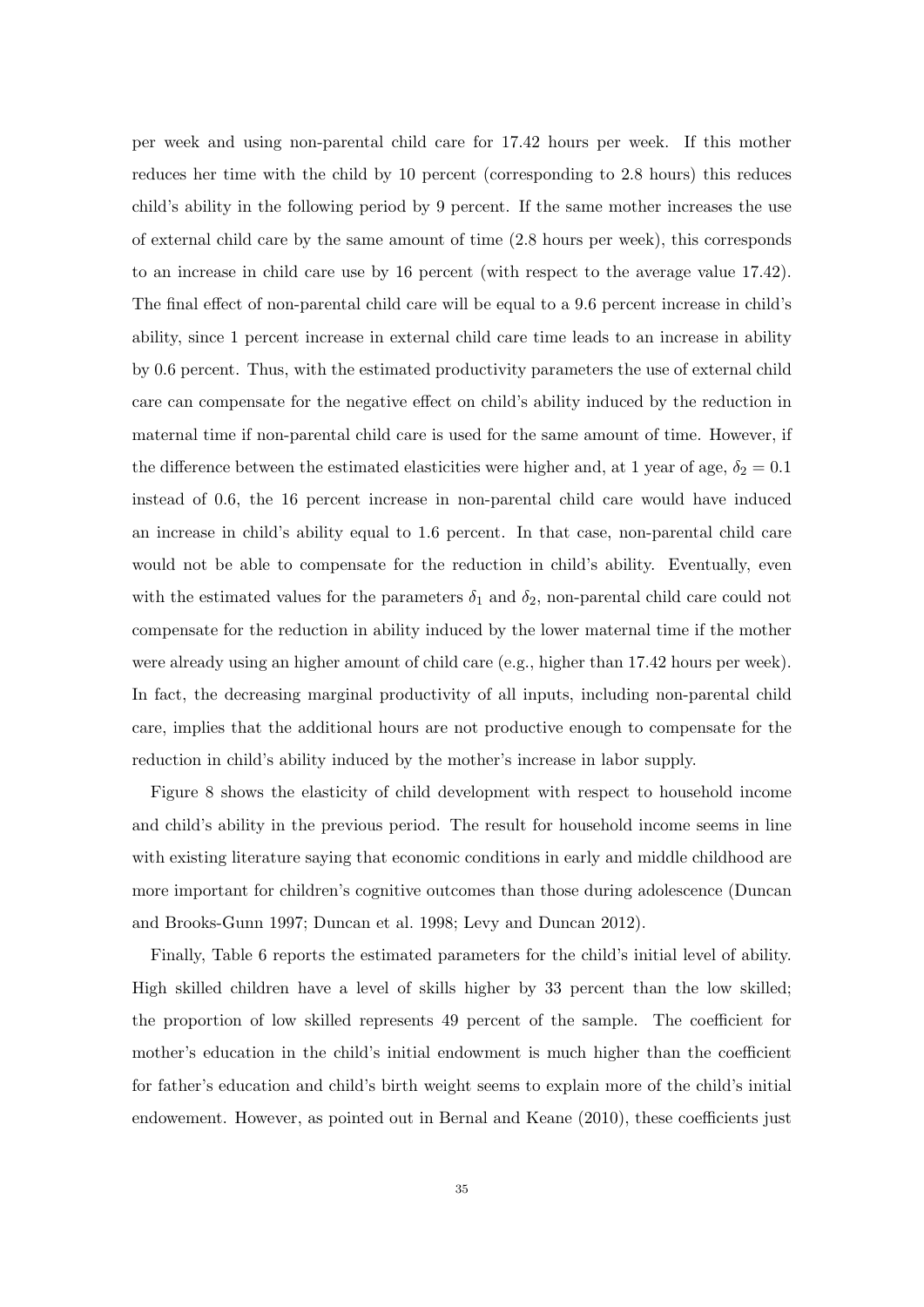per week and using non-parental child care for 17.42 hours per week. If this mother reduces her time with the child by 10 percent (corresponding to 2.8 hours) this reduces child's ability in the following period by 9 percent. If the same mother increases the use of external child care by the same amount of time (2.8 hours per week), this corresponds to an increase in child care use by 16 percent (with respect to the average value 17.42). The final effect of non-parental child care will be equal to a 9.6 percent increase in child's ability, since 1 percent increase in external child care time leads to an increase in ability by 0.6 percent. Thus, with the estimated productivity parameters the use of external child care can compensate for the negative effect on child's ability induced by the reduction in maternal time if non-parental child care is used for the same amount of time. However, if the difference between the estimated elasticities were higher and, at 1 year of age, $\delta_2 = 0.1$ instead of 0.6, the 16 percent increase in non-parental child care would have induced an increase in child's ability equal to 1.6 percent. In that case, non-parental child care would not be able to compensate for the reduction in child's ability. Eventually, even with the estimated values for the parameters $\delta_1$ and $\delta_2$, non-parental child care could not compensate for the reduction in ability induced by the lower maternal time if the mother were already using an higher amount of child care (e.g., higher than 17.42 hours per week). In fact, the decreasing marginal productivity of all inputs, including non-parental child care, implies that the additional hours are not productive enough to compensate for the reduction in child's ability induced by the mother's increase in labor supply.

Figure 8 shows the elasticity of child development with respect to household income and child's ability in the previous period. The result for household income seems in line with existing literature saying that economic conditions in early and middle childhood are more important for children's cognitive outcomes than those during adolescence (Duncan and Brooks-Gunn 1997; Duncan et al. 1998; Levy and Duncan 2012).

Finally, Table 6 reports the estimated parameters for the child's initial level of ability. High skilled children have a level of skills higher by 33 percent than the low skilled; the proportion of low skilled represents 49 percent of the sample. The coefficient for mother's education in the child's initial endowment is much higher than the coefficient for father's education and child's birth weight seems to explain more of the child's initial endowement. However, as pointed out in Bernal and Keane (2010), these coefficients just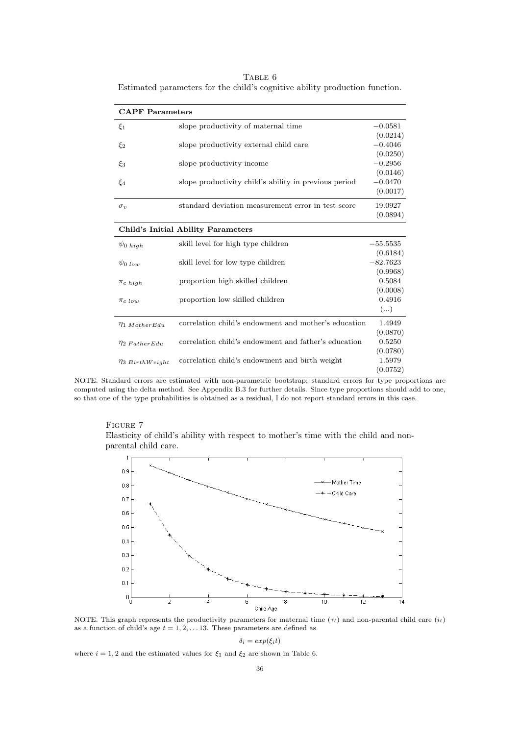TABLE 6

Estimated parameters for the child's cognitive ability production function.

| **CAPF Parameters** | | |
|---|---|---|
| $\xi_1$ | slope productivity of maternal time | $-0.0581$ (0.0214) |
| $\xi_2$ | slope productivity external child care | $-0.4046$ (0.0250) |
| $\xi_3$ | slope productivity income | $-0.2956$ (0.0146) |
| $\xi_4$ | slope productivity child's ability in previous period | $-0.0470$ (0.0017) |
| $\sigma_v$ | standard deviation measurement error in test score | 19.0927 (0.0894) |
| **Child's Initial Ability Parameters** | | |
| $\psi_{0\ high}$ | skill level for high type children | $-55.5535$ (0.6184) |
| $\psi_{0\ low}$ | skill level for low type children | $-82.7623$ (0.9968) |
| $\pi_{c\ high}$ | proportion high skilled children | 0.5084 (0.0008) |
| $\pi_{c\ low}$ | proportion low skilled children | 0.4916 (...) |
| $\eta_{1\ MotherEdu}$ | correlation child's endowment and mother's education | 1.4949 (0.0870) |
| $\eta_{2\ FatherEdu}$ | correlation child's endowment and father's education | 0.5250 (0.0780) |
| $\eta_{3\ BirthWeight}$ | correlation child's endowment and birth weight | 1.5979 (0.0752) |

NOTE. Standard errors are estimated with non-parametric bootstrap; standard errors for type proportions are computed using the delta method. See Appendix B.3 for further details. Since type proportions should add to one, so that one of the type probabilities is obtained as a residual, I do not report standard errors in this case.

FIGURE 7

Elasticity of child's ability with respect to mother's time with the child and non-parental child care.

NOTE. This graph represents the productivity parameters for maternal time ($\tau_t$) and non-parental child care ($i_t$) as a function of child's age $t = 1, 2, \ldots 13$. These parameters are defined as

$$\delta_i = exp(\xi_i t)$$

where $i = 1, 2$ and the estimated values for $\xi_1$ and $\xi_2$ are shown in Table 6.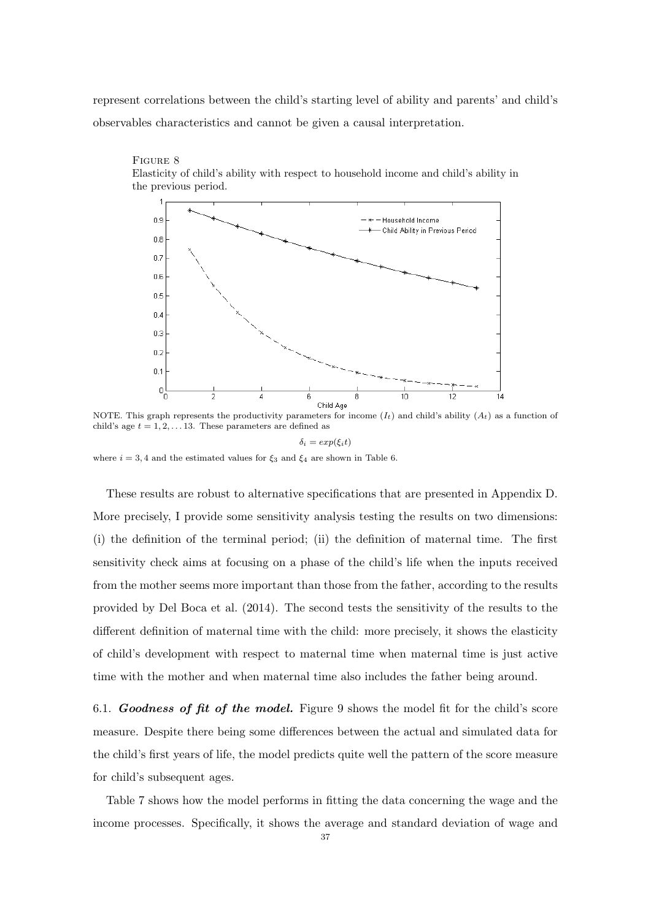represent correlations between the child's starting level of ability and parents' and child's observables characteristics and cannot be given a causal interpretation.

FIGURE 8
Elasticity of child's ability with respect to household income and child's ability in the previous period.

NOTE. This graph represents the productivity parameters for income ($I_t$) and child's ability ($A_t$) as a function of child's age $t = 1, 2, \ldots 13$. These parameters are defined as

$$\delta_i = exp(\xi_i t)$$

where $i = 3, 4$ and the estimated values for $\xi_3$ and $\xi_4$ are shown in Table 6.

These results are robust to alternative specifications that are presented in Appendix D. More precisely, I provide some sensitivity analysis testing the results on two dimensions: (i) the definition of the terminal period; (ii) the definition of maternal time. The first sensitivity check aims at focusing on a phase of the child's life when the inputs received from the mother seems more important than those from the father, according to the results provided by Del Boca et al. (2014). The second tests the sensitivity of the results to the different definition of maternal time with the child: more precisely, it shows the elasticity of child's development with respect to maternal time when maternal time is just active time with the mother and when maternal time also includes the father being around.

6.1. ***Goodness of fit of the model.*** Figure 9 shows the model fit for the child's score measure. Despite there being some differences between the actual and simulated data for the child's first years of life, the model predicts quite well the pattern of the score measure for child's subsequent ages.

Table 7 shows how the model performs in fitting the data concerning the wage and the income processes. Specifically, it shows the average and standard deviation of wage and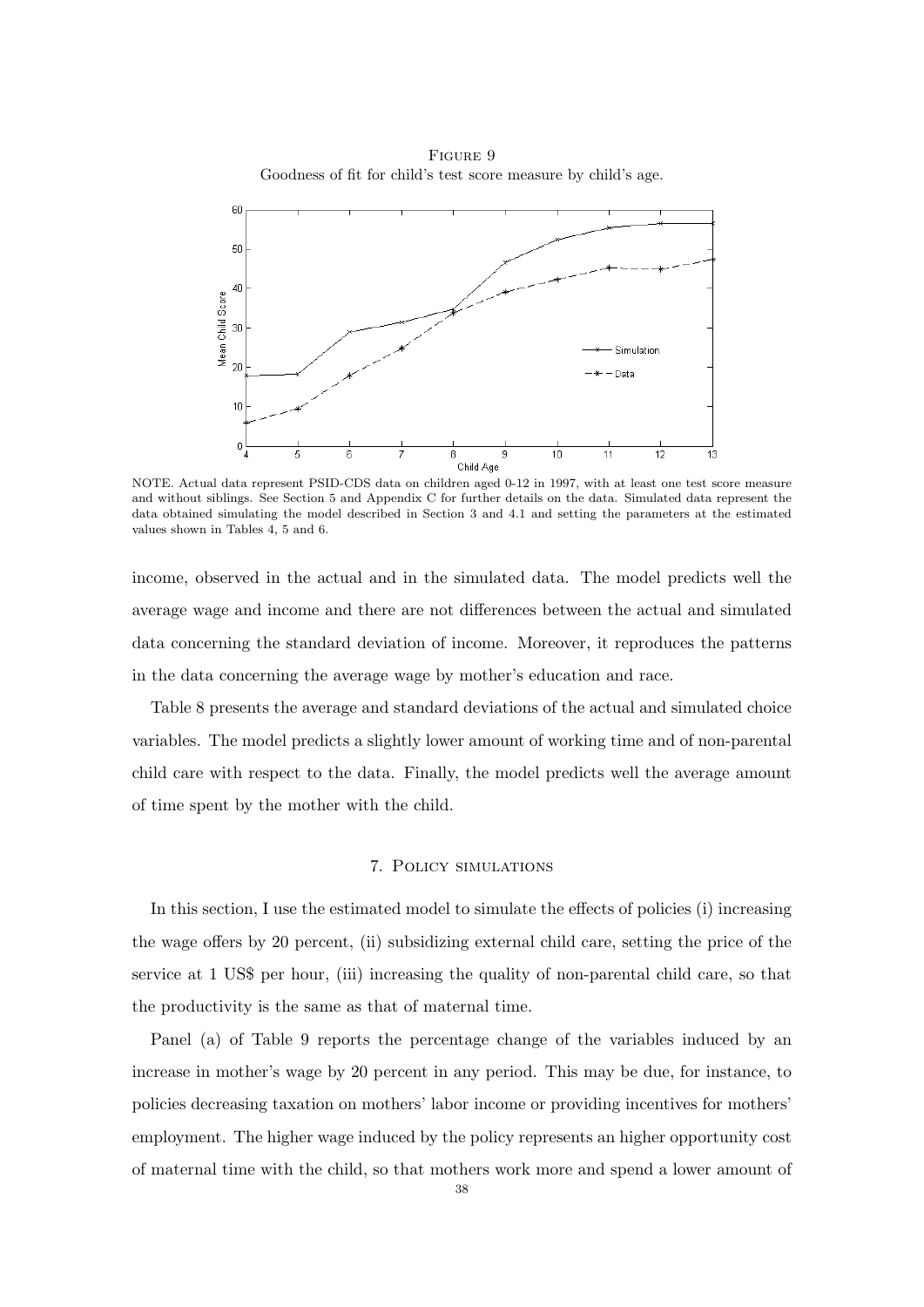FIGURE 9

Goodness of fit for child's test score measure by child's age.

NOTE. Actual data represent PSID-CDS data on children aged 0-12 in 1997, with at least one test score measure and without siblings. See Section 5 and Appendix C for further details on the data. Simulated data represent the data obtained simulating the model described in Section 3 and 4.1 and setting the parameters at the estimated values shown in Tables 4, 5 and 6.

income, observed in the actual and in the simulated data. The model predicts well the average wage and income and there are not differences between the actual and simulated data concerning the standard deviation of income. Moreover, it reproduces the patterns in the data concerning the average wage by mother's education and race.

Table 8 presents the average and standard deviations of the actual and simulated choice variables. The model predicts a slightly lower amount of working time and of non-parental child care with respect to the data. Finally, the model predicts well the average amount of time spent by the mother with the child.

## 7. Policy simulations

In this section, I use the estimated model to simulate the effects of policies (i) increasing the wage offers by 20 percent, (ii) subsidizing external child care, setting the price of the service at 1 US$ per hour, (iii) increasing the quality of non-parental child care, so that the productivity is the same as that of maternal time.

Panel (a) of Table 9 reports the percentage change of the variables induced by an increase in mother's wage by 20 percent in any period. This may be due, for instance, to policies decreasing taxation on mothers' labor income or providing incentives for mothers' employment. The higher wage induced by the policy represents an higher opportunity cost of maternal time with the child, so that mothers work more and spend a lower amount of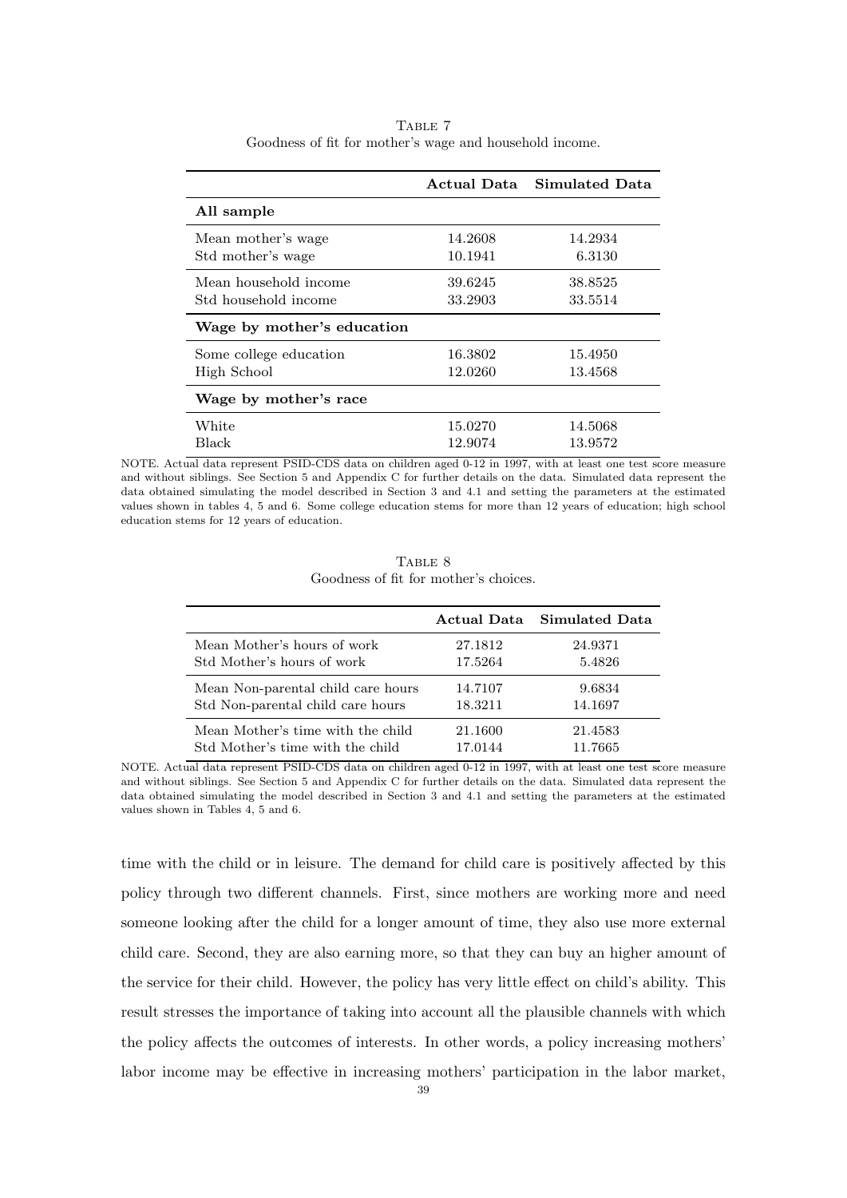TABLE 7
Goodness of fit for mother's wage and household income.

| | Actual Data | Simulated Data |
|---|---|---|
| **All sample** | | |
| Mean mother's wage | 14.2608 | 14.2934 |
| Std mother's wage | 10.1941 | 6.3130 |
| Mean household income | 39.6245 | 38.8525 |
| Std household income | 33.2903 | 33.5514 |
| **Wage by mother's education** | | |
| Some college education | 16.3802 | 15.4950 |
| High School | 12.0260 | 13.4568 |
| **Wage by mother's race** | | |
| White | 15.0270 | 14.5068 |
| Black | 12.9074 | 13.9572 |

NOTE. Actual data represent PSID-CDS data on children aged 0-12 in 1997, with at least one test score measure and without siblings. See Section 5 and Appendix C for further details on the data. Simulated data represent the data obtained simulating the model described in Section 3 and 4.1 and setting the parameters at the estimated values shown in tables 4, 5 and 6. Some college education stems for more than 12 years of education; high school education stems for 12 years of education.

TABLE 8
Goodness of fit for mother's choices.

| | Actual Data | Simulated Data |
|---|---|---|
| Mean Mother's hours of work | 27.1812 | 24.9371 |
| Std Mother's hours of work | 17.5264 | 5.4826 |
| Mean Non-parental child care hours | 14.7107 | 9.6834 |
| Std Non-parental child care hours | 18.3211 | 14.1697 |
| Mean Mother's time with the child | 21.1600 | 21.4583 |
| Std Mother's time with the child | 17.0144 | 11.7665 |

NOTE. Actual data represent PSID-CDS data on children aged 0-12 in 1997, with at least one test score measure and without siblings. See Section 5 and Appendix C for further details on the data. Simulated data represent the data obtained simulating the model described in Section 3 and 4.1 and setting the parameters at the estimated values shown in Tables 4, 5 and 6.

time with the child or in leisure. The demand for child care is positively affected by this policy through two different channels. First, since mothers are working more and need someone looking after the child for a longer amount of time, they also use more external child care. Second, they are also earning more, so that they can buy an higher amount of the service for their child. However, the policy has very little effect on child's ability. This result stresses the importance of taking into account all the plausible channels with which the policy affects the outcomes of interests. In other words, a policy increasing mothers' labor income may be effective in increasing mothers' participation in the labor market,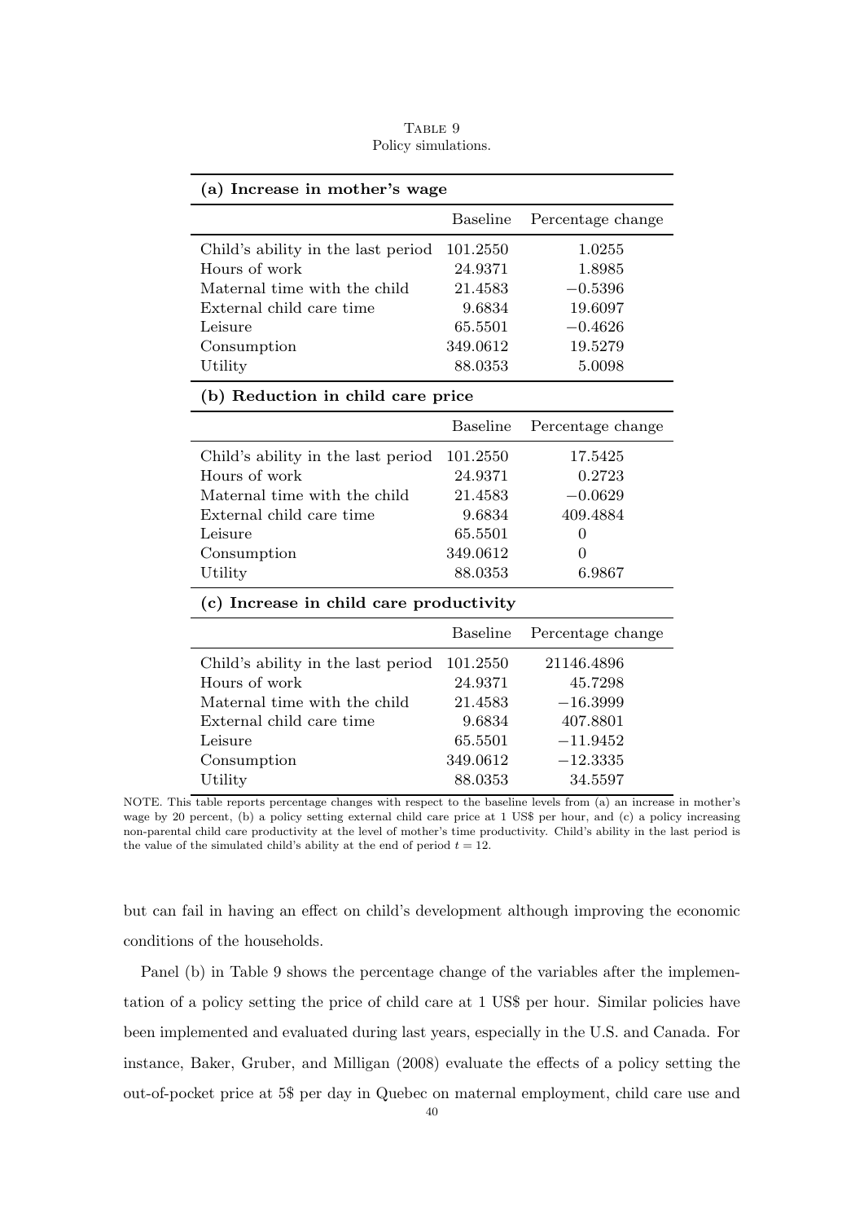TABLE 9
Policy simulations.

**(a) Increase in mother's wage**

| | Baseline | Percentage change |
|---|---|---|
| Child's ability in the last period | 101.2550 | 1.0255 |
| Hours of work | 24.9371 | 1.8985 |
| Maternal time with the child | 21.4583 | −0.5396 |
| External child care time | 9.6834 | 19.6097 |
| Leisure | 65.5501 | −0.4626 |
| Consumption | 349.0612 | 19.5279 |
| Utility | 88.0353 | 5.0098 |

**(b) Reduction in child care price**

| | Baseline | Percentage change |
|---|---|---|
| Child's ability in the last period | 101.2550 | 17.5425 |
| Hours of work | 24.9371 | 0.2723 |
| Maternal time with the child | 21.4583 | −0.0629 |
| External child care time | 9.6834 | 409.4884 |
| Leisure | 65.5501 | 0 |
| Consumption | 349.0612 | 0 |
| Utility | 88.0353 | 6.9867 |

**(c) Increase in child care productivity**

| | Baseline | Percentage change |
|---|---|---|
| Child's ability in the last period | 101.2550 | 21146.4896 |
| Hours of work | 24.9371 | 45.7298 |
| Maternal time with the child | 21.4583 | −16.3999 |
| External child care time | 9.6834 | 407.8801 |
| Leisure | 65.5501 | −11.9452 |
| Consumption | 349.0612 | −12.3335 |
| Utility | 88.0353 | 34.5597 |

NOTE. This table reports percentage changes with respect to the baseline levels from (a) an increase in mother's wage by 20 percent, (b) a policy setting external child care price at 1 US$ per hour, and (c) a policy increasing non-parental child care productivity at the level of mother's time productivity. Child's ability in the last period is the value of the simulated child's ability at the end of period $t = 12$.

but can fail in having an effect on child's development although improving the economic conditions of the households.

Panel (b) in Table 9 shows the percentage change of the variables after the implementation of a policy setting the price of child care at 1 US$ per hour. Similar policies have been implemented and evaluated during last years, especially in the U.S. and Canada. For instance, Baker, Gruber, and Milligan (2008) evaluate the effects of a policy setting the out-of-pocket price at 5$ per day in Quebec on maternal employment, child care use and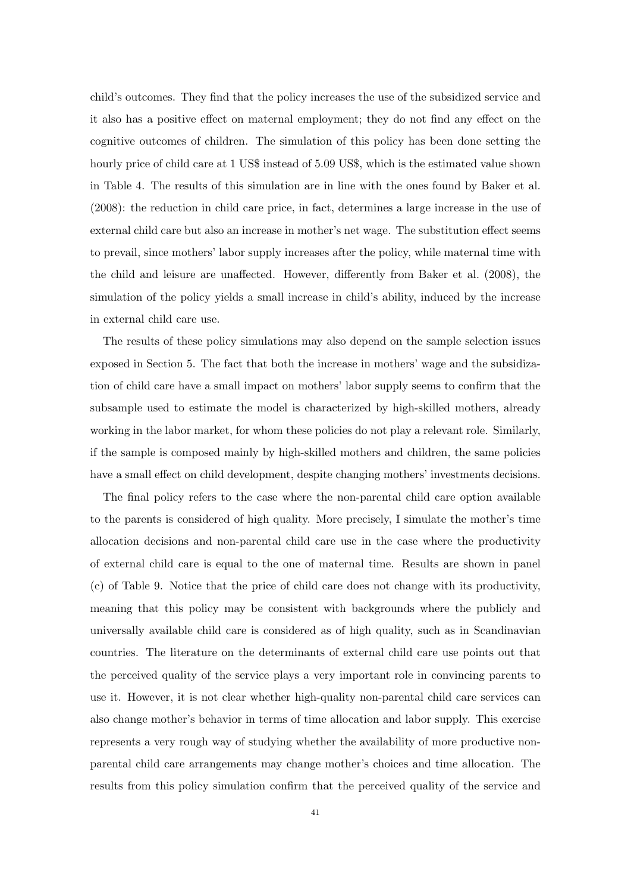child's outcomes. They find that the policy increases the use of the subsidized service and it also has a positive effect on maternal employment; they do not find any effect on the cognitive outcomes of children. The simulation of this policy has been done setting the hourly price of child care at 1 US$ instead of 5.09 US$, which is the estimated value shown in Table 4. The results of this simulation are in line with the ones found by Baker et al. (2008): the reduction in child care price, in fact, determines a large increase in the use of external child care but also an increase in mother's net wage. The substitution effect seems to prevail, since mothers' labor supply increases after the policy, while maternal time with the child and leisure are unaffected. However, differently from Baker et al. (2008), the simulation of the policy yields a small increase in child's ability, induced by the increase in external child care use.

The results of these policy simulations may also depend on the sample selection issues exposed in Section 5. The fact that both the increase in mothers' wage and the subsidization of child care have a small impact on mothers' labor supply seems to confirm that the subsample used to estimate the model is characterized by high-skilled mothers, already working in the labor market, for whom these policies do not play a relevant role. Similarly, if the sample is composed mainly by high-skilled mothers and children, the same policies have a small effect on child development, despite changing mothers' investments decisions.

The final policy refers to the case where the non-parental child care option available to the parents is considered of high quality. More precisely, I simulate the mother's time allocation decisions and non-parental child care use in the case where the productivity of external child care is equal to the one of maternal time. Results are shown in panel (c) of Table 9. Notice that the price of child care does not change with its productivity, meaning that this policy may be consistent with backgrounds where the publicly and universally available child care is considered as of high quality, such as in Scandinavian countries. The literature on the determinants of external child care use points out that the perceived quality of the service plays a very important role in convincing parents to use it. However, it is not clear whether high-quality non-parental child care services can also change mother's behavior in terms of time allocation and labor supply. This exercise represents a very rough way of studying whether the availability of more productive non-parental child care arrangements may change mother's choices and time allocation. The results from this policy simulation confirm that the perceived quality of the service and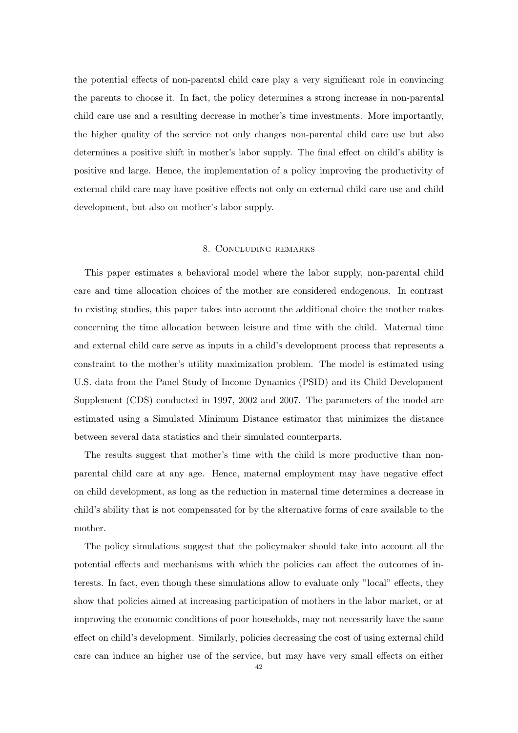the potential effects of non-parental child care play a very significant role in convincing the parents to choose it. In fact, the policy determines a strong increase in non-parental child care use and a resulting decrease in mother's time investments. More importantly, the higher quality of the service not only changes non-parental child care use but also determines a positive shift in mother's labor supply. The final effect on child's ability is positive and large. Hence, the implementation of a policy improving the productivity of external child care may have positive effects not only on external child care use and child development, but also on mother's labor supply.

## 8. Concluding remarks

This paper estimates a behavioral model where the labor supply, non-parental child care and time allocation choices of the mother are considered endogenous. In contrast to existing studies, this paper takes into account the additional choice the mother makes concerning the time allocation between leisure and time with the child. Maternal time and external child care serve as inputs in a child's development process that represents a constraint to the mother's utility maximization problem. The model is estimated using U.S. data from the Panel Study of Income Dynamics (PSID) and its Child Development Supplement (CDS) conducted in 1997, 2002 and 2007. The parameters of the model are estimated using a Simulated Minimum Distance estimator that minimizes the distance between several data statistics and their simulated counterparts.

The results suggest that mother's time with the child is more productive than non-parental child care at any age. Hence, maternal employment may have negative effect on child development, as long as the reduction in maternal time determines a decrease in child's ability that is not compensated for by the alternative forms of care available to the mother.

The policy simulations suggest that the policymaker should take into account all the potential effects and mechanisms with which the policies can affect the outcomes of interests. In fact, even though these simulations allow to evaluate only "local" effects, they show that policies aimed at increasing participation of mothers in the labor market, or at improving the economic conditions of poor households, may not necessarily have the same effect on child's development. Similarly, policies decreasing the cost of using external child care can induce an higher use of the service, but may have very small effects on either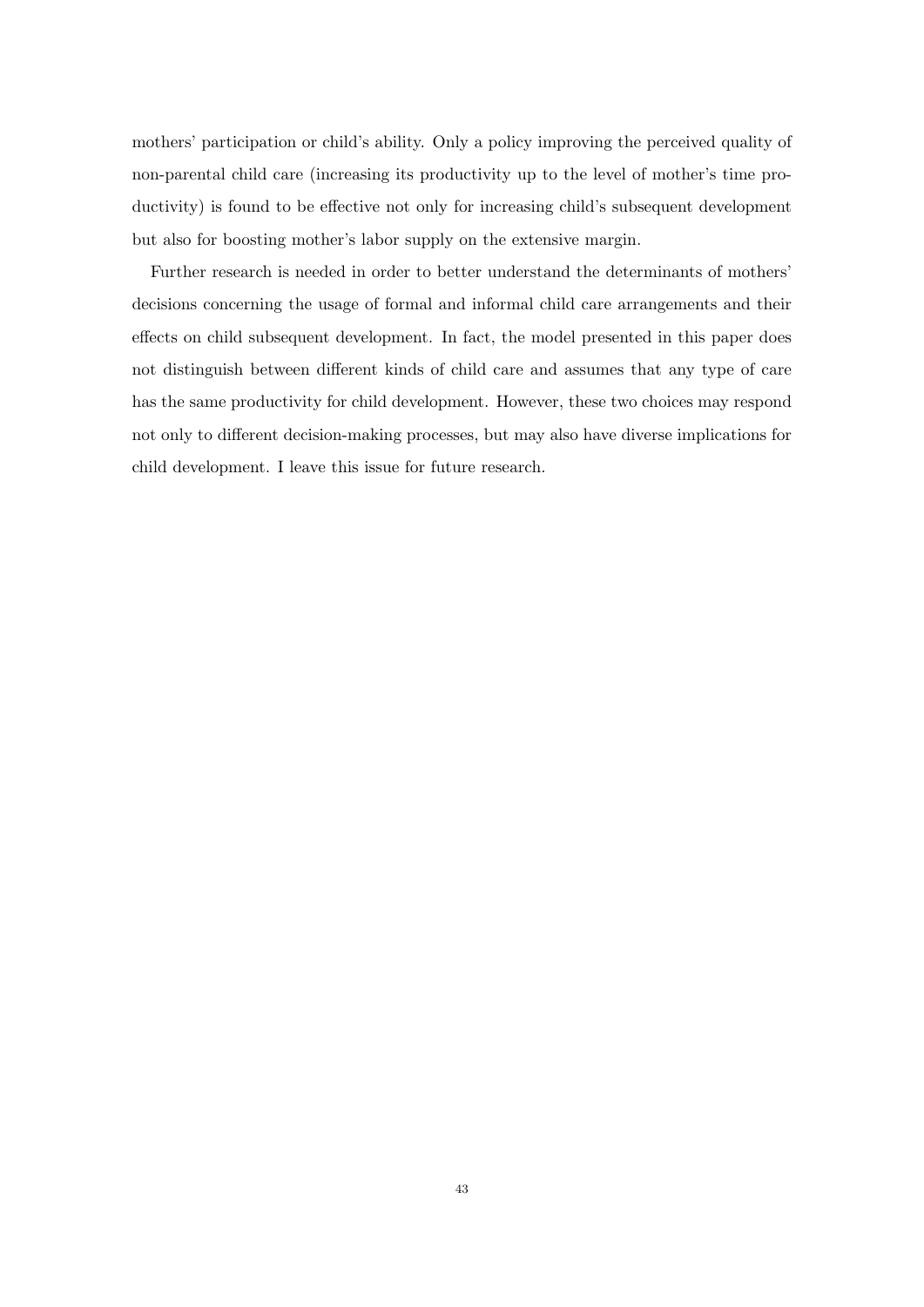mothers' participation or child's ability. Only a policy improving the perceived quality of non-parental child care (increasing its productivity up to the level of mother's time productivity) is found to be effective not only for increasing child's subsequent development but also for boosting mother's labor supply on the extensive margin.

Further research is needed in order to better understand the determinants of mothers' decisions concerning the usage of formal and informal child care arrangements and their effects on child subsequent development. In fact, the model presented in this paper does not distinguish between different kinds of child care and assumes that any type of care has the same productivity for child development. However, these two choices may respond not only to different decision-making processes, but may also have diverse implications for child development. I leave this issue for future research.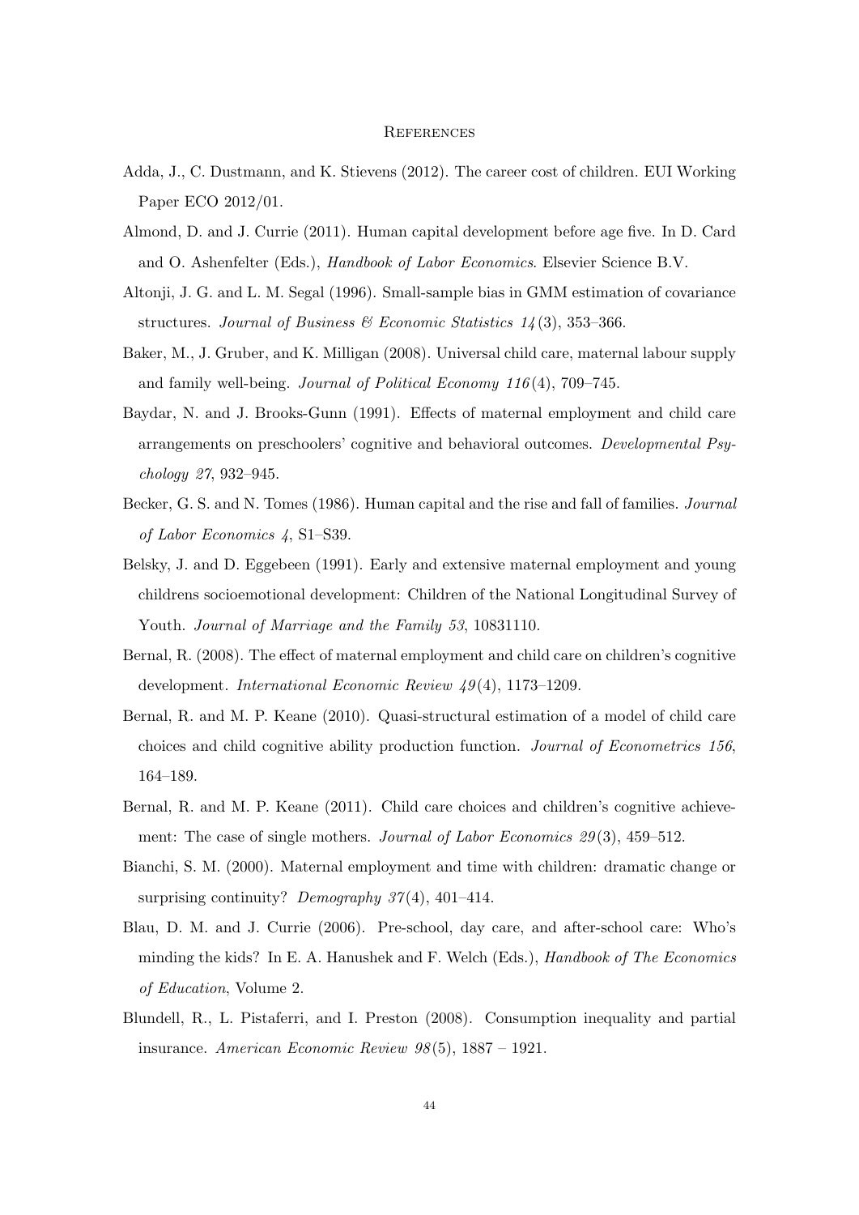# References

Adda, J., C. Dustmann, and K. Stievens (2012). The career cost of children. EUI Working Paper ECO 2012/01.

Almond, D. and J. Currie (2011). Human capital development before age five. In D. Card and O. Ashenfelter (Eds.), *Handbook of Labor Economics*. Elsevier Science B.V.

Altonji, J. G. and L. M. Segal (1996). Small-sample bias in GMM estimation of covariance structures. *Journal of Business & Economic Statistics 14*(3), 353–366.

Baker, M., J. Gruber, and K. Milligan (2008). Universal child care, maternal labour supply and family well-being. *Journal of Political Economy 116*(4), 709–745.

Baydar, N. and J. Brooks-Gunn (1991). Effects of maternal employment and child care arrangements on preschoolers' cognitive and behavioral outcomes. *Developmental Psychology 27*, 932–945.

Becker, G. S. and N. Tomes (1986). Human capital and the rise and fall of families. *Journal of Labor Economics 4*, S1–S39.

Belsky, J. and D. Eggebeen (1991). Early and extensive maternal employment and young childrens socioemotional development: Children of the National Longitudinal Survey of Youth. *Journal of Marriage and the Family 53*, 10831110.

Bernal, R. (2008). The effect of maternal employment and child care on children's cognitive development. *International Economic Review 49*(4), 1173–1209.

Bernal, R. and M. P. Keane (2010). Quasi-structural estimation of a model of child care choices and child cognitive ability production function. *Journal of Econometrics 156*, 164–189.

Bernal, R. and M. P. Keane (2011). Child care choices and children's cognitive achievement: The case of single mothers. *Journal of Labor Economics 29*(3), 459–512.

Bianchi, S. M. (2000). Maternal employment and time with children: dramatic change or surprising continuity? *Demography 37*(4), 401–414.

Blau, D. M. and J. Currie (2006). Pre-school, day care, and after-school care: Who's minding the kids? In E. A. Hanushek and F. Welch (Eds.), *Handbook of The Economics of Education*, Volume 2.

Blundell, R., L. Pistaferri, and I. Preston (2008). Consumption inequality and partial insurance. *American Economic Review 98*(5), 1887 – 1921.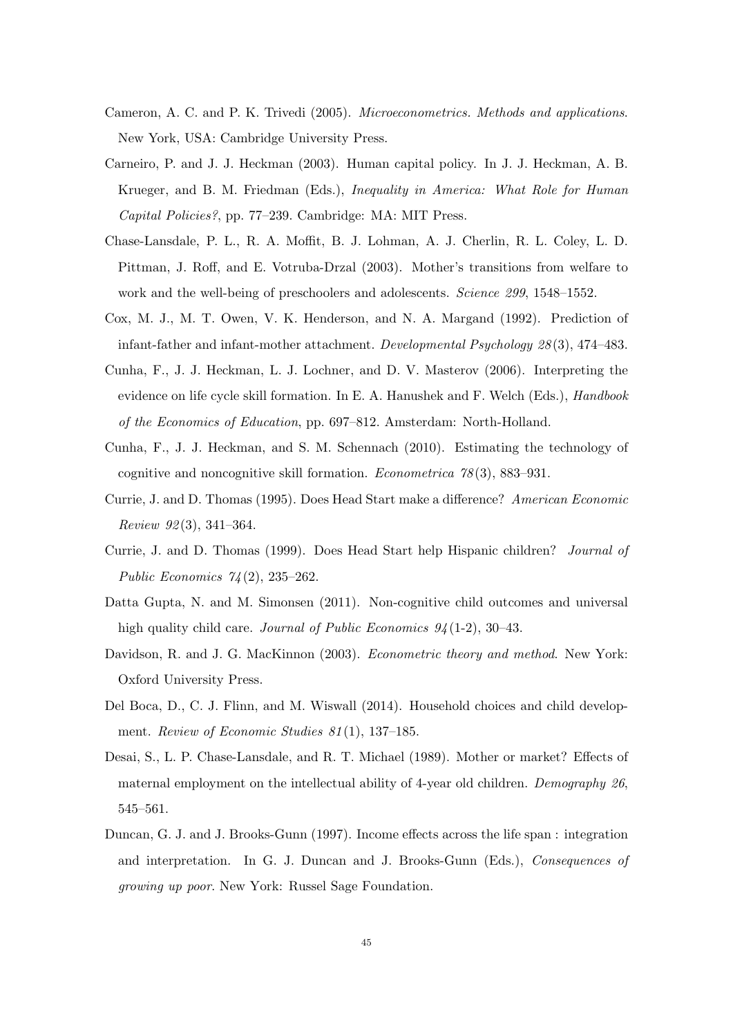Cameron, A. C. and P. K. Trivedi (2005). *Microeconometrics. Methods and applications*. New York, USA: Cambridge University Press.

Carneiro, P. and J. J. Heckman (2003). Human capital policy. In J. J. Heckman, A. B. Krueger, and B. M. Friedman (Eds.), *Inequality in America: What Role for Human Capital Policies?*, pp. 77–239. Cambridge: MA: MIT Press.

Chase-Lansdale, P. L., R. A. Moffit, B. J. Lohman, A. J. Cherlin, R. L. Coley, L. D. Pittman, J. Roff, and E. Votruba-Drzal (2003). Mother's transitions from welfare to work and the well-being of preschoolers and adolescents. *Science 299*, 1548–1552.

Cox, M. J., M. T. Owen, V. K. Henderson, and N. A. Margand (1992). Prediction of infant-father and infant-mother attachment. *Developmental Psychology 28*(3), 474–483.

Cunha, F., J. J. Heckman, L. J. Lochner, and D. V. Masterov (2006). Interpreting the evidence on life cycle skill formation. In E. A. Hanushek and F. Welch (Eds.), *Handbook of the Economics of Education*, pp. 697–812. Amsterdam: North-Holland.

Cunha, F., J. J. Heckman, and S. M. Schennach (2010). Estimating the technology of cognitive and noncognitive skill formation. *Econometrica 78*(3), 883–931.

Currie, J. and D. Thomas (1995). Does Head Start make a difference? *American Economic Review 92*(3), 341–364.

Currie, J. and D. Thomas (1999). Does Head Start help Hispanic children? *Journal of Public Economics 74*(2), 235–262.

Datta Gupta, N. and M. Simonsen (2011). Non-cognitive child outcomes and universal high quality child care. *Journal of Public Economics 94*(1-2), 30–43.

Davidson, R. and J. G. MacKinnon (2003). *Econometric theory and method*. New York: Oxford University Press.

Del Boca, D., C. J. Flinn, and M. Wiswall (2014). Household choices and child development. *Review of Economic Studies 81*(1), 137–185.

Desai, S., L. P. Chase-Lansdale, and R. T. Michael (1989). Mother or market? Effects of maternal employment on the intellectual ability of 4-year old children. *Demography 26*, 545–561.

Duncan, G. J. and J. Brooks-Gunn (1997). Income effects across the life span : integration and interpretation. In G. J. Duncan and J. Brooks-Gunn (Eds.), *Consequences of growing up poor*. New York: Russel Sage Foundation.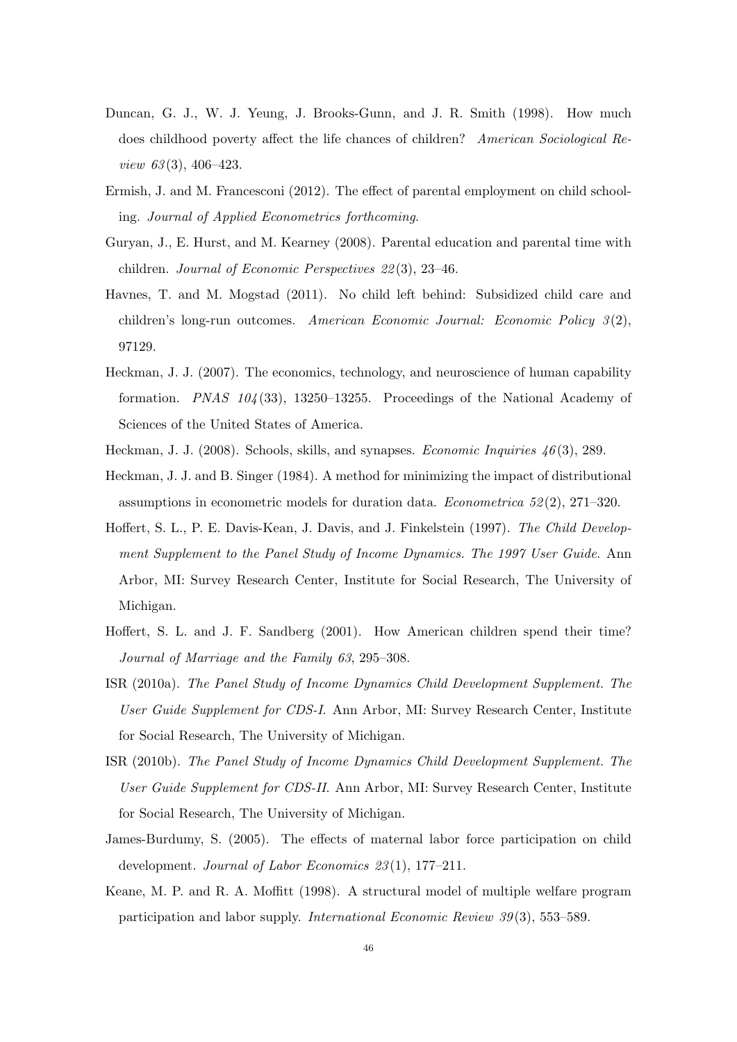Duncan, G. J., W. J. Yeung, J. Brooks-Gunn, and J. R. Smith (1998). How much does childhood poverty affect the life chances of children? *American Sociological Review 63*(3), 406–423.

Ermish, J. and M. Francesconi (2012). The effect of parental employment on child schooling. *Journal of Applied Econometrics forthcoming*.

Guryan, J., E. Hurst, and M. Kearney (2008). Parental education and parental time with children. *Journal of Economic Perspectives 22*(3), 23–46.

Havnes, T. and M. Mogstad (2011). No child left behind: Subsidized child care and children's long-run outcomes. *American Economic Journal: Economic Policy 3*(2), 97129.

Heckman, J. J. (2007). The economics, technology, and neuroscience of human capability formation. *PNAS 104*(33), 13250–13255. Proceedings of the National Academy of Sciences of the United States of America.

Heckman, J. J. (2008). Schools, skills, and synapses. *Economic Inquiries 46*(3), 289.

Heckman, J. J. and B. Singer (1984). A method for minimizing the impact of distributional assumptions in econometric models for duration data. *Econometrica 52*(2), 271–320.

Hoffert, S. L., P. E. Davis-Kean, J. Davis, and J. Finkelstein (1997). *The Child Development Supplement to the Panel Study of Income Dynamics. The 1997 User Guide*. Ann Arbor, MI: Survey Research Center, Institute for Social Research, The University of Michigan.

Hoffert, S. L. and J. F. Sandberg (2001). How American children spend their time? *Journal of Marriage and the Family 63*, 295–308.

ISR (2010a). *The Panel Study of Income Dynamics Child Development Supplement. The User Guide Supplement for CDS-I*. Ann Arbor, MI: Survey Research Center, Institute for Social Research, The University of Michigan.

ISR (2010b). *The Panel Study of Income Dynamics Child Development Supplement. The User Guide Supplement for CDS-II*. Ann Arbor, MI: Survey Research Center, Institute for Social Research, The University of Michigan.

James-Burdumy, S. (2005). The effects of maternal labor force participation on child development. *Journal of Labor Economics 23*(1), 177–211.

Keane, M. P. and R. A. Moffitt (1998). A structural model of multiple welfare program participation and labor supply. *International Economic Review 39*(3), 553–589.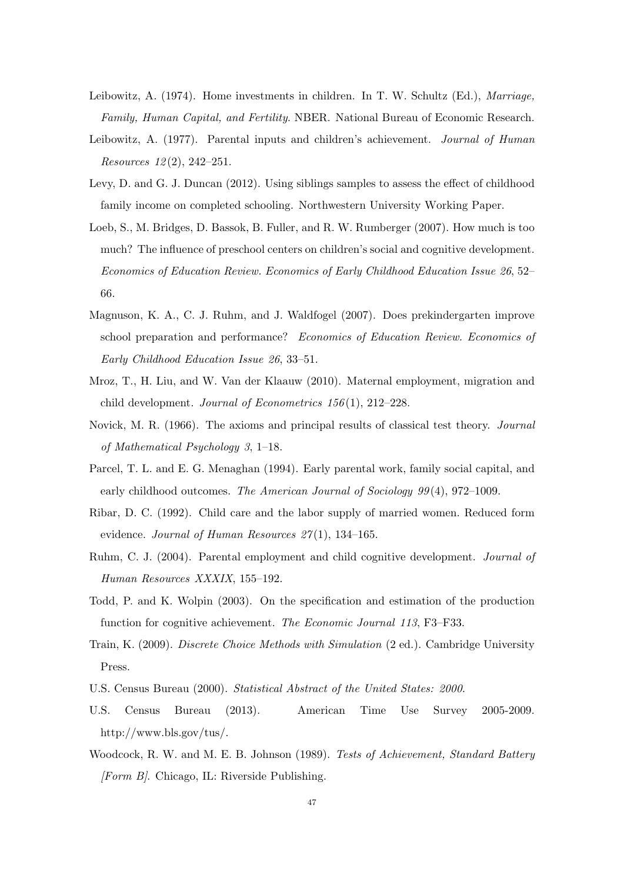Leibowitz, A. (1974). Home investments in children. In T. W. Schultz (Ed.), *Marriage, Family, Human Capital, and Fertility*. NBER. National Bureau of Economic Research.

Leibowitz, A. (1977). Parental inputs and children's achievement. *Journal of Human Resources 12*(2), 242–251.

Levy, D. and G. J. Duncan (2012). Using siblings samples to assess the effect of childhood family income on completed schooling. Northwestern University Working Paper.

Loeb, S., M. Bridges, D. Bassok, B. Fuller, and R. W. Rumberger (2007). How much is too much? The influence of preschool centers on children's social and cognitive development. *Economics of Education Review. Economics of Early Childhood Education Issue 26*, 52–66.

Magnuson, K. A., C. J. Ruhm, and J. Waldfogel (2007). Does prekindergarten improve school preparation and performance? *Economics of Education Review. Economics of Early Childhood Education Issue 26*, 33–51.

Mroz, T., H. Liu, and W. Van der Klaauw (2010). Maternal employment, migration and child development. *Journal of Econometrics 156*(1), 212–228.

Novick, M. R. (1966). The axioms and principal results of classical test theory. *Journal of Mathematical Psychology 3*, 1–18.

Parcel, T. L. and E. G. Menaghan (1994). Early parental work, family social capital, and early childhood outcomes. *The American Journal of Sociology 99*(4), 972–1009.

Ribar, D. C. (1992). Child care and the labor supply of married women. Reduced form evidence. *Journal of Human Resources 27*(1), 134–165.

Ruhm, C. J. (2004). Parental employment and child cognitive development. *Journal of Human Resources XXXIX*, 155–192.

Todd, P. and K. Wolpin (2003). On the specification and estimation of the production function for cognitive achievement. *The Economic Journal 113*, F3–F33.

Train, K. (2009). *Discrete Choice Methods with Simulation* (2 ed.). Cambridge University Press.

U.S. Census Bureau (2000). *Statistical Abstract of the United States: 2000*.

U.S. Census Bureau (2013). American Time Use Survey 2005-2009. http://www.bls.gov/tus/.

Woodcock, R. W. and M. E. B. Johnson (1989). *Tests of Achievement, Standard Battery [Form B]*. Chicago, IL: Riverside Publishing.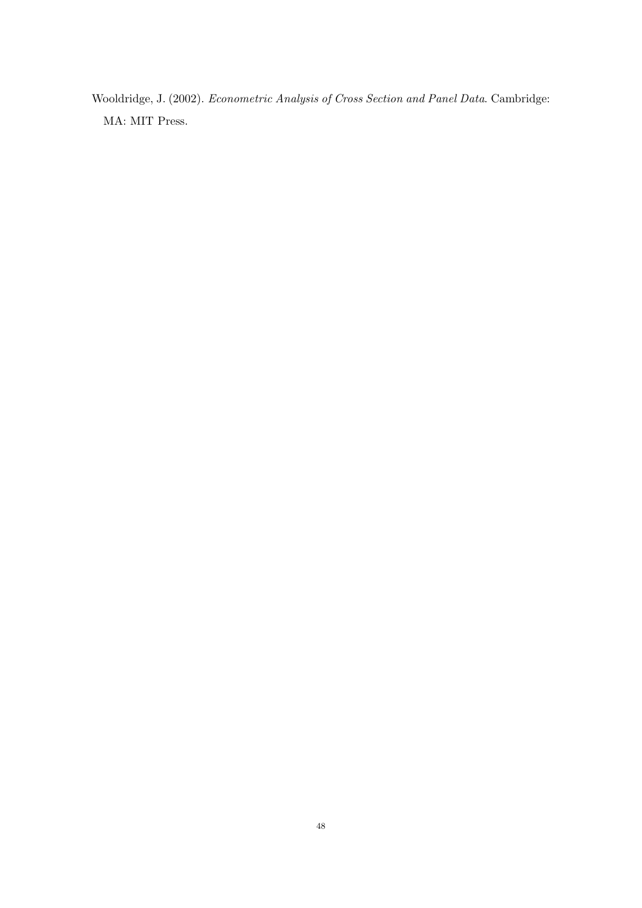Wooldridge, J. (2002). *Econometric Analysis of Cross Section and Panel Data*. Cambridge: MA: MIT Press.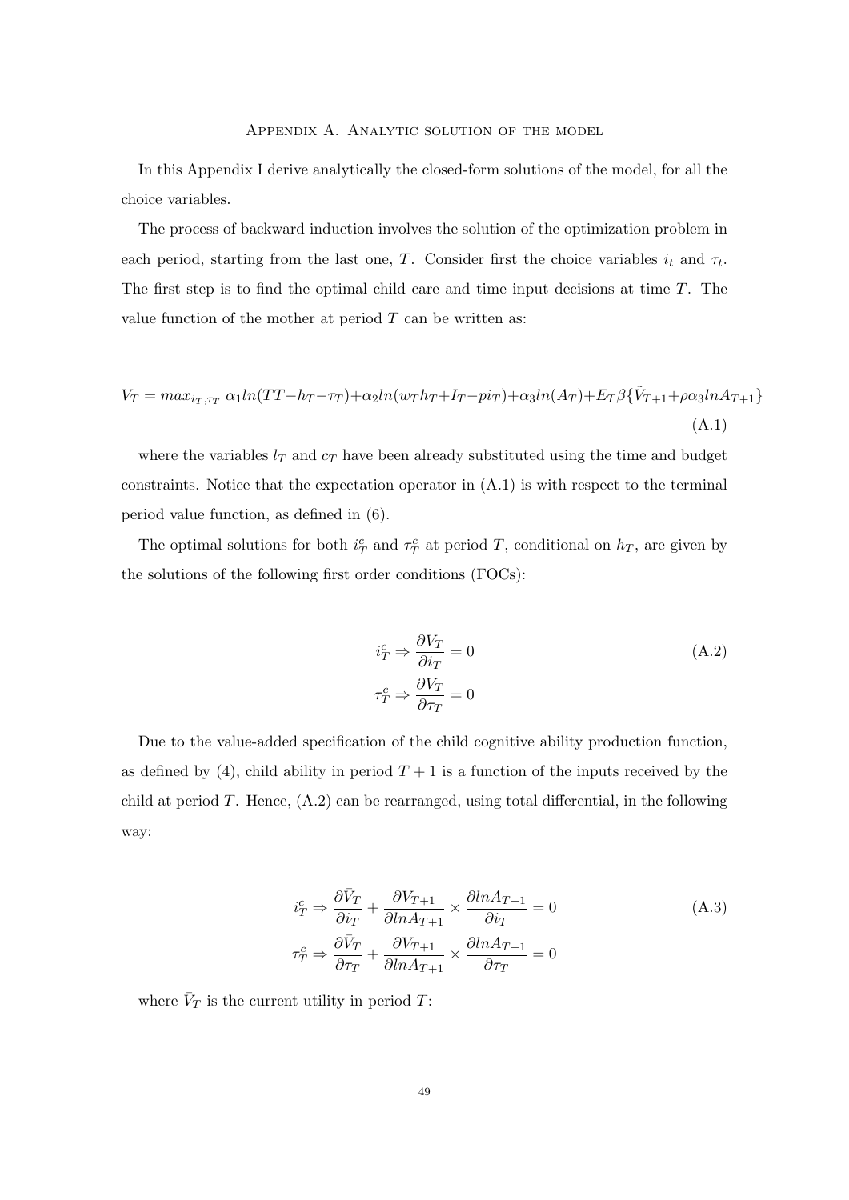# Appendix A. Analytic solution of the model

In this Appendix I derive analytically the closed-form solutions of the model, for all the choice variables.

The process of backward induction involves the solution of the optimization problem in each period, starting from the last one, $T$. Consider first the choice variables $i_t$ and $\tau_t$. The first step is to find the optimal child care and time input decisions at time $T$. The value function of the mother at period $T$ can be written as:

$$V_T = max_{i_T,\tau_T} \; \alpha_1 ln(TT - h_T - \tau_T) + \alpha_2 ln(w_T h_T + I_T - p i_T) + \alpha_3 ln(A_T) + E_T \beta\{\tilde{V}_{T+1} + \rho \alpha_3 ln A_{T+1}\} \tag{A.1}$$

where the variables $l_T$ and $c_T$ have been already substituted using the time and budget constraints. Notice that the expectation operator in (A.1) is with respect to the terminal period value function, as defined in (6).

The optimal solutions for both $i_T^c$ and $\tau_T^c$ at period $T$, conditional on $h_T$, are given by the solutions of the following first order conditions (FOCs):

$$\begin{aligned} i_T^c &\Rightarrow \frac{\partial V_T}{\partial i_T} = 0 \\ \tau_T^c &\Rightarrow \frac{\partial V_T}{\partial \tau_T} = 0 \end{aligned} \tag{A.2}$$

Due to the value-added specification of the child cognitive ability production function, as defined by (4), child ability in period $T+1$ is a function of the inputs received by the child at period $T$. Hence, (A.2) can be rearranged, using total differential, in the following way:

$$\begin{aligned} i_T^c &\Rightarrow \frac{\partial \bar{V}_T}{\partial i_T} + \frac{\partial V_{T+1}}{\partial ln A_{T+1}} \times \frac{\partial ln A_{T+1}}{\partial i_T} = 0 \\ \tau_T^c &\Rightarrow \frac{\partial \bar{V}_T}{\partial \tau_T} + \frac{\partial V_{T+1}}{\partial ln A_{T+1}} \times \frac{\partial ln A_{T+1}}{\partial \tau_T} = 0 \end{aligned} \tag{A.3}$$

where $\bar{V}_T$ is the current utility in period $T$: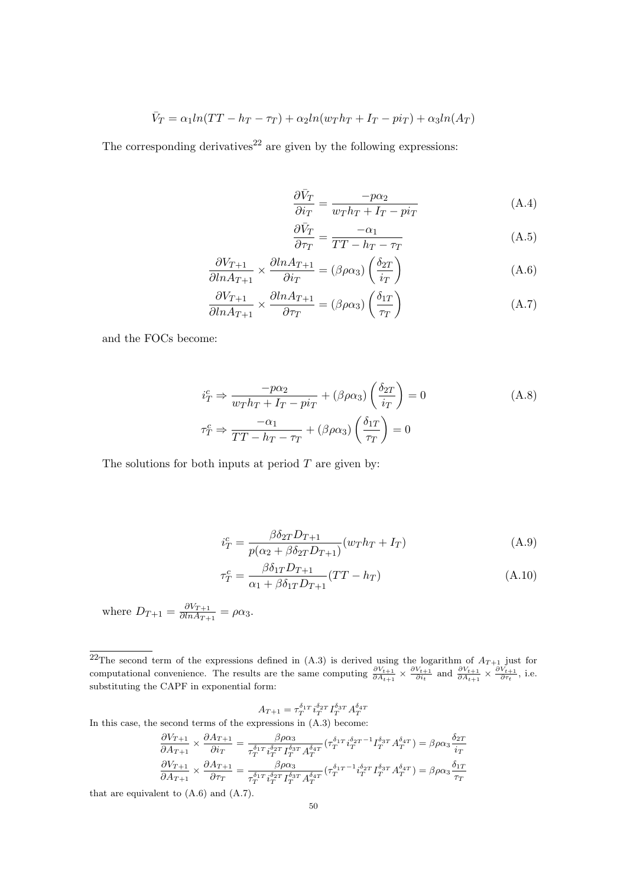$$\bar{V}_T = \alpha_1 ln(TT - h_T - \tau_T) + \alpha_2 ln(w_T h_T + I_T - p i_T) + \alpha_3 ln(A_T)$$

The corresponding derivatives[22] are given by the following expressions:

$$\frac{\partial \bar{V}_T}{\partial i_T} = \frac{-p\alpha_2}{w_T h_T + I_T - p i_T} \tag{A.4}$$

$$\frac{\partial \bar{V}_T}{\partial \tau_T} = \frac{-\alpha_1}{TT - h_T - \tau_T} \tag{A.5}$$

$$\frac{\partial V_{T+1}}{\partial ln A_{T+1}} \times \frac{\partial ln A_{T+1}}{\partial i_T} = (\beta\rho\alpha_3)\left(\frac{\delta_{2T}}{i_T}\right) \tag{A.6}$$

$$\frac{\partial V_{T+1}}{\partial ln A_{T+1}} \times \frac{\partial ln A_{T+1}}{\partial \tau_T} = (\beta\rho\alpha_3)\left(\frac{\delta_{1T}}{\tau_T}\right) \tag{A.7}$$

and the FOCs become:

$$i_T^c \Rightarrow \frac{-p\alpha_2}{w_T h_T + I_T - p i_T} + (\beta\rho\alpha_3)\left(\frac{\delta_{2T}}{i_T}\right) = 0 \tag{A.8}$$

$$\tau_T^c \Rightarrow \frac{-\alpha_1}{TT - h_T - \tau_T} + (\beta\rho\alpha_3)\left(\frac{\delta_{1T}}{\tau_T}\right) = 0$$

The solutions for both inputs at period $T$ are given by:

$$i_T^c = \frac{\beta\delta_{2T} D_{T+1}}{p(\alpha_2 + \beta\delta_{2T} D_{T+1})}(w_T h_T + I_T) \tag{A.9}$$

$$\tau_T^c = \frac{\beta\delta_{1T} D_{T+1}}{\alpha_1 + \beta\delta_{1T} D_{T+1}}(TT - h_T) \tag{A.10}$$

where $D_{T+1} = \frac{\partial V_{T+1}}{\partial ln A_{T+1}} = \rho\alpha_3$.

---

[22] The second term of the expressions defined in (A.3) is derived using the logarithm of $A_{T+1}$ just for computational convenience. The results are the same computing $\frac{\partial V_{t+1}}{\partial A_{t+1}} \times \frac{\partial V_{t+1}}{\partial i_t}$ and $\frac{\partial V_{t+1}}{\partial A_{t+1}} \times \frac{\partial V_{t+1}}{\partial \tau_t}$, i.e. substituting the CAPF in exponential form:

$$A_{T+1} = \tau_T^{\delta_{1T}} i_T^{\delta_{2T}} I_T^{\delta_{3T}} A_T^{\delta_{4T}}$$

In this case, the second terms of the expressions in (A.3) become:

$$\frac{\partial V_{T+1}}{\partial A_{T+1}} \times \frac{\partial A_{T+1}}{\partial i_T} = \frac{\beta\rho\alpha_3}{\tau_T^{\delta_{1T}} i_T^{\delta_{2T}} I_T^{\delta_{3T}} A_T^{\delta_{4T}}}(\tau_T^{\delta_{1T}} i_T^{\delta_{2T}-1} I_T^{\delta_{3T}} A_T^{\delta_{4T}}) = \beta\rho\alpha_3 \frac{\delta_{2T}}{i_T}$$

$$\frac{\partial V_{T+1}}{\partial A_{T+1}} \times \frac{\partial A_{T+1}}{\partial \tau_T} = \frac{\beta\rho\alpha_3}{\tau_T^{\delta_{1T}} i_T^{\delta_{2T}} I_T^{\delta_{3T}} A_T^{\delta_{4T}}}(\tau_T^{\delta_{1T}-1} i_T^{\delta_{2T}} I_T^{\delta_{3T}} A_T^{\delta_{4T}}) = \beta\rho\alpha_3 \frac{\delta_{1T}}{\tau_T}$$

that are equivalent to (A.6) and (A.7).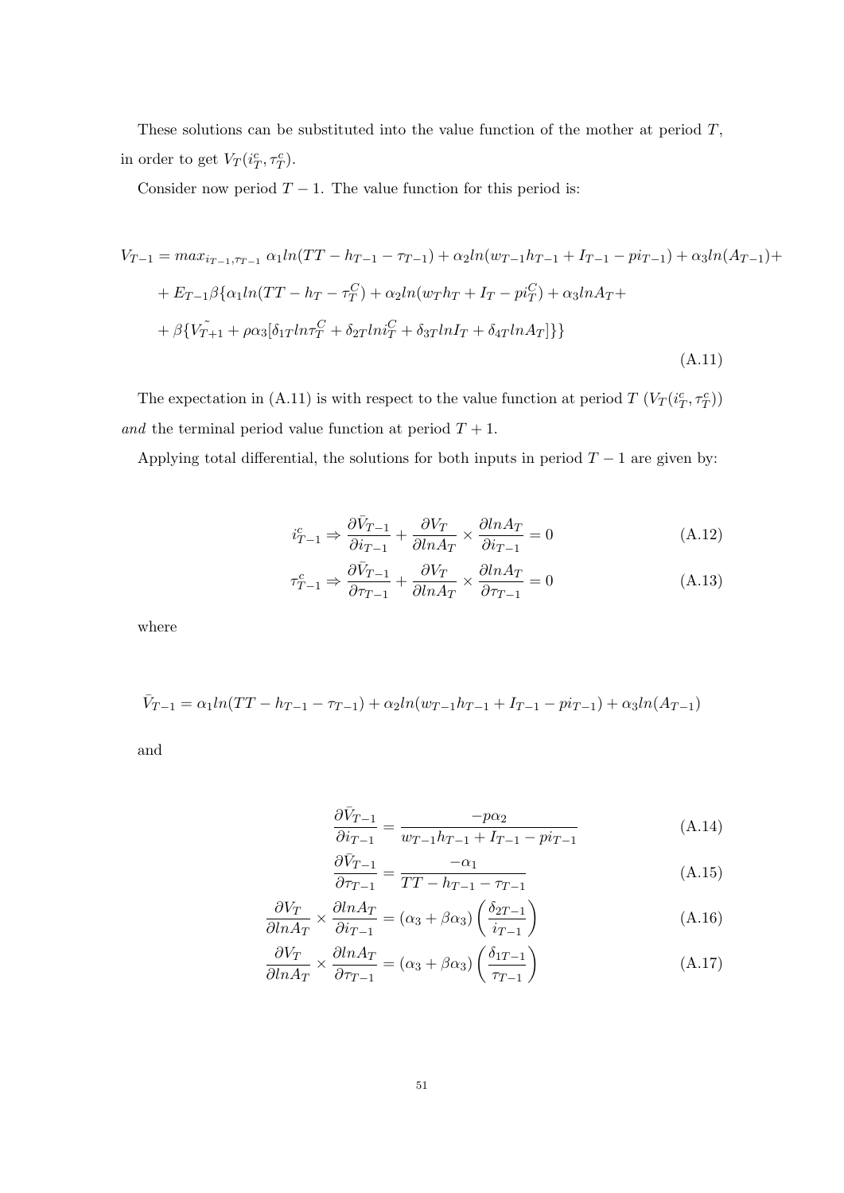These solutions can be substituted into the value function of the mother at period $T$, in order to get $V_T(i_T^c, \tau_T^c)$.

Consider now period $T-1$. The value function for this period is:

$$
\begin{aligned}
V_{T-1} = &\, max_{i_{T-1},\tau_{T-1}}\ \alpha_1 ln(TT - h_{T-1} - \tau_{T-1}) + \alpha_2 ln(w_{T-1}h_{T-1} + I_{T-1} - pi_{T-1}) + \alpha_3 ln(A_{T-1}) + \\
&+ E_{T-1}\beta\{\alpha_1 ln(TT - h_T - \tau_T^C) + \alpha_2 ln(w_T h_T + I_T - pi_T^C) + \alpha_3 lnA_T + \\
&+ \beta\{\tilde{V_{T+1}} + \rho\alpha_3[\delta_{1T} ln\tau_T^C + \delta_{2T} lni_T^C + \delta_{3T} lnI_T + \delta_{4T} lnA_T]\}\}
\end{aligned}
\tag{A.11}
$$

The expectation in (A.11) is with respect to the value function at period $T$ ($V_T(i_T^c, \tau_T^c)$) *and* the terminal period value function at period $T+1$.

Applying total differential, the solutions for both inputs in period $T-1$ are given by:

$$
i_{T-1}^c \Rightarrow \frac{\partial \bar{V}_{T-1}}{\partial i_{T-1}} + \frac{\partial V_T}{\partial lnA_T} \times \frac{\partial lnA_T}{\partial i_{T-1}} = 0 \tag{A.12}
$$

$$
\tau_{T-1}^c \Rightarrow \frac{\partial \bar{V}_{T-1}}{\partial \tau_{T-1}} + \frac{\partial V_T}{\partial lnA_T} \times \frac{\partial lnA_T}{\partial \tau_{T-1}} = 0 \tag{A.13}
$$

where

$$
\bar{V}_{T-1} = \alpha_1 ln(TT - h_{T-1} - \tau_{T-1}) + \alpha_2 ln(w_{T-1}h_{T-1} + I_{T-1} - pi_{T-1}) + \alpha_3 ln(A_{T-1})
$$

and

$$
\frac{\partial \bar{V}_{T-1}}{\partial i_{T-1}} = \frac{-p\alpha_2}{w_{T-1}h_{T-1} + I_{T-1} - pi_{T-1}} \tag{A.14}
$$

$$
\frac{\partial \bar{V}_{T-1}}{\partial \tau_{T-1}} = \frac{-\alpha_1}{TT - h_{T-1} - \tau_{T-1}} \tag{A.15}
$$

$$
\frac{\partial V_T}{\partial lnA_T} \times \frac{\partial lnA_T}{\partial i_{T-1}} = (\alpha_3 + \beta\alpha_3)\left(\frac{\delta_{2T-1}}{i_{T-1}}\right) \tag{A.16}
$$

$$
\frac{\partial V_T}{\partial lnA_T} \times \frac{\partial lnA_T}{\partial \tau_{T-1}} = (\alpha_3 + \beta\alpha_3)\left(\frac{\delta_{1T-1}}{\tau_{T-1}}\right) \tag{A.17}
$$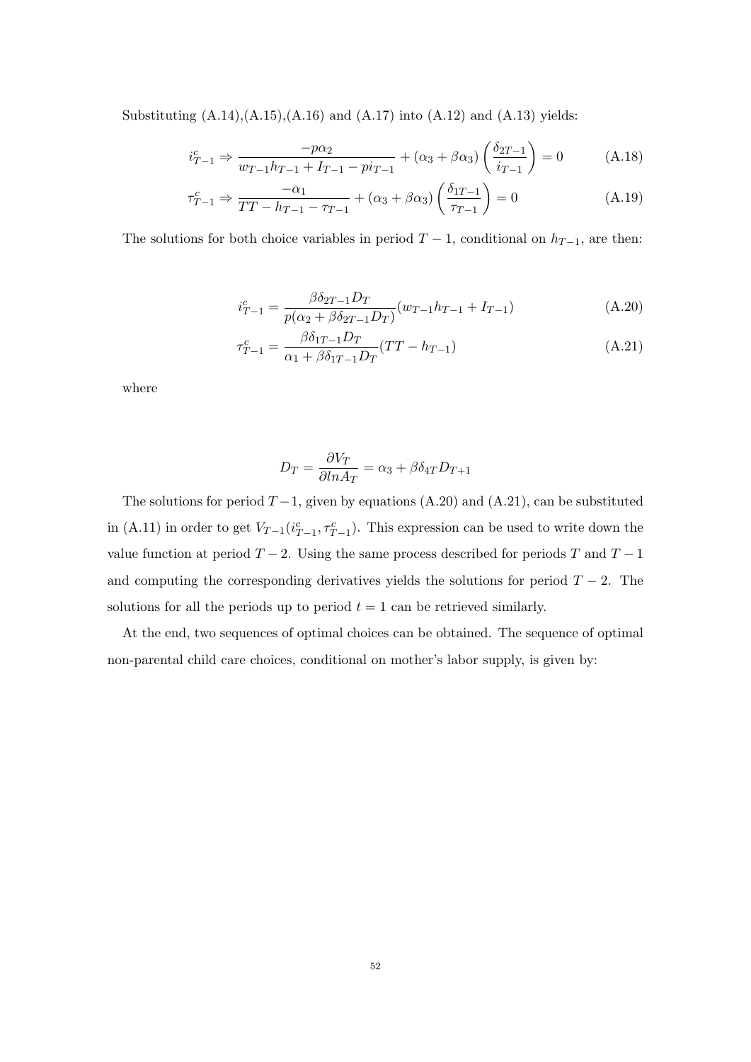Substituting (A.14),(A.15),(A.16) and (A.17) into (A.12) and (A.13) yields:

$$i^c_{T-1} \Rightarrow \frac{-p\alpha_2}{w_{T-1}h_{T-1} + I_{T-1} - pi_{T-1}} + (\alpha_3 + \beta\alpha_3)\left(\frac{\delta_{2T-1}}{i_{T-1}}\right) = 0 \tag{A.18}$$

$$\tau^c_{T-1} \Rightarrow \frac{-\alpha_1}{TT - h_{T-1} - \tau_{T-1}} + (\alpha_3 + \beta\alpha_3)\left(\frac{\delta_{1T-1}}{\tau_{T-1}}\right) = 0 \tag{A.19}$$

The solutions for both choice variables in period $T-1$, conditional on $h_{T-1}$, are then:

$$i^c_{T-1} = \frac{\beta\delta_{2T-1}D_T}{p(\alpha_2 + \beta\delta_{2T-1}D_T)}(w_{T-1}h_{T-1} + I_{T-1}) \tag{A.20}$$

$$\tau^c_{T-1} = \frac{\beta\delta_{1T-1}D_T}{\alpha_1 + \beta\delta_{1T-1}D_T}(TT - h_{T-1}) \tag{A.21}$$

where

$$D_T = \frac{\partial V_T}{\partial lnA_T} = \alpha_3 + \beta\delta_{4T}D_{T+1}$$

The solutions for period $T-1$, given by equations (A.20) and (A.21), can be substituted in (A.11) in order to get $V_{T-1}(i^c_{T-1}, \tau^c_{T-1})$. This expression can be used to write down the value function at period $T-2$. Using the same process described for periods $T$ and $T-1$ and computing the corresponding derivatives yields the solutions for period $T-2$. The solutions for all the periods up to period $t = 1$ can be retrieved similarly.

At the end, two sequences of optimal choices can be obtained. The sequence of optimal non-parental child care choices, conditional on mother's labor supply, is given by: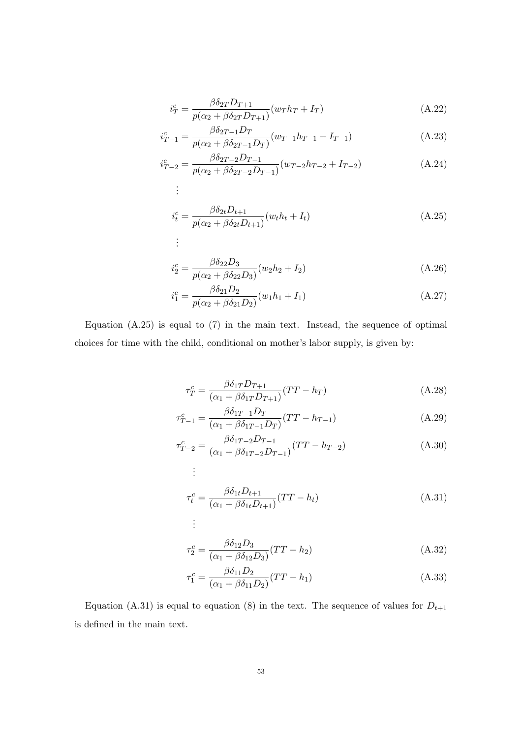$$i_T^c = \frac{\beta\delta_{2T}D_{T+1}}{p(\alpha_2 + \beta\delta_{2T}D_{T+1})}(w_T h_T + I_T) \tag{A.22}$$

$$i_{T-1}^c = \frac{\beta\delta_{2T-1}D_T}{p(\alpha_2 + \beta\delta_{2T-1}D_T)}(w_{T-1}h_{T-1} + I_{T-1}) \tag{A.23}$$

$$i_{T-2}^c = \frac{\beta\delta_{2T-2}D_{T-1}}{p(\alpha_2 + \beta\delta_{2T-2}D_{T-1})}(w_{T-2}h_{T-2} + I_{T-2}) \tag{A.24}$$

$$\vdots$$

$$i_t^c = \frac{\beta\delta_{2t}D_{t+1}}{p(\alpha_2 + \beta\delta_{2t}D_{t+1})}(w_t h_t + I_t) \tag{A.25}$$

$$\vdots$$

$$i_2^c = \frac{\beta\delta_{22}D_3}{p(\alpha_2 + \beta\delta_{22}D_3)}(w_2 h_2 + I_2) \tag{A.26}$$

$$i_1^c = \frac{\beta\delta_{21}D_2}{p(\alpha_2 + \beta\delta_{21}D_2)}(w_1 h_1 + I_1) \tag{A.27}$$

Equation (A.25) is equal to (7) in the main text. Instead, the sequence of optimal choices for time with the child, conditional on mother's labor supply, is given by:

$$\tau_T^c = \frac{\beta\delta_{1T}D_{T+1}}{(\alpha_1 + \beta\delta_{1T}D_{T+1})}(TT - h_T) \tag{A.28}$$

$$\tau_{T-1}^c = \frac{\beta\delta_{1T-1}D_T}{(\alpha_1 + \beta\delta_{1T-1}D_T)}(TT - h_{T-1}) \tag{A.29}$$

$$\tau_{T-2}^c = \frac{\beta\delta_{1T-2}D_{T-1}}{(\alpha_1 + \beta\delta_{1T-2}D_{T-1})}(TT - h_{T-2}) \tag{A.30}$$

$$\vdots$$

$$\tau_t^c = \frac{\beta\delta_{1t}D_{t+1}}{(\alpha_1 + \beta\delta_{1t}D_{t+1})}(TT - h_t) \tag{A.31}$$

$$\vdots$$

$$\tau_2^c = \frac{\beta\delta_{12}D_3}{(\alpha_1 + \beta\delta_{12}D_3)}(TT - h_2) \tag{A.32}$$

$$\tau_1^c = \frac{\beta\delta_{11}D_2}{(\alpha_1 + \beta\delta_{11}D_2)}(TT - h_1) \tag{A.33}$$

Equation (A.31) is equal to equation (8) in the text. The sequence of values for $D_{t+1}$ is defined in the main text.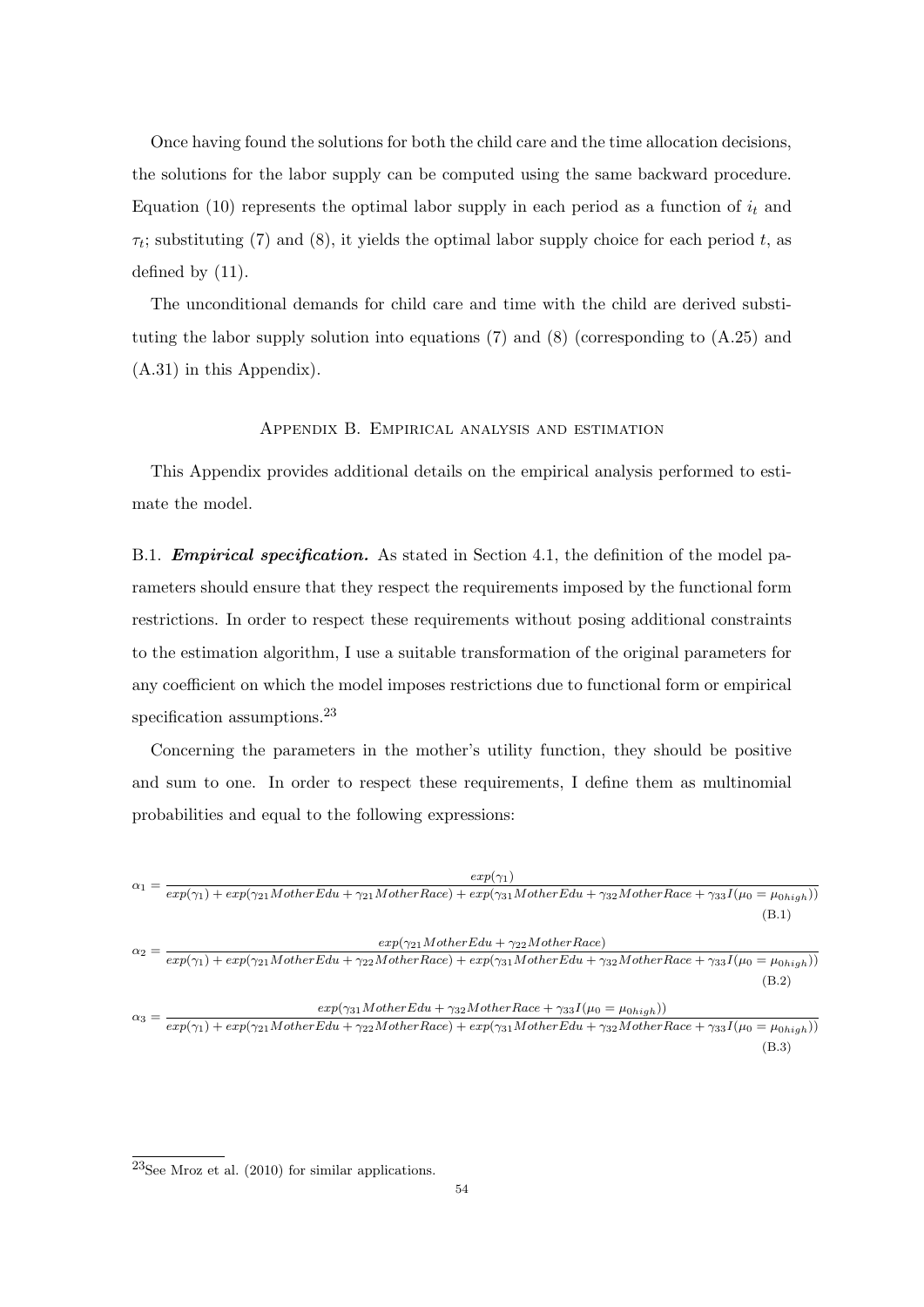Once having found the solutions for both the child care and the time allocation decisions, the solutions for the labor supply can be computed using the same backward procedure. Equation (10) represents the optimal labor supply in each period as a function of $i_t$ and $\tau_t$; substituting (7) and (8), it yields the optimal labor supply choice for each period $t$, as defined by (11).

The unconditional demands for child care and time with the child are derived substituting the labor supply solution into equations (7) and (8) (corresponding to (A.25) and (A.31) in this Appendix).

## Appendix B. Empirical analysis and estimation

This Appendix provides additional details on the empirical analysis performed to estimate the model.

B.1. ***Empirical specification.*** As stated in Section 4.1, the definition of the model parameters should ensure that they respect the requirements imposed by the functional form restrictions. In order to respect these requirements without posing additional constraints to the estimation algorithm, I use a suitable transformation of the original parameters for any coefficient on which the model imposes restrictions due to functional form or empirical specification assumptions.[23]

Concerning the parameters in the mother's utility function, they should be positive and sum to one. In order to respect these requirements, I define them as multinomial probabilities and equal to the following expressions:

$$\alpha_1 = \frac{exp(\gamma_1)}{exp(\gamma_1) + exp(\gamma_{21} MotherEdu + \gamma_{21} MotherRace) + exp(\gamma_{31} MotherEdu + \gamma_{32} MotherRace + \gamma_{33} I(\mu_0 = \mu_{0high}))} \tag{B.1}$$

$$\alpha_2 = \frac{exp(\gamma_{21} MotherEdu + \gamma_{22} MotherRace)}{exp(\gamma_1) + exp(\gamma_{21} MotherEdu + \gamma_{22} MotherRace) + exp(\gamma_{31} MotherEdu + \gamma_{32} MotherRace + \gamma_{33} I(\mu_0 = \mu_{0high}))} \tag{B.2}$$

$$\alpha_3 = \frac{exp(\gamma_{31} MotherEdu + \gamma_{32} MotherRace + \gamma_{33} I(\mu_0 = \mu_{0high}))}{exp(\gamma_1) + exp(\gamma_{21} MotherEdu + \gamma_{22} MotherRace) + exp(\gamma_{31} MotherEdu + \gamma_{32} MotherRace + \gamma_{33} I(\mu_0 = \mu_{0high}))} \tag{B.3}$$

[23] See Mroz et al. (2010) for similar applications.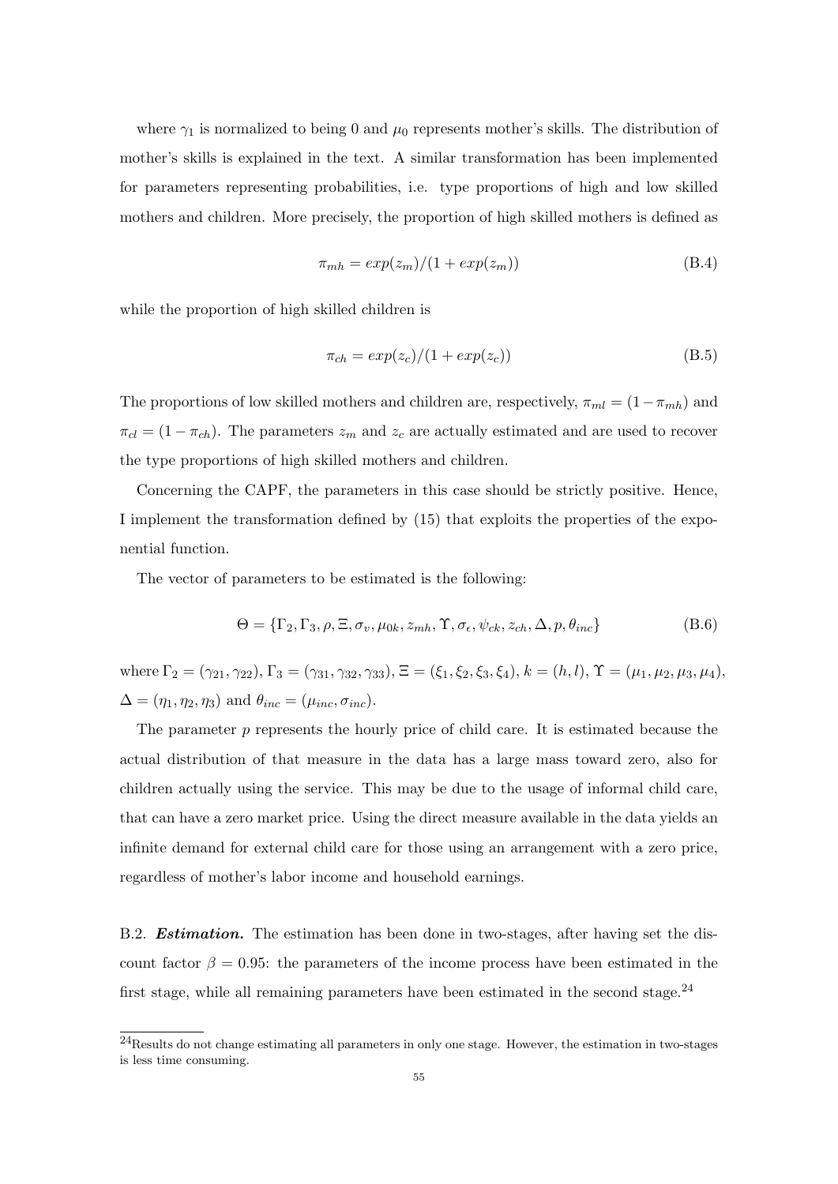where $\gamma_1$ is normalized to being 0 and $\mu_0$ represents mother's skills. The distribution of mother's skills is explained in the text. A similar transformation has been implemented for parameters representing probabilities, i.e. type proportions of high and low skilled mothers and children. More precisely, the proportion of high skilled mothers is defined as

$$\pi_{mh} = exp(z_m)/(1 + exp(z_m)) \tag{B.4}$$

while the proportion of high skilled children is

$$\pi_{ch} = exp(z_c)/(1 + exp(z_c)) \tag{B.5}$$

The proportions of low skilled mothers and children are, respectively, $\pi_{ml} = (1 - \pi_{mh})$ and $\pi_{cl} = (1 - \pi_{ch})$. The parameters $z_m$ and $z_c$ are actually estimated and are used to recover the type proportions of high skilled mothers and children.

Concerning the CAPF, the parameters in this case should be strictly positive. Hence, I implement the transformation defined by (15) that exploits the properties of the exponential function.

The vector of parameters to be estimated is the following:

$$\Theta = \{\Gamma_2, \Gamma_3, \rho, \Xi, \sigma_v, \mu_{0k}, z_{mh}, \Upsilon, \sigma_\epsilon, \psi_{ck}, z_{ch}, \Delta, p, \theta_{inc}\} \tag{B.6}$$

where $\Gamma_2 = (\gamma_{21}, \gamma_{22})$, $\Gamma_3 = (\gamma_{31}, \gamma_{32}, \gamma_{33})$, $\Xi = (\xi_1, \xi_2, \xi_3, \xi_4)$, $k = (h, l)$, $\Upsilon = (\mu_1, \mu_2, \mu_3, \mu_4)$, $\Delta = (\eta_1, \eta_2, \eta_3)$ and $\theta_{inc} = (\mu_{inc}, \sigma_{inc})$.

The parameter $p$ represents the hourly price of child care. It is estimated because the actual distribution of that measure in the data has a large mass toward zero, also for children actually using the service. This may be due to the usage of informal child care, that can have a zero market price. Using the direct measure available in the data yields an infinite demand for external child care for those using an arrangement with a zero price, regardless of mother's labor income and household earnings.

B.2. ***Estimation.*** The estimation has been done in two-stages, after having set the discount factor $\beta = 0.95$: the parameters of the income process have been estimated in the first stage, while all remaining parameters have been estimated in the second stage.[24]

[24]Results do not change estimating all parameters in only one stage. However, the estimation in two-stages is less time consuming.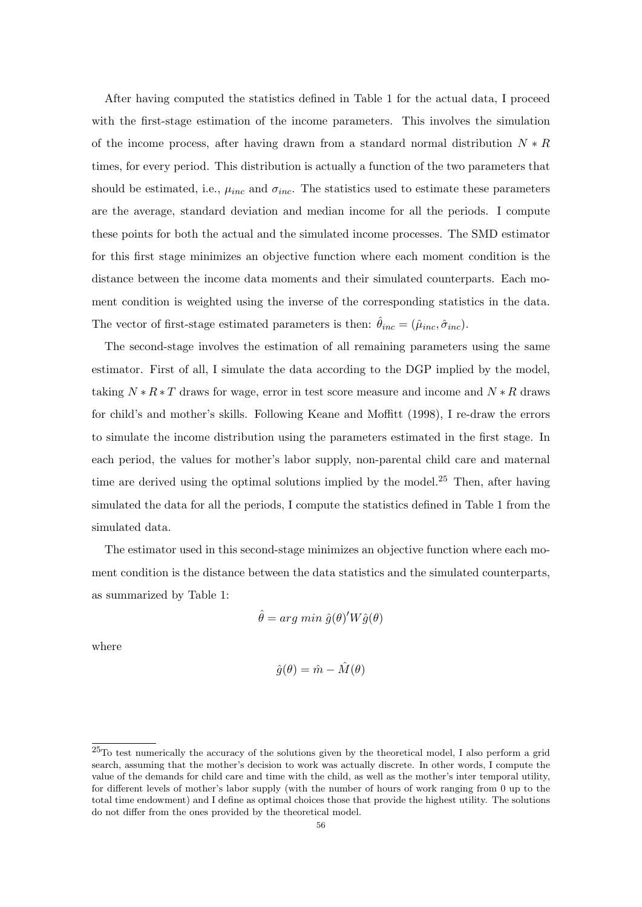After having computed the statistics defined in Table 1 for the actual data, I proceed with the first-stage estimation of the income parameters. This involves the simulation of the income process, after having drawn from a standard normal distribution $N * R$ times, for every period. This distribution is actually a function of the two parameters that should be estimated, i.e., $\mu_{inc}$ and $\sigma_{inc}$. The statistics used to estimate these parameters are the average, standard deviation and median income for all the periods. I compute these points for both the actual and the simulated income processes. The SMD estimator for this first stage minimizes an objective function where each moment condition is the distance between the income data moments and their simulated counterparts. Each moment condition is weighted using the inverse of the corresponding statistics in the data. The vector of first-stage estimated parameters is then: $\hat{\theta}_{inc} = (\hat{\mu}_{inc}, \hat{\sigma}_{inc})$.

The second-stage involves the estimation of all remaining parameters using the same estimator. First of all, I simulate the data according to the DGP implied by the model, taking $N * R * T$ draws for wage, error in test score measure and income and $N * R$ draws for child's and mother's skills. Following Keane and Moffitt (1998), I re-draw the errors to simulate the income distribution using the parameters estimated in the first stage. In each period, the values for mother's labor supply, non-parental child care and maternal time are derived using the optimal solutions implied by the model.[25] Then, after having simulated the data for all the periods, I compute the statistics defined in Table 1 from the simulated data.

The estimator used in this second-stage minimizes an objective function where each moment condition is the distance between the data statistics and the simulated counterparts, as summarized by Table 1:

$$\hat{\theta} = arg\ min\ \hat{g}(\theta)' W \hat{g}(\theta)$$

where

$$\hat{g}(\theta) = \hat{m} - \hat{M}(\theta)$$

[25] To test numerically the accuracy of the solutions given by the theoretical model, I also perform a grid search, assuming that the mother's decision to work was actually discrete. In other words, I compute the value of the demands for child care and time with the child, as well as the mother's inter temporal utility, for different levels of mother's labor supply (with the number of hours of work ranging from 0 up to the total time endowment) and I define as optimal choices those that provide the highest utility. The solutions do not differ from the ones provided by the theoretical model.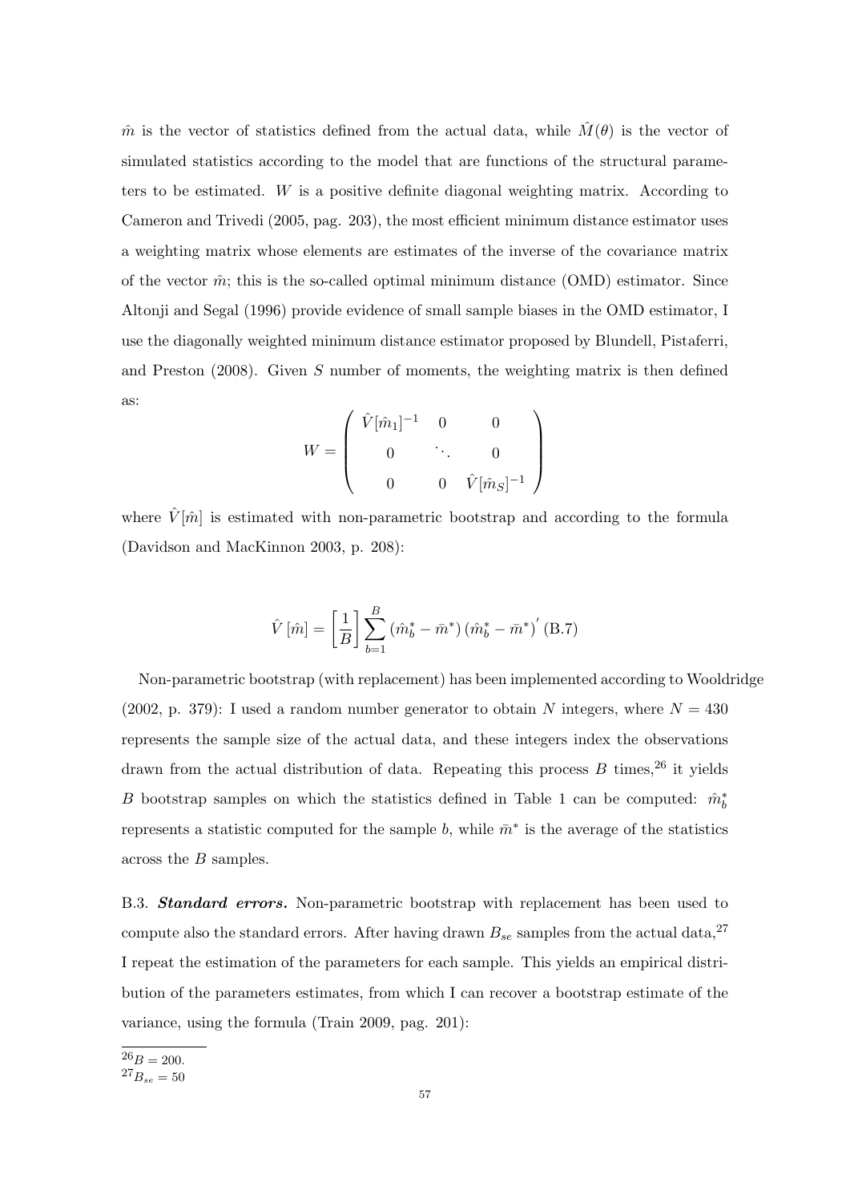$\hat{m}$ is the vector of statistics defined from the actual data, while $\hat{M}(\theta)$ is the vector of simulated statistics according to the model that are functions of the structural parameters to be estimated. $W$ is a positive definite diagonal weighting matrix. According to Cameron and Trivedi (2005, pag. 203), the most efficient minimum distance estimator uses a weighting matrix whose elements are estimates of the inverse of the covariance matrix of the vector $\hat{m}$; this is the so-called optimal minimum distance (OMD) estimator. Since Altonji and Segal (1996) provide evidence of small sample biases in the OMD estimator, I use the diagonally weighted minimum distance estimator proposed by Blundell, Pistaferri, and Preston (2008). Given $S$ number of moments, the weighting matrix is then defined as:

$$W = \begin{pmatrix} \hat{V}[\hat{m}_1]^{-1} & 0 & 0 \\ 0 & \ddots & 0 \\ 0 & 0 & \hat{V}[\hat{m}_S]^{-1} \end{pmatrix}$$

where $\hat{V}[\hat{m}]$ is estimated with non-parametric bootstrap and according to the formula (Davidson and MacKinnon 2003, p. 208):

$$\hat{V}\left[\hat{m}\right] = \left[\frac{1}{B}\right] \sum_{b=1}^{B} \left(\hat{m}_b^* - \bar{m}^*\right)\left(\hat{m}_b^* - \bar{m}^*\right)' \text{ (B.7)}$$

Non-parametric bootstrap (with replacement) has been implemented according to Wooldridge (2002, p. 379): I used a random number generator to obtain $N$ integers, where $N = 430$ represents the sample size of the actual data, and these integers index the observations drawn from the actual distribution of data. Repeating this process $B$ times,[26] it yields $B$ bootstrap samples on which the statistics defined in Table 1 can be computed: $\hat{m}_b^*$ represents a statistic computed for the sample $b$, while $\bar{m}^*$ is the average of the statistics across the $B$ samples.

B.3. ***Standard errors.*** Non-parametric bootstrap with replacement has been used to compute also the standard errors. After having drawn $B_{se}$ samples from the actual data,[27] I repeat the estimation of the parameters for each sample. This yields an empirical distribution of the parameters estimates, from which I can recover a bootstrap estimate of the variance, using the formula (Train 2009, pag. 201):

[26] $B = 200$.

[27] $B_{se} = 50$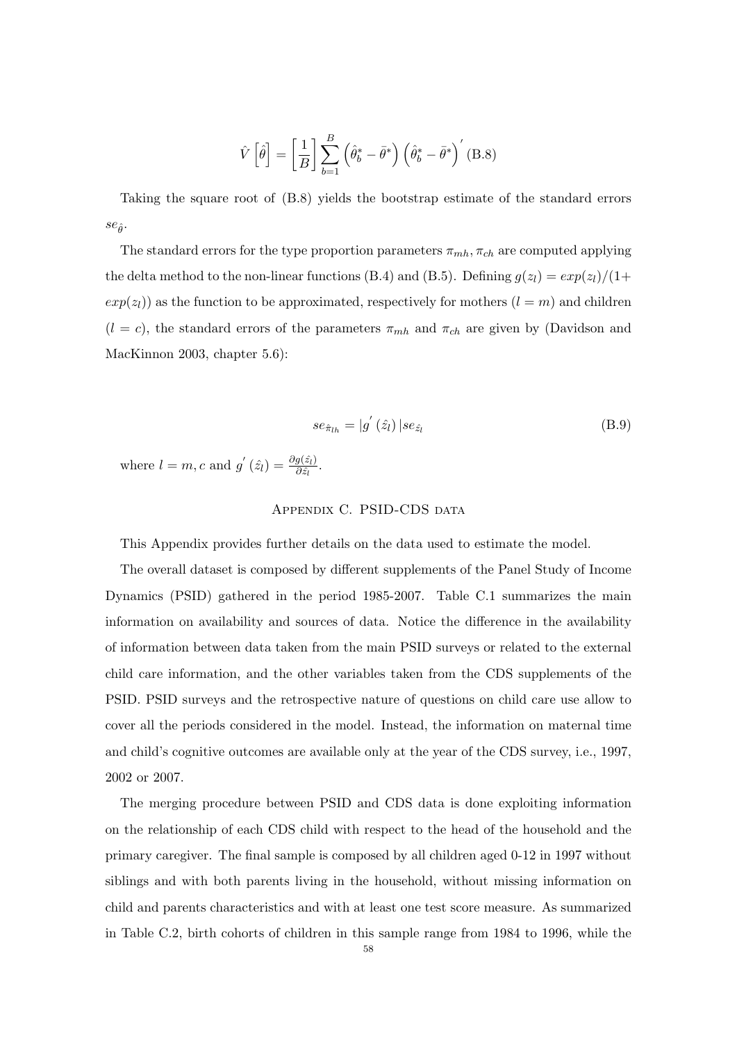$$\hat{V}\left[\hat{\theta}\right] = \left[\frac{1}{B}\right] \sum_{b=1}^{B} \left(\hat{\theta}_b^* - \bar{\theta}^*\right) \left(\hat{\theta}_b^* - \bar{\theta}^*\right)' \text{ (B.8)}$$

Taking the square root of (B.8) yields the bootstrap estimate of the standard errors $se_{\hat{\theta}}$.

The standard errors for the type proportion parameters $\pi_{mh}, \pi_{ch}$ are computed applying the delta method to the non-linear functions (B.4) and (B.5). Defining $g(z_l) = exp(z_l)/(1+exp(z_l))$ as the function to be approximated, respectively for mothers ($l = m$) and children ($l = c$), the standard errors of the parameters $\pi_{mh}$ and $\pi_{ch}$ are given by (Davidson and MacKinnon 2003, chapter 5.6):

$$se_{\hat{\pi}_{lh}} = |g'(\hat{z}_l)| se_{\hat{z}_l} \tag{B.9}$$

where $l = m, c$ and $g'(\hat{z}_l) = \frac{\partial g(\hat{z}_l)}{\partial \hat{z}_l}$.

## Appendix C. PSID-CDS data

This Appendix provides further details on the data used to estimate the model.

The overall dataset is composed by different supplements of the Panel Study of Income Dynamics (PSID) gathered in the period 1985-2007. Table C.1 summarizes the main information on availability and sources of data. Notice the difference in the availability of information between data taken from the main PSID surveys or related to the external child care information, and the other variables taken from the CDS supplements of the PSID. PSID surveys and the retrospective nature of questions on child care use allow to cover all the periods considered in the model. Instead, the information on maternal time and child's cognitive outcomes are available only at the year of the CDS survey, i.e., 1997, 2002 or 2007.

The merging procedure between PSID and CDS data is done exploiting information on the relationship of each CDS child with respect to the head of the household and the primary caregiver. The final sample is composed by all children aged 0-12 in 1997 without siblings and with both parents living in the household, without missing information on child and parents characteristics and with at least one test score measure. As summarized in Table C.2, birth cohorts of children in this sample range from 1984 to 1996, while the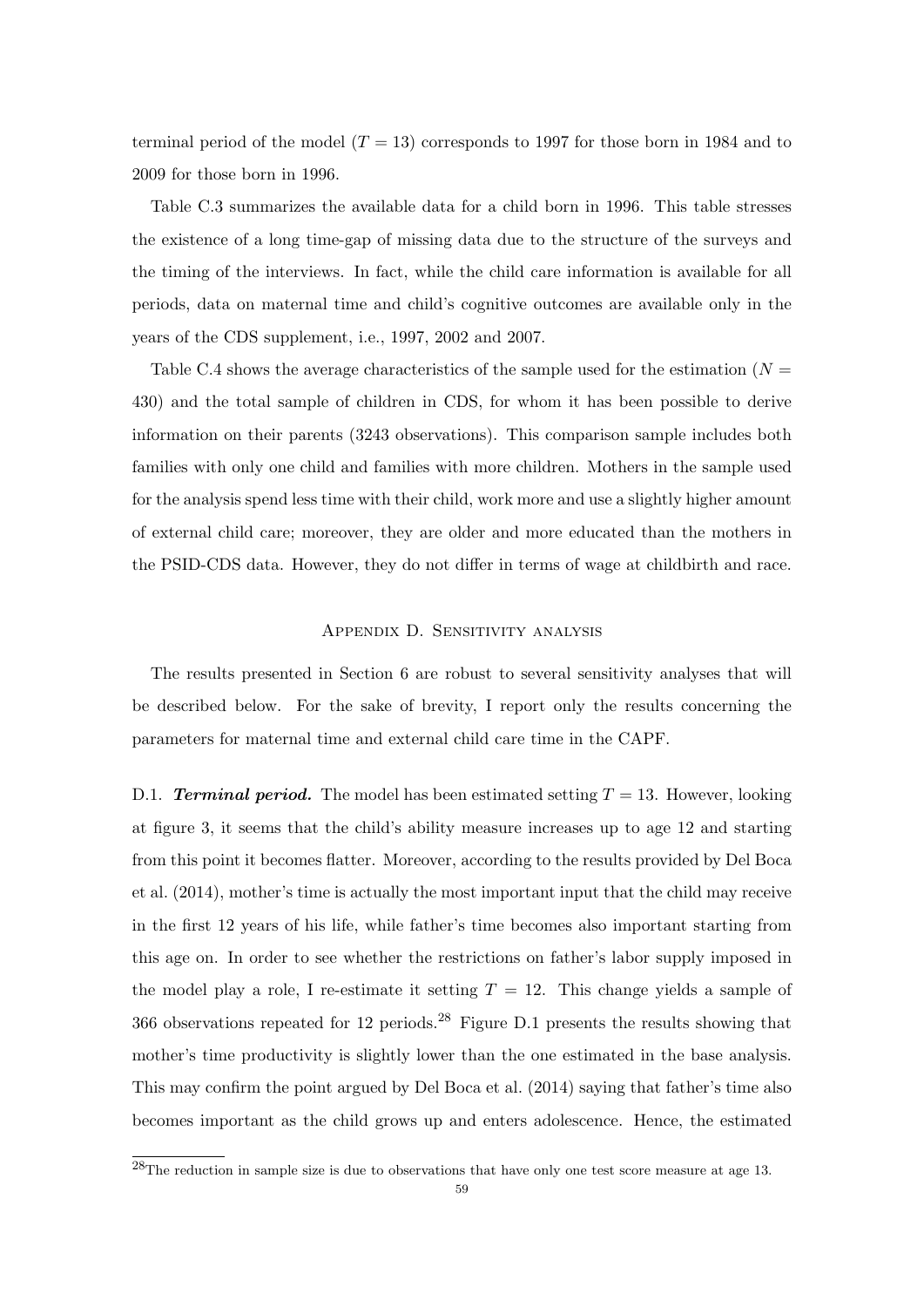terminal period of the model ($T = 13$) corresponds to 1997 for those born in 1984 and to 2009 for those born in 1996.

Table C.3 summarizes the available data for a child born in 1996. This table stresses the existence of a long time-gap of missing data due to the structure of the surveys and the timing of the interviews. In fact, while the child care information is available for all periods, data on maternal time and child's cognitive outcomes are available only in the years of the CDS supplement, i.e., 1997, 2002 and 2007.

Table C.4 shows the average characteristics of the sample used for the estimation ($N = 430$) and the total sample of children in CDS, for whom it has been possible to derive information on their parents (3243 observations). This comparison sample includes both families with only one child and families with more children. Mothers in the sample used for the analysis spend less time with their child, work more and use a slightly higher amount of external child care; moreover, they are older and more educated than the mothers in the PSID-CDS data. However, they do not differ in terms of wage at childbirth and race.

## Appendix D. Sensitivity analysis

The results presented in Section 6 are robust to several sensitivity analyses that will be described below. For the sake of brevity, I report only the results concerning the parameters for maternal time and external child care time in the CAPF.

D.1. ***Terminal period.*** The model has been estimated setting $T = 13$. However, looking at figure 3, it seems that the child's ability measure increases up to age 12 and starting from this point it becomes flatter. Moreover, according to the results provided by Del Boca et al. (2014), mother's time is actually the most important input that the child may receive in the first 12 years of his life, while father's time becomes also important starting from this age on. In order to see whether the restrictions on father's labor supply imposed in the model play a role, I re-estimate it setting $T = 12$. This change yields a sample of 366 observations repeated for 12 periods.[28] Figure D.1 presents the results showing that mother's time productivity is slightly lower than the one estimated in the base analysis. This may confirm the point argued by Del Boca et al. (2014) saying that father's time also becomes important as the child grows up and enters adolescence. Hence, the estimated

[28] The reduction in sample size is due to observations that have only one test score measure at age 13.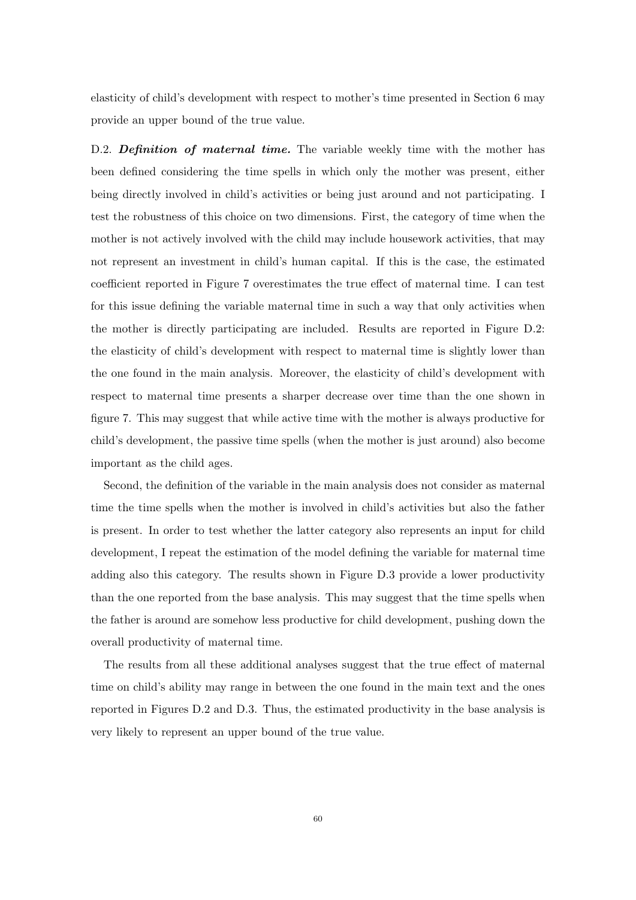elasticity of child's development with respect to mother's time presented in Section 6 may provide an upper bound of the true value.

D.2. ***Definition of maternal time.*** The variable weekly time with the mother has been defined considering the time spells in which only the mother was present, either being directly involved in child's activities or being just around and not participating. I test the robustness of this choice on two dimensions. First, the category of time when the mother is not actively involved with the child may include housework activities, that may not represent an investment in child's human capital. If this is the case, the estimated coefficient reported in Figure 7 overestimates the true effect of maternal time. I can test for this issue defining the variable maternal time in such a way that only activities when the mother is directly participating are included. Results are reported in Figure D.2: the elasticity of child's development with respect to maternal time is slightly lower than the one found in the main analysis. Moreover, the elasticity of child's development with respect to maternal time presents a sharper decrease over time than the one shown in figure 7. This may suggest that while active time with the mother is always productive for child's development, the passive time spells (when the mother is just around) also become important as the child ages.

Second, the definition of the variable in the main analysis does not consider as maternal time the time spells when the mother is involved in child's activities but also the father is present. In order to test whether the latter category also represents an input for child development, I repeat the estimation of the model defining the variable for maternal time adding also this category. The results shown in Figure D.3 provide a lower productivity than the one reported from the base analysis. This may suggest that the time spells when the father is around are somehow less productive for child development, pushing down the overall productivity of maternal time.

The results from all these additional analyses suggest that the true effect of maternal time on child's ability may range in between the one found in the main text and the ones reported in Figures D.2 and D.3. Thus, the estimated productivity in the base analysis is very likely to represent an upper bound of the true value.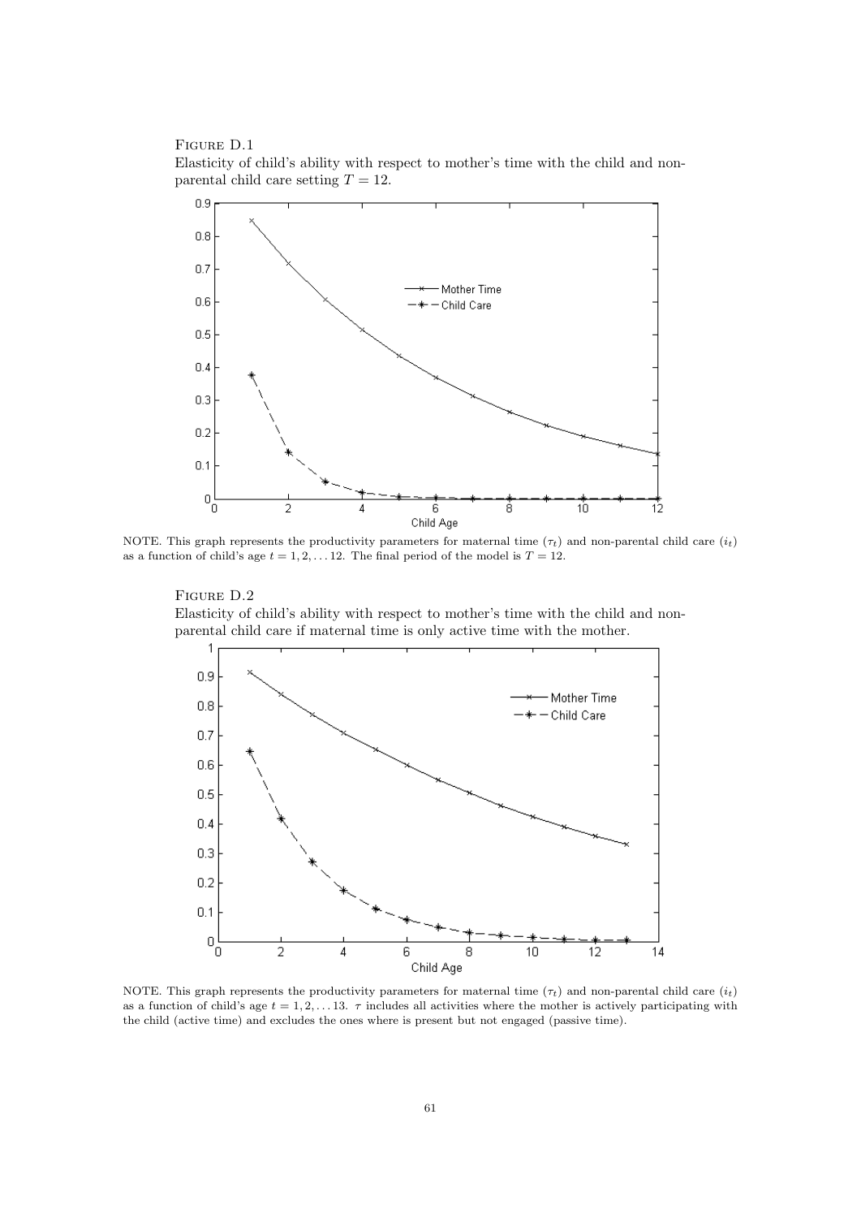FIGURE D.1

Elasticity of child's ability with respect to mother's time with the child and non-parental child care setting $T = 12$.

NOTE. This graph represents the productivity parameters for maternal time ($\tau_t$) and non-parental child care ($i_t$) as a function of child's age $t = 1, 2, \ldots 12$. The final period of the model is $T = 12$.

FIGURE D.2

Elasticity of child's ability with respect to mother's time with the child and non-parental child care if maternal time is only active time with the mother.

NOTE. This graph represents the productivity parameters for maternal time ($\tau_t$) and non-parental child care ($i_t$) as a function of child's age $t = 1, 2, \ldots 13$. $\tau$ includes all activities where the mother is actively participating with the child (active time) and excludes the ones where is present but not engaged (passive time).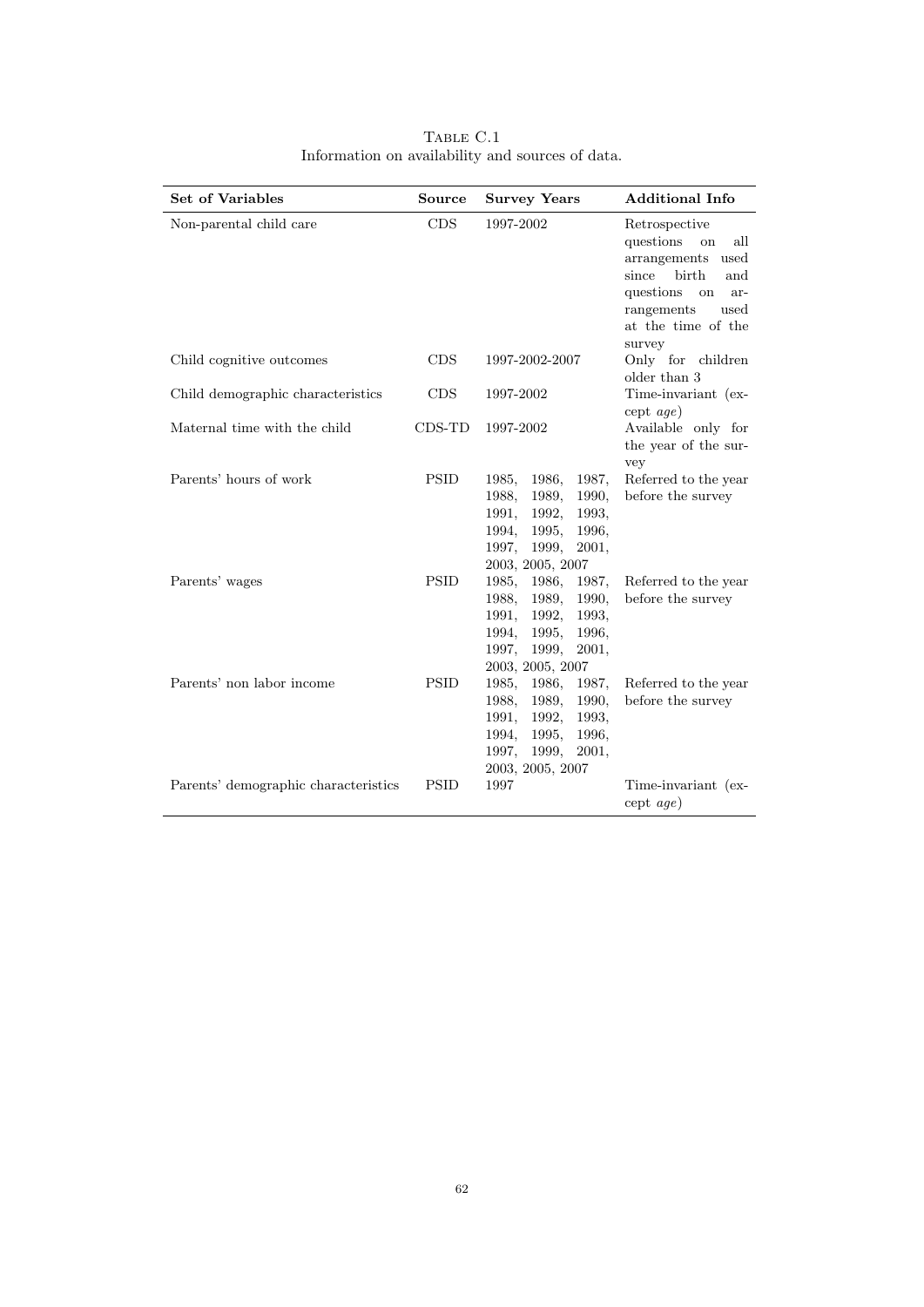Table C.1
Information on availability and sources of data.

| **Set of Variables** | **Source** | **Survey Years** | **Additional Info** |
| --- | --- | --- | --- |
| Non-parental child care | CDS | 1997-2002 | Retrospective questions on all arrangements used since birth and questions on arrangements used at the time of the survey |
| Child cognitive outcomes | CDS | 1997-2002-2007 | Only for children older than 3 |
| Child demographic characteristics | CDS | 1997-2002 | Time-invariant (except *age*) |
| Maternal time with the child | CDS-TD | 1997-2002 | Available only for the year of the survey |
| Parents' hours of work | PSID | 1985, 1986, 1987, 1988, 1989, 1990, 1991, 1992, 1993, 1994, 1995, 1996, 1997, 1999, 2001, 2003, 2005, 2007 | Referred to the year before the survey |
| Parents' wages | PSID | 1985, 1986, 1987, 1988, 1989, 1990, 1991, 1992, 1993, 1994, 1995, 1996, 1997, 1999, 2001, 2003, 2005, 2007 | Referred to the year before the survey |
| Parents' non labor income | PSID | 1985, 1986, 1987, 1988, 1989, 1990, 1991, 1992, 1993, 1994, 1995, 1996, 1997, 1999, 2001, 2003, 2005, 2007 | Referred to the year before the survey |
| Parents' demographic characteristics | PSID | 1997 | Time-invariant (except *age*) |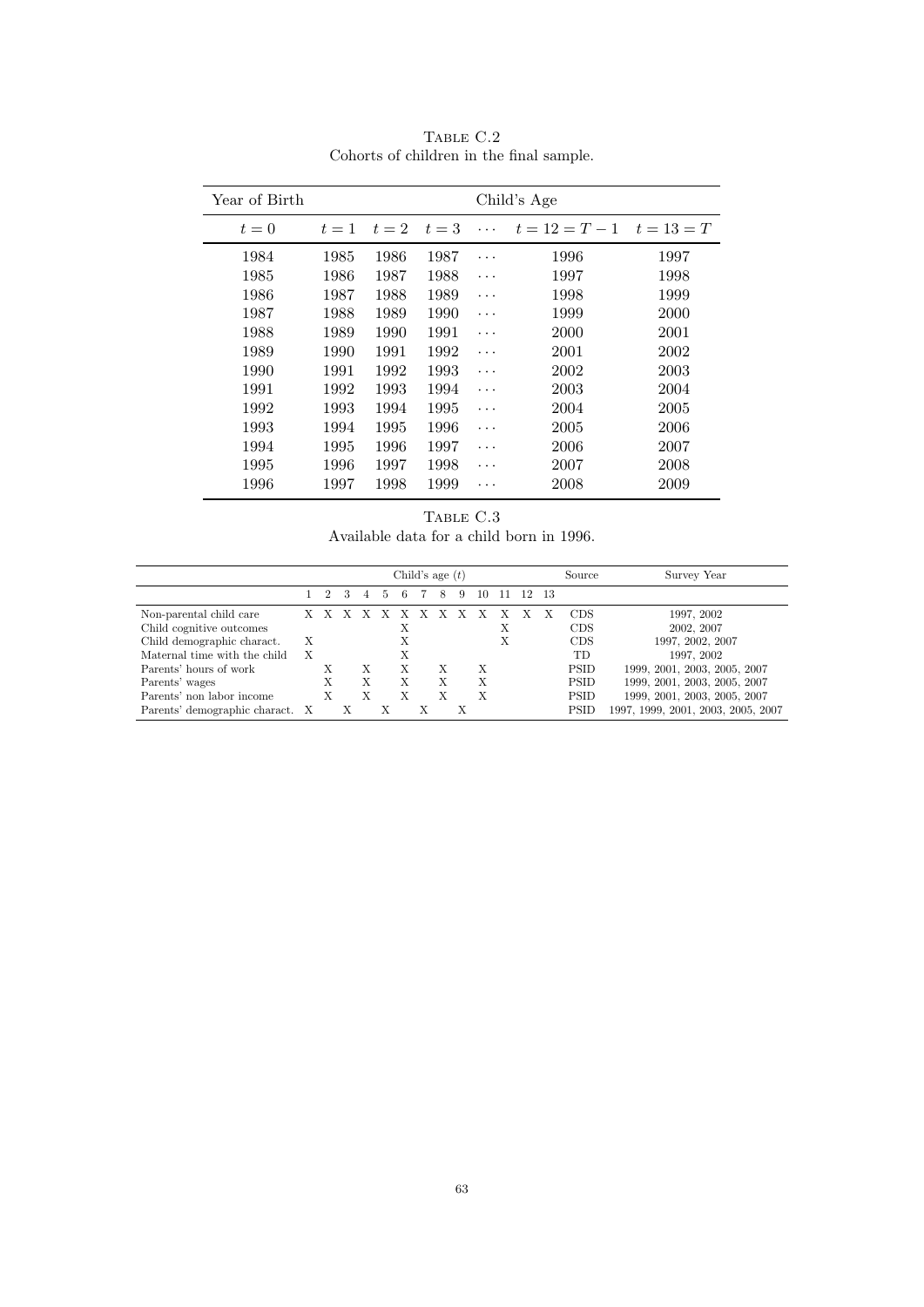TABLE C.2
Cohorts of children in the final sample.

| Year of Birth | Child's Age | | | | | |
|---|---|---|---|---|---|---|
| $t = 0$ | $t = 1$ | $t = 2$ | $t = 3$ | $\cdots$ | $t = 12 = T - 1$ | $t = 13 = T$ |
| 1984 | 1985 | 1986 | 1987 | $\cdots$ | 1996 | 1997 |
| 1985 | 1986 | 1987 | 1988 | $\cdots$ | 1997 | 1998 |
| 1986 | 1987 | 1988 | 1989 | $\cdots$ | 1998 | 1999 |
| 1987 | 1988 | 1989 | 1990 | $\cdots$ | 1999 | 2000 |
| 1988 | 1989 | 1990 | 1991 | $\cdots$ | 2000 | 2001 |
| 1989 | 1990 | 1991 | 1992 | $\cdots$ | 2001 | 2002 |
| 1990 | 1991 | 1992 | 1993 | $\cdots$ | 2002 | 2003 |
| 1991 | 1992 | 1993 | 1994 | $\cdots$ | 2003 | 2004 |
| 1992 | 1993 | 1994 | 1995 | $\cdots$ | 2004 | 2005 |
| 1993 | 1994 | 1995 | 1996 | $\cdots$ | 2005 | 2006 |
| 1994 | 1995 | 1996 | 1997 | $\cdots$ | 2006 | 2007 |
| 1995 | 1996 | 1997 | 1998 | $\cdots$ | 2007 | 2008 |
| 1996 | 1997 | 1998 | 1999 | $\cdots$ | 2008 | 2009 |

TABLE C.3
Available data for a child born in 1996.

| | Child's age ($t$) | | | | | | | | | | | | | Source | Survey Year |
|---|---|---|---|---|---|---|---|---|---|---|---|---|---|---|---|
| | 1 | 2 | 3 | 4 | 5 | 6 | 7 | 8 | 9 | 10 | 11 | 12 | 13 | | |
| Non-parental child care | X | X | X | X | X | X | X | X | X | X | X | X | X | CDS | 1997, 2002 |
| Child cognitive outcomes | | | | | | X | | | | | X | | | CDS | 2002, 2007 |
| Child demographic charact. | X | | | | | X | | | | | X | | | CDS | 1997, 2002, 2007 |
| Maternal time with the child | X | | | | | X | | | | | | | | TD | 1997, 2002 |
| Parents' hours of work | | X | | X | | X | | X | | X | | | | PSID | 1999, 2001, 2003, 2005, 2007 |
| Parents' wages | | X | | X | | X | | X | | X | | | | PSID | 1999, 2001, 2003, 2005, 2007 |
| Parents' non labor income | | X | | X | | X | | X | | X | | | | PSID | 1999, 2001, 2003, 2005, 2007 |
| Parents' demographic charact. | X | | X | | X | | X | | X | | | | | PSID | 1997, 1999, 2001, 2003, 2005, 2007 |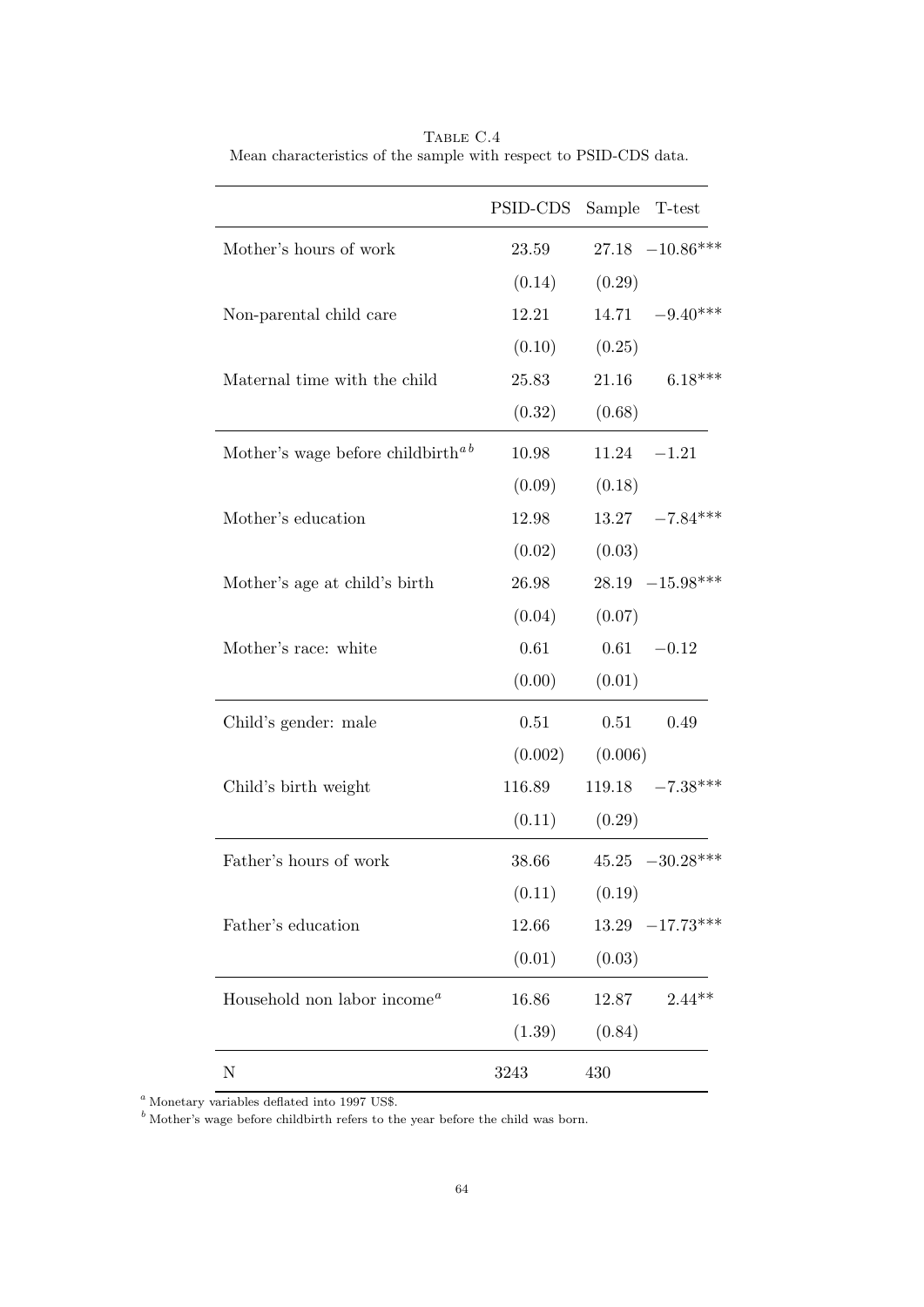Table C.4

Mean characteristics of the sample with respect to PSID-CDS data.

| | PSID-CDS | Sample | T-test |
|---|---|---|---|
| Mother's hours of work | 23.59 | 27.18 | $-10.86^{***}$ |
| | (0.14) | (0.29) | |
| Non-parental child care | 12.21 | 14.71 | $-9.40^{***}$ |
| | (0.10) | (0.25) | |
| Maternal time with the child | 25.83 | 21.16 | $6.18^{***}$ |
| | (0.32) | (0.68) | |
| Mother's wage before childbirth[a b] | 10.98 | 11.24 | $-1.21$ |
| | (0.09) | (0.18) | |
| Mother's education | 12.98 | 13.27 | $-7.84^{***}$ |
| | (0.02) | (0.03) | |
| Mother's age at child's birth | 26.98 | 28.19 | $-15.98^{***}$ |
| | (0.04) | (0.07) | |
| Mother's race: white | 0.61 | 0.61 | $-0.12$ |
| | (0.00) | (0.01) | |
| Child's gender: male | 0.51 | 0.51 | 0.49 |
| | (0.002) | (0.006) | |
| Child's birth weight | 116.89 | 119.18 | $-7.38^{***}$ |
| | (0.11) | (0.29) | |
| Father's hours of work | 38.66 | 45.25 | $-30.28^{***}$ |
| | (0.11) | (0.19) | |
| Father's education | 12.66 | 13.29 | $-17.73^{***}$ |
| | (0.01) | (0.03) | |
| Household non labor income[a] | 16.86 | 12.87 | $2.44^{**}$ |
| | (1.39) | (0.84) | |
| N | 3243 | 430 | |

[a] Monetary variables deflated into 1997 US$.

[b] Mother's wage before childbirth refers to the year before the child was born.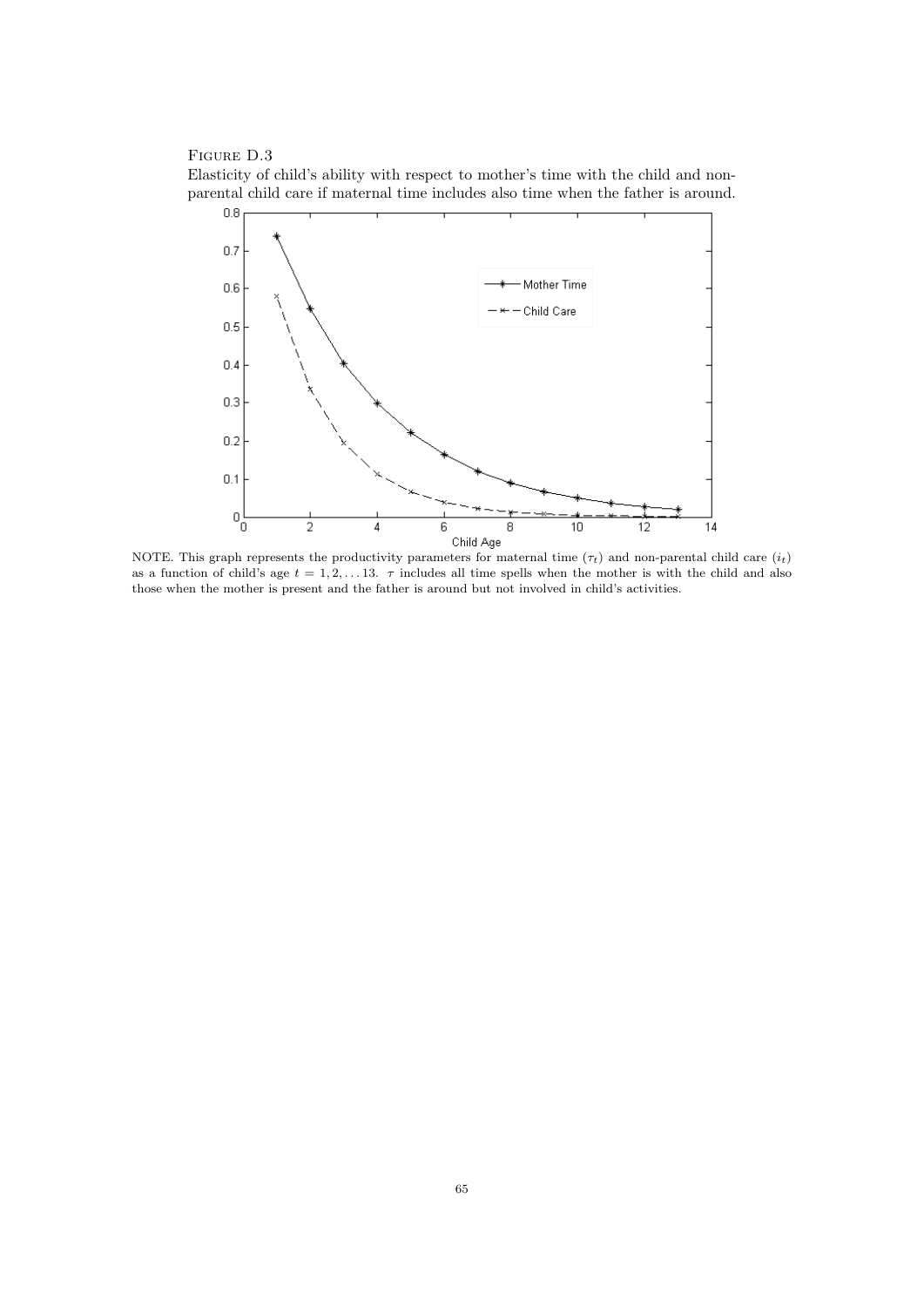FIGURE D.3

Elasticity of child's ability with respect to mother's time with the child and non-parental child care if maternal time includes also time when the father is around.

0.8
0.7
0.6
0.5
0.4
0.3
0.2
0.1
0
0
2
4
6
8
10
12
14
Child Age

Mother Time
Child Care

NOTE. This graph represents the productivity parameters for maternal time ($\tau_t$) and non-parental child care ($i_t$) as a function of child's age $t = 1, 2, \ldots 13$. $\tau$ includes all time spells when the mother is with the child and also those when the mother is present and the father is around but not involved in child's activities.